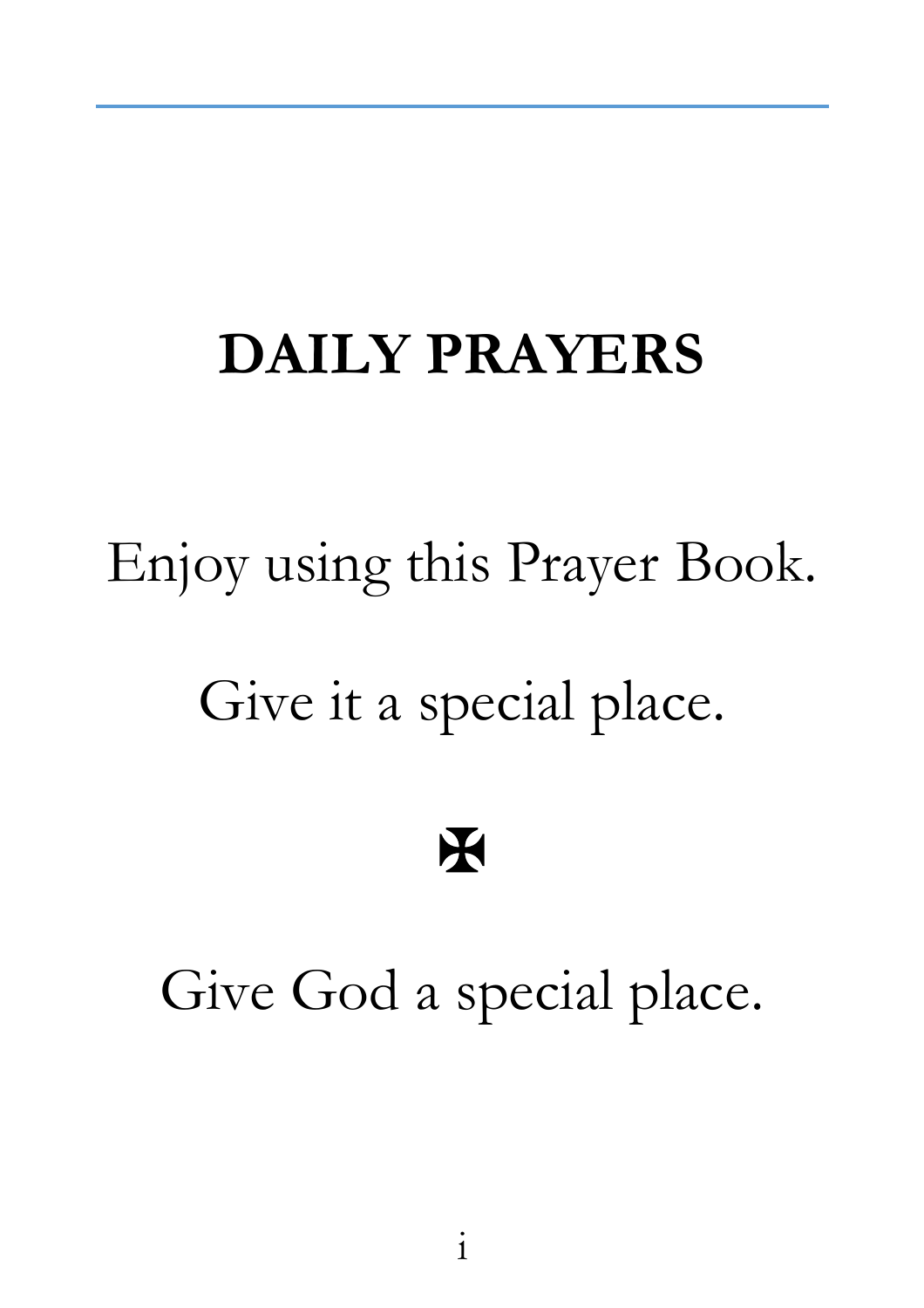# DAILY PRAYERS

Enjoy using this Prayer Book.

Give it a special place.

✠

Give God a special place.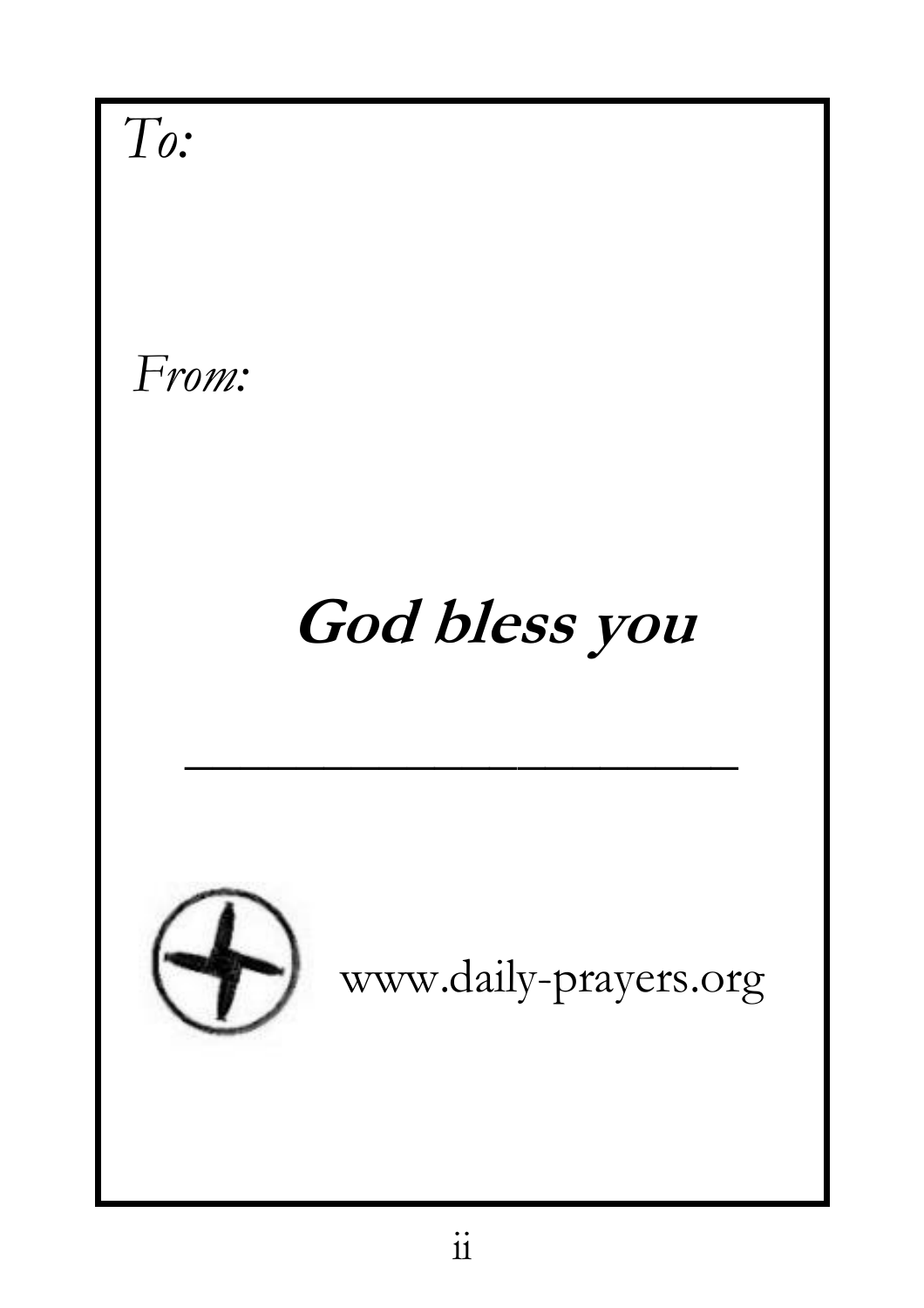*To:*

*From:*

**God bless you**

\_\_\_\_\_\_\_\_\_\_\_\_\_\_\_\_\_\_\_\_

www.daily-prayers.org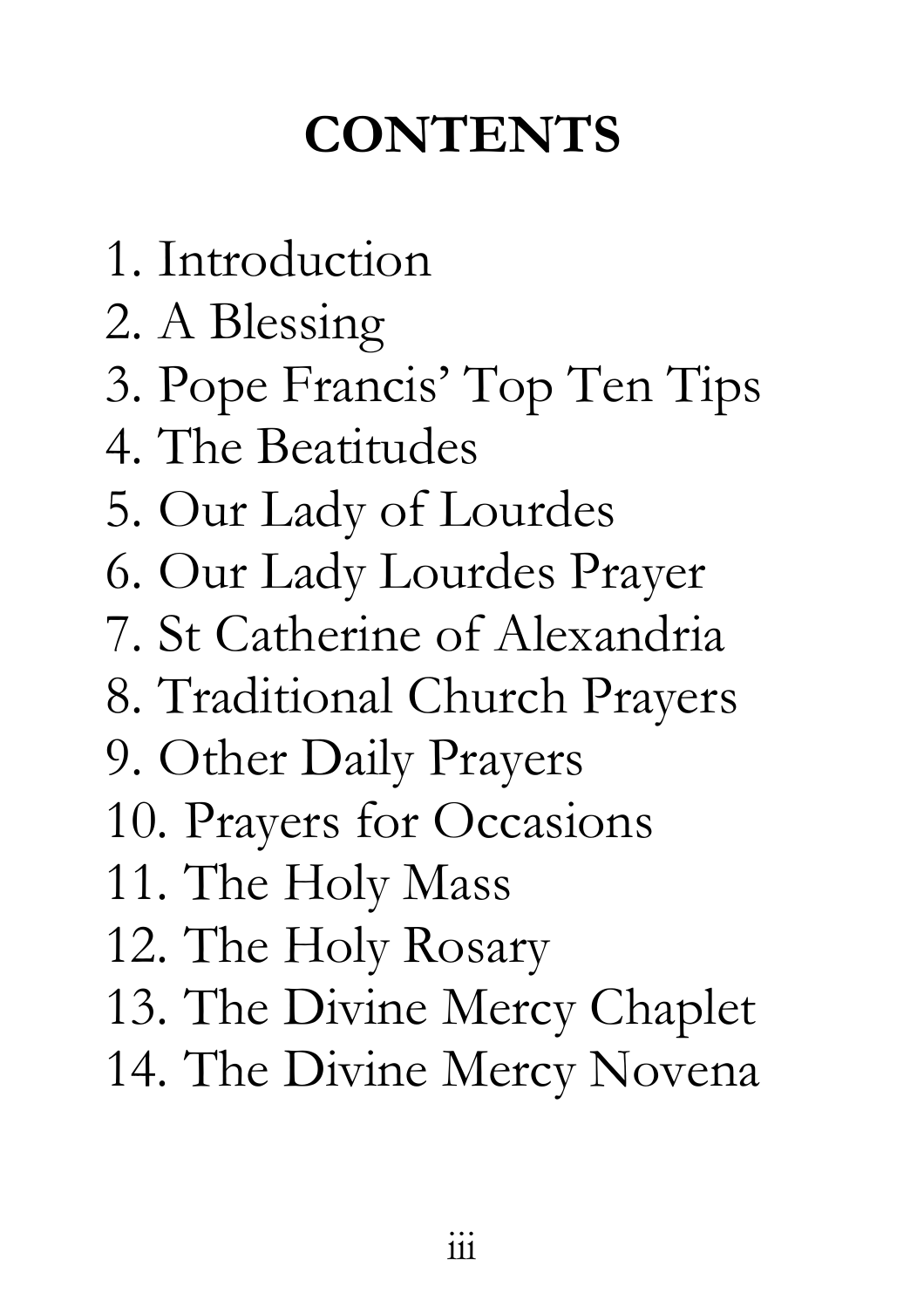# CONTENTS

1. Introduction
2. A Blessing
3. Pope Francis' Top Ten Tips
4. The Beatitudes
5. Our Lady of Lourdes
6. Our Lady Lourdes Prayer
7. St Catherine of Alexandria
8. Traditional Church Prayers
9. Other Daily Prayers
10. Prayers for Occasions
11. The Holy Mass
12. The Holy Rosary
13. The Divine Mercy Chaplet
14. The Divine Mercy Novena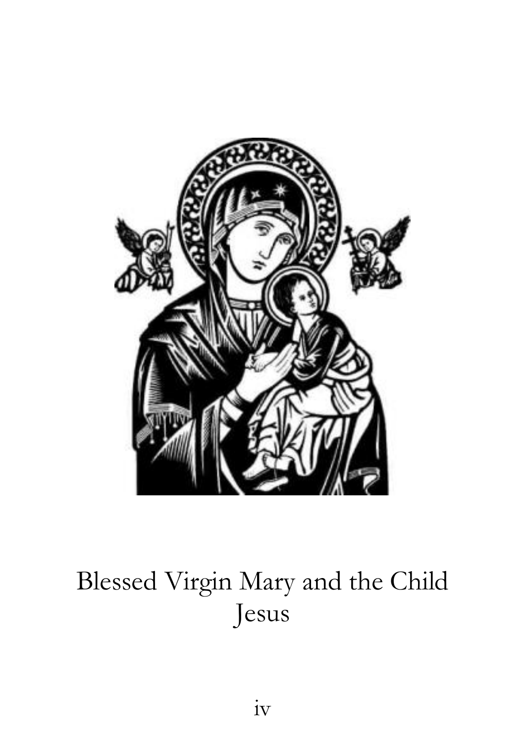Blessed Virgin Mary and the Child Jesus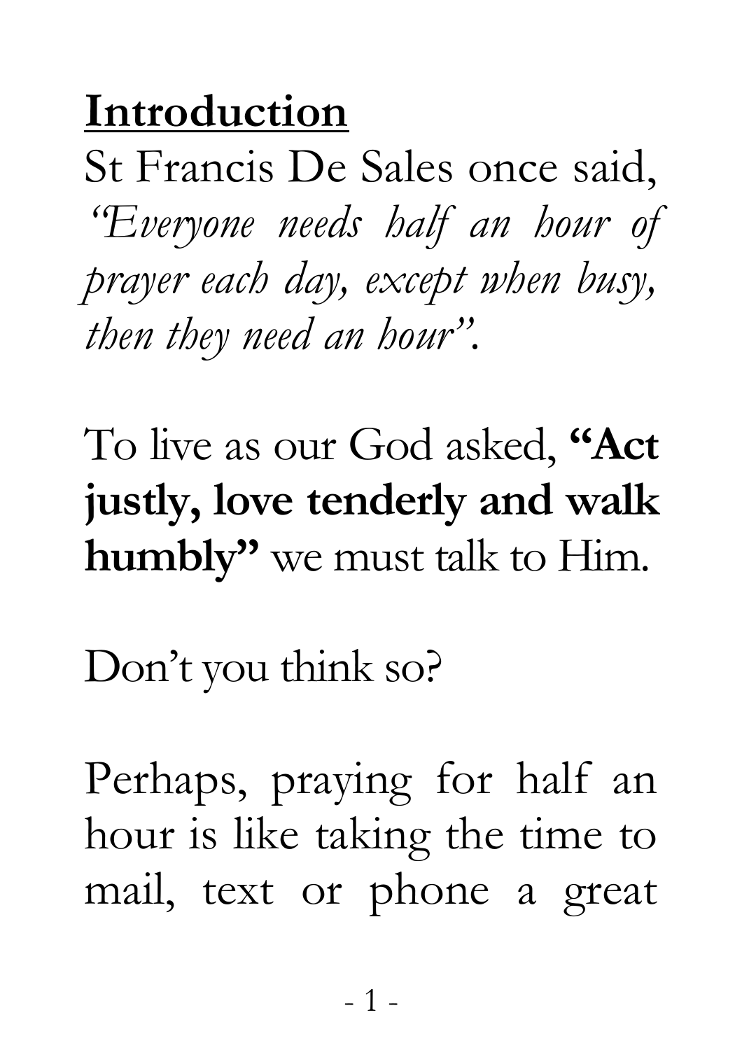## Introduction

St Francis De Sales once said, *"Everyone needs half an hour of prayer each day, except when busy, then they need an hour".*

To live as our God asked, **"Act justly, love tenderly and walk humbly"** we must talk to Him.

Don't you think so?

Perhaps, praying for half an hour is like taking the time to mail, text or phone a great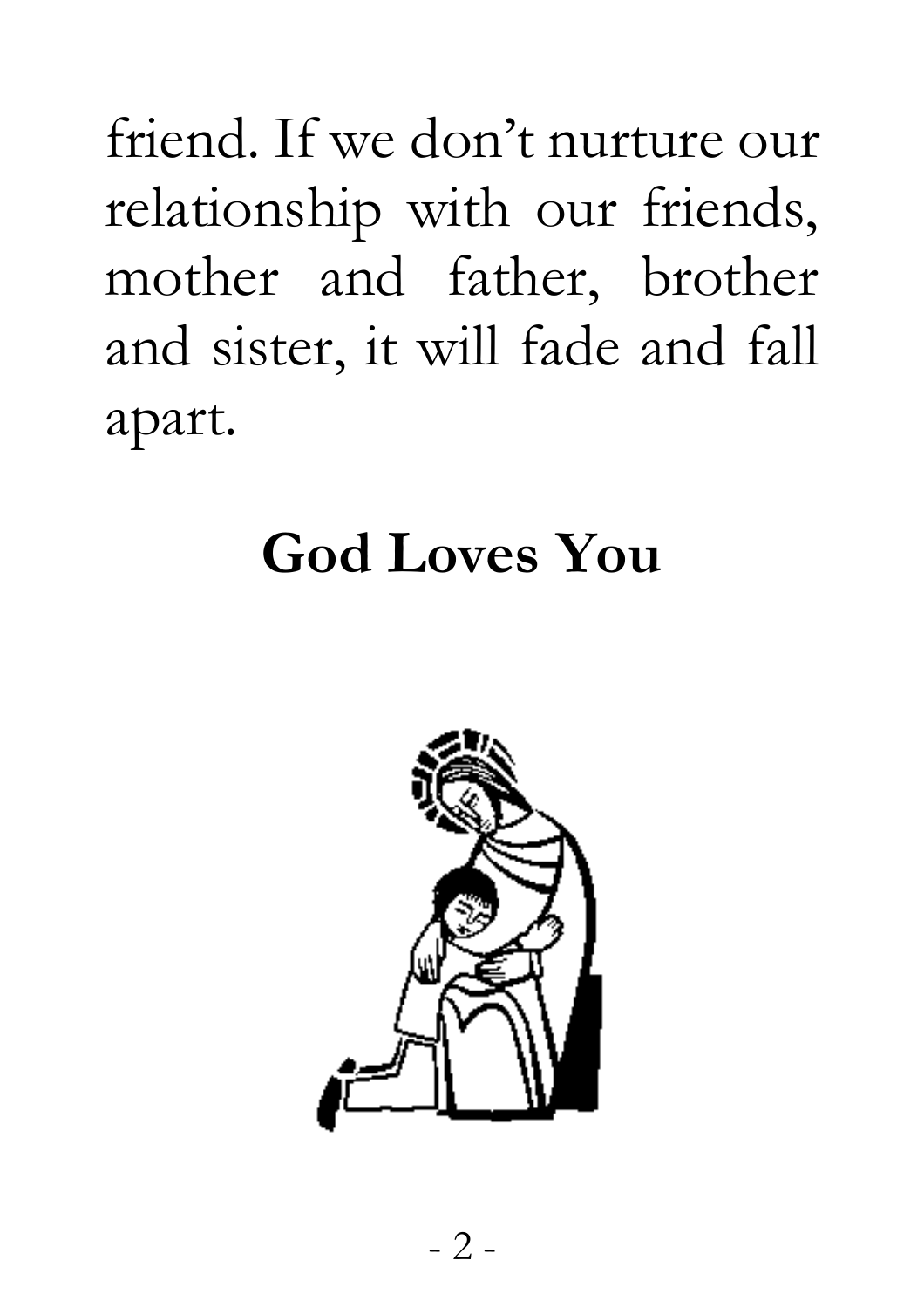friend. If we don't nurture our relationship with our friends, mother and father, brother and sister, it will fade and fall apart.

## God Loves You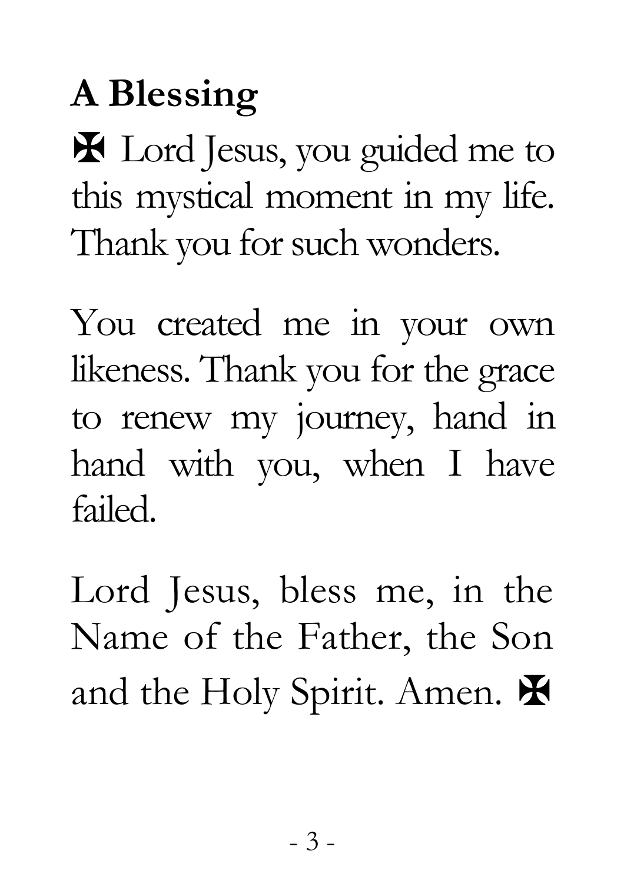## A Blessing

✠ Lord Jesus, you guided me to this mystical moment in my life. Thank you for such wonders.

You created me in your own likeness. Thank you for the grace to renew my journey, hand in hand with you, when I have failed.

Lord Jesus, bless me, in the Name of the Father, the Son and the Holy Spirit. Amen. ✠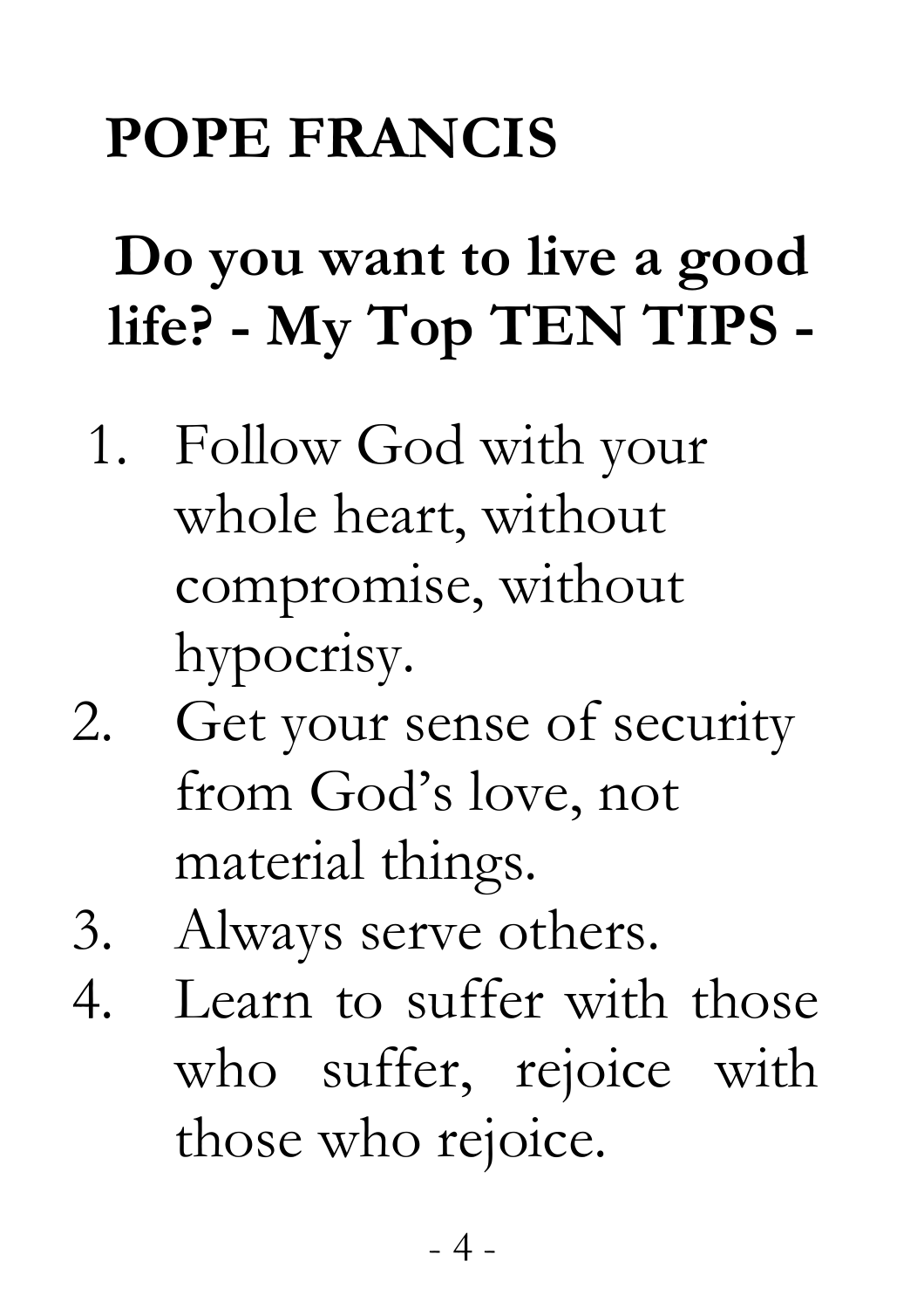# POPE FRANCIS

## Do you want to live a good life? - My Top TEN TIPS -

1. Follow God with your whole heart, without compromise, without hypocrisy.
2. Get your sense of security from God's love, not material things.
3. Always serve others.
4. Learn to suffer with those who suffer, rejoice with those who rejoice.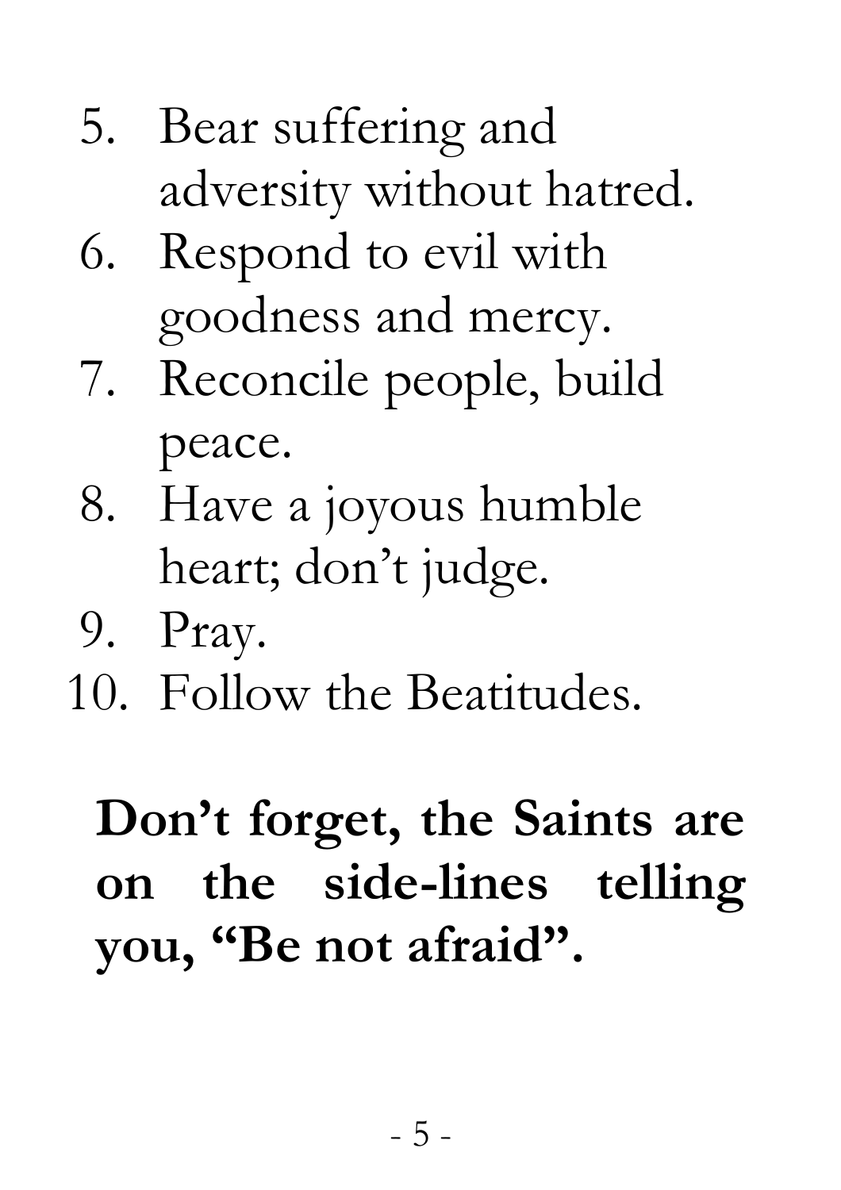5. Bear suffering and adversity without hatred.
6. Respond to evil with goodness and mercy.
7. Reconcile people, build peace.
8. Have a joyous humble heart; don't judge.
9. Pray.
10. Follow the Beatitudes.

**Don't forget, the Saints are on the side-lines telling you, "Be not afraid".**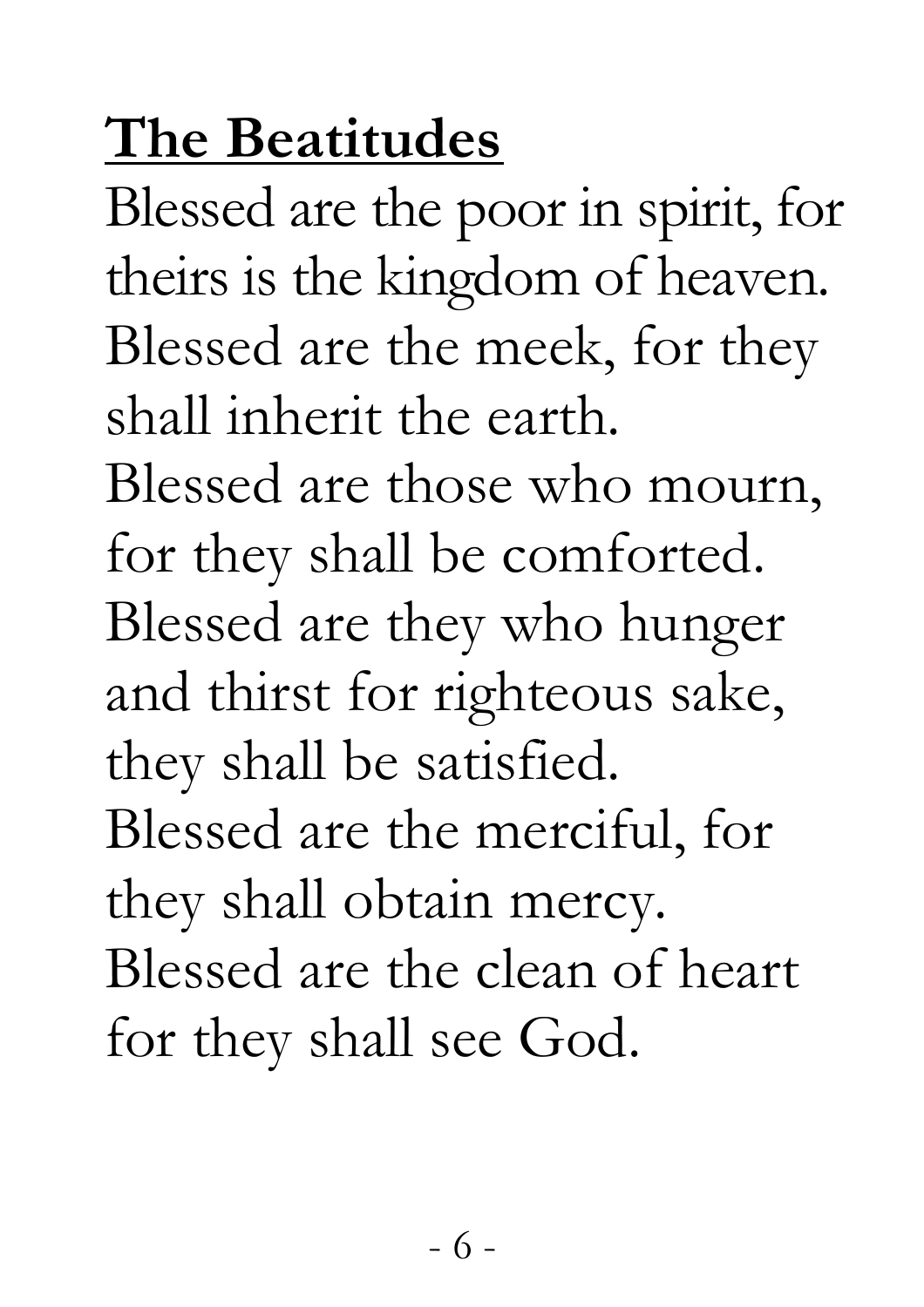## The Beatitudes

Blessed are the poor in spirit, for theirs is the kingdom of heaven.
Blessed are the meek, for they shall inherit the earth.
Blessed are those who mourn, for they shall be comforted.
Blessed are they who hunger and thirst for righteous sake, they shall be satisfied.
Blessed are the merciful, for they shall obtain mercy.
Blessed are the clean of heart for they shall see God.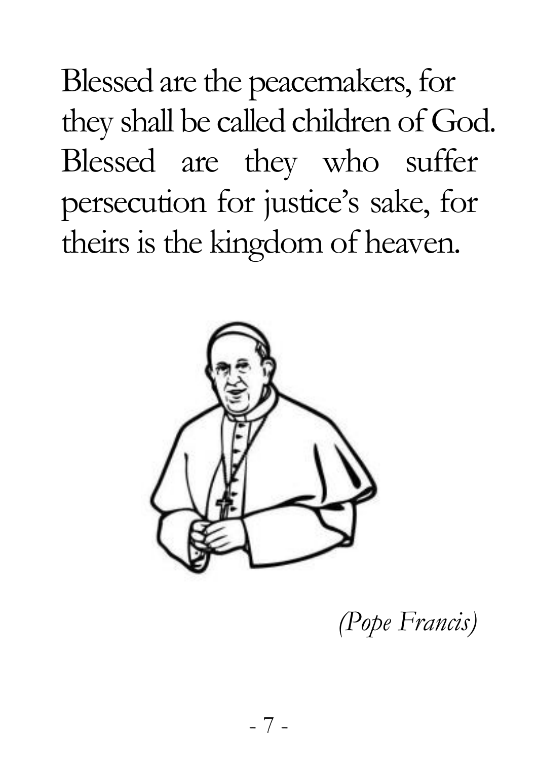Blessed are the peacemakers, for they shall be called children of God. Blessed are they who suffer persecution for justice's sake, for theirs is the kingdom of heaven.

*(Pope Francis)*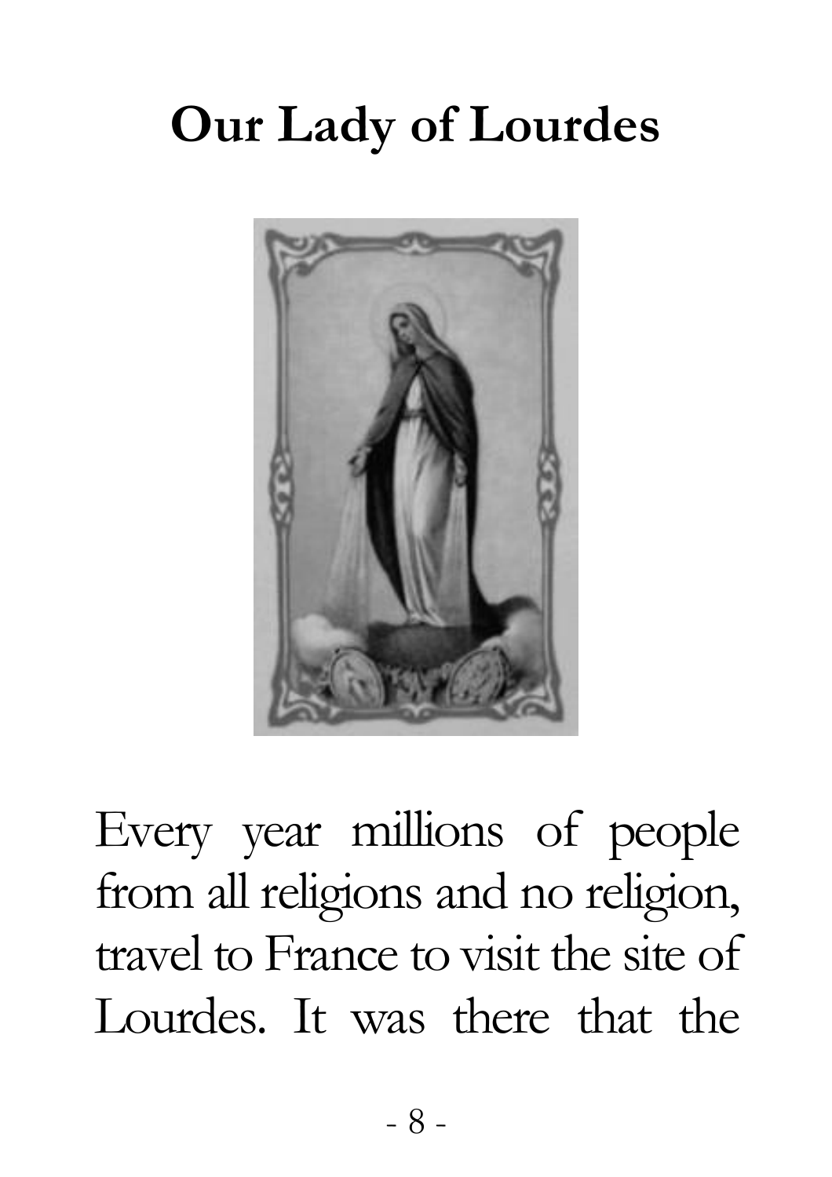# Our Lady of Lourdes

Every year millions of people from all religions and no religion, travel to France to visit the site of Lourdes. It was there that the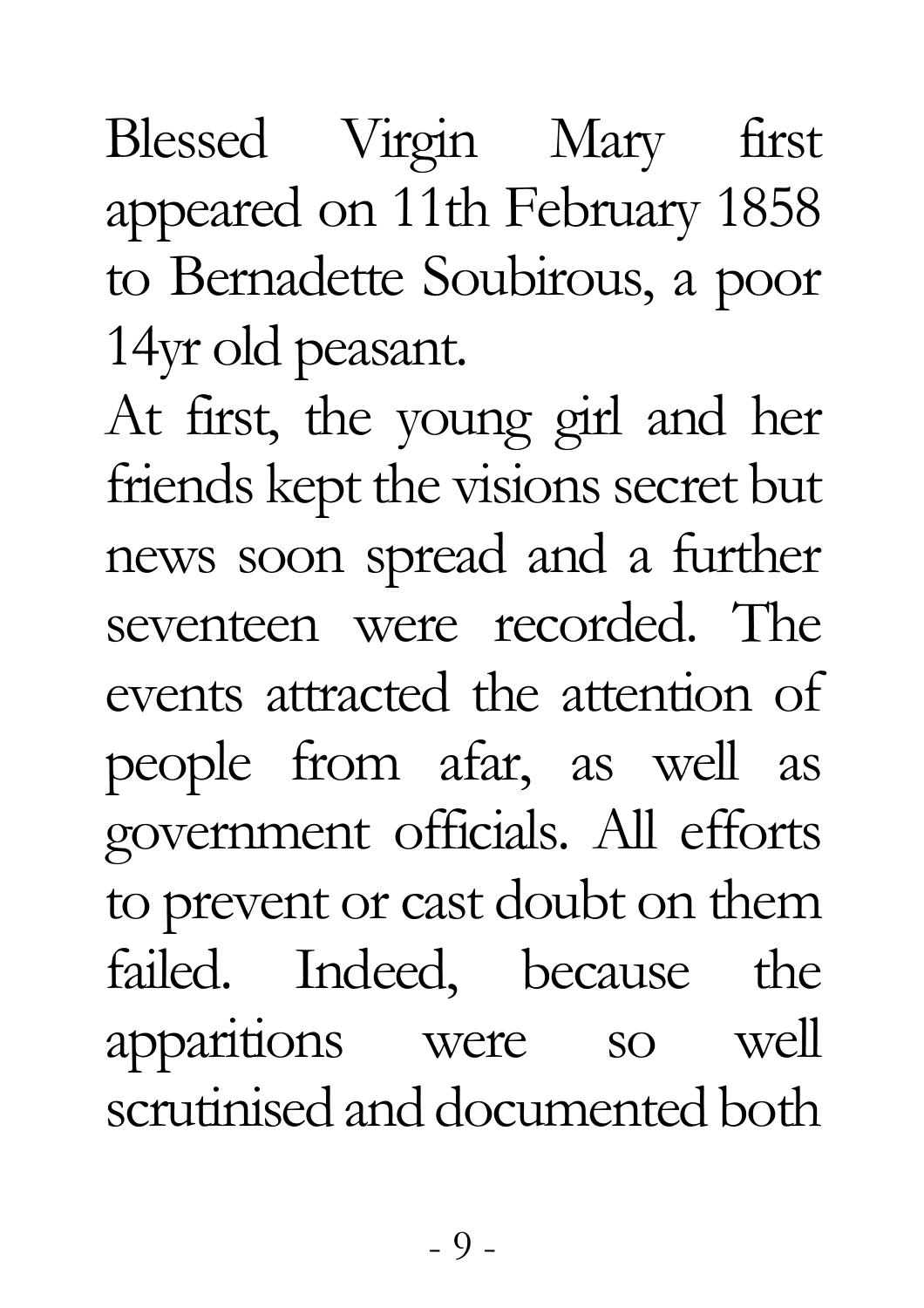Blessed Virgin Mary first appeared on 11th February 1858 to Bernadette Soubirous, a poor 14yr old peasant.

At first, the young girl and her friends kept the visions secret but news soon spread and a further seventeen were recorded. The events attracted the attention of people from afar, as well as government officials. All efforts to prevent or cast doubt on them failed. Indeed, because the apparitions were so well scrutinised and documented both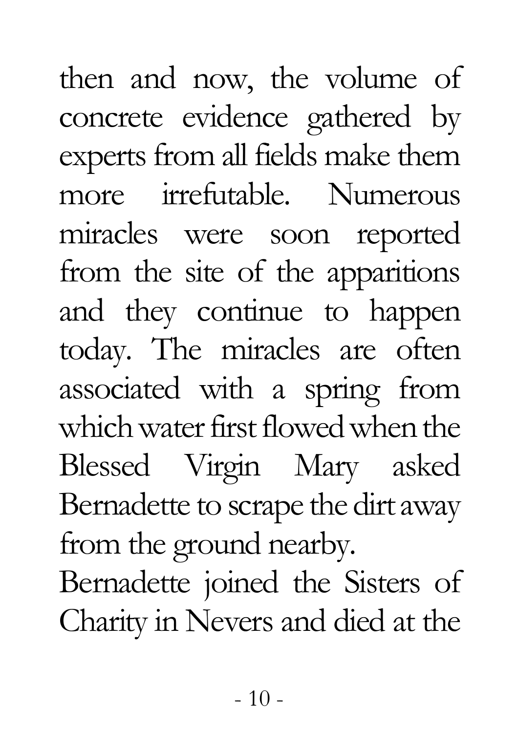then and now, the volume of concrete evidence gathered by experts from all fields make them more irrefutable. Numerous miracles were soon reported from the site of the apparitions and they continue to happen today. The miracles are often associated with a spring from which water first flowed when the Blessed Virgin Mary asked Bernadette to scrape the dirt away from the ground nearby.

Bernadette joined the Sisters of Charity in Nevers and died at the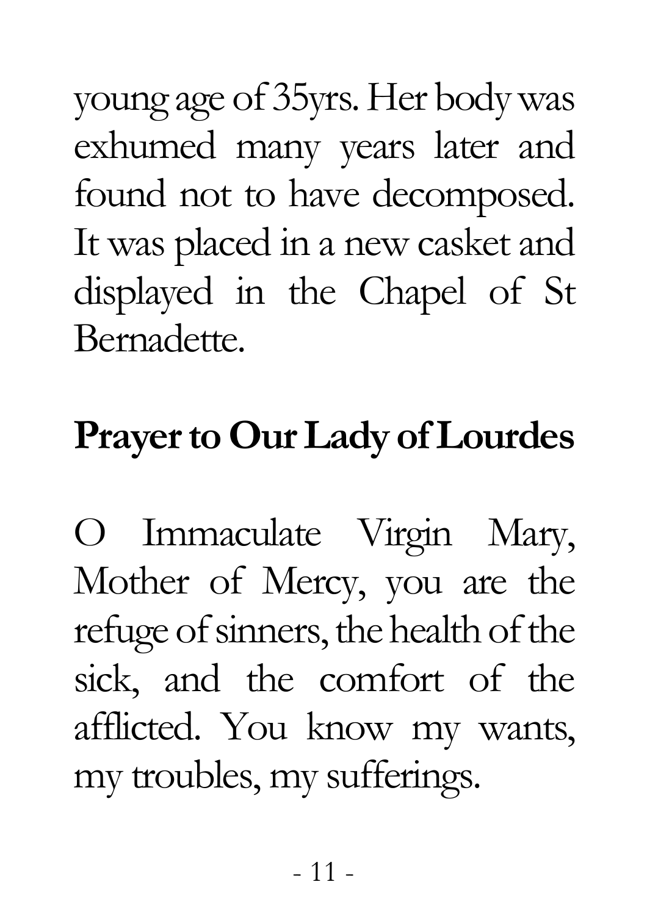young age of 35yrs. Her body was exhumed many years later and found not to have decomposed. It was placed in a new casket and displayed in the Chapel of St Bernadette.

## Prayer to Our Lady of Lourdes

O Immaculate Virgin Mary, Mother of Mercy, you are the refuge of sinners, the health of the sick, and the comfort of the afflicted. You know my wants, my troubles, my sufferings.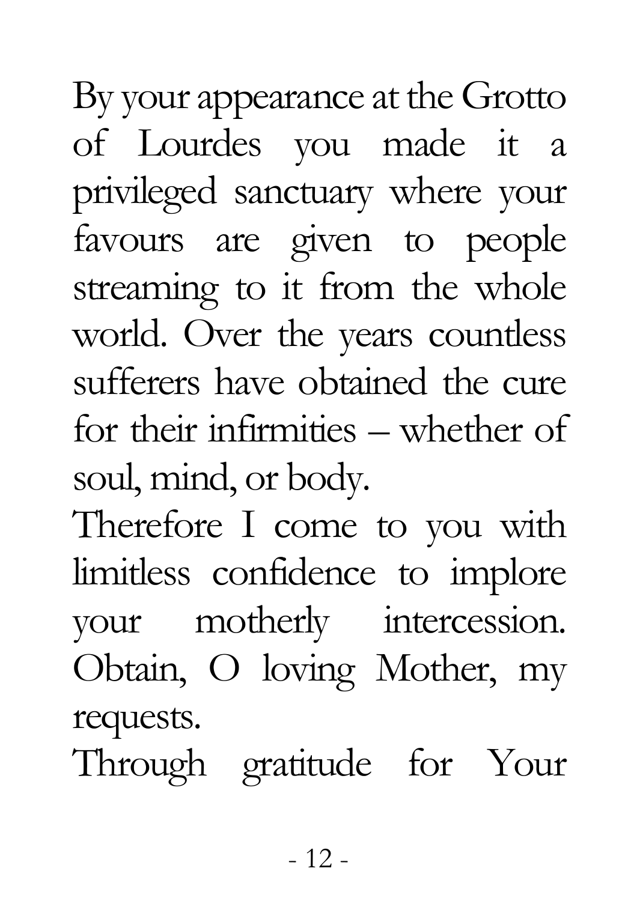By your appearance at the Grotto of Lourdes you made it a privileged sanctuary where your favours are given to people streaming to it from the whole world. Over the years countless sufferers have obtained the cure for their infirmities – whether of soul, mind, or body.

Therefore I come to you with limitless confidence to implore your motherly intercession. Obtain, O loving Mother, my requests.

Through gratitude for Your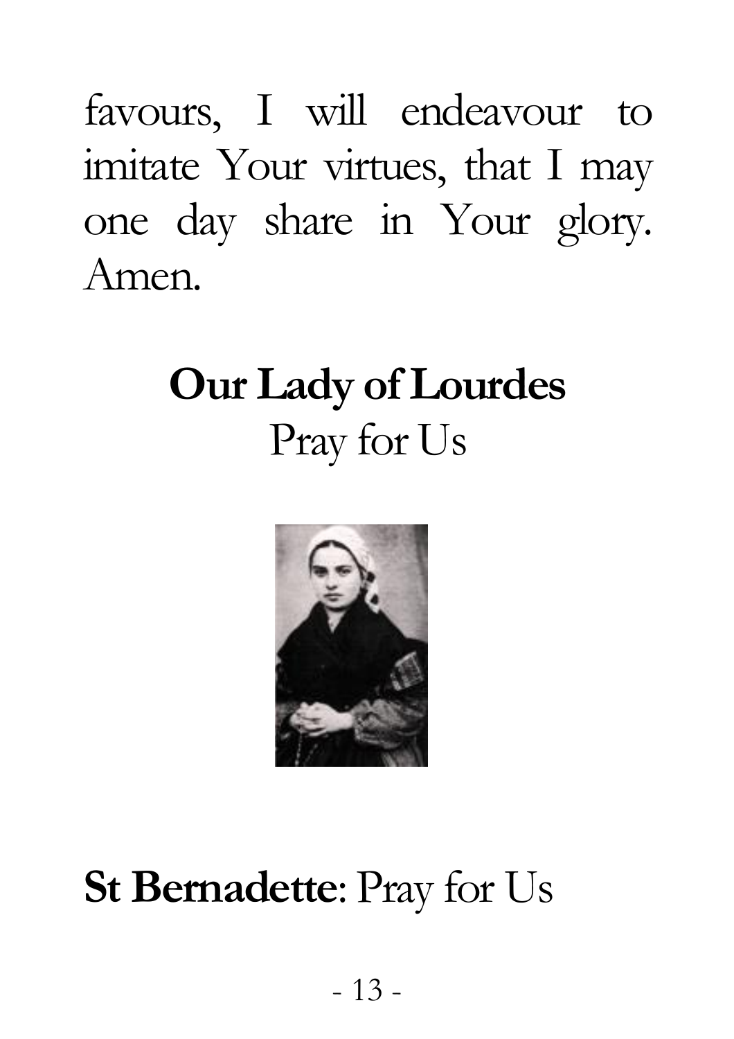favours, I will endeavour to imitate Your virtues, that I may one day share in Your glory. Amen.

**Our Lady of Lourdes**
Pray for Us

**St Bernadette**: Pray for Us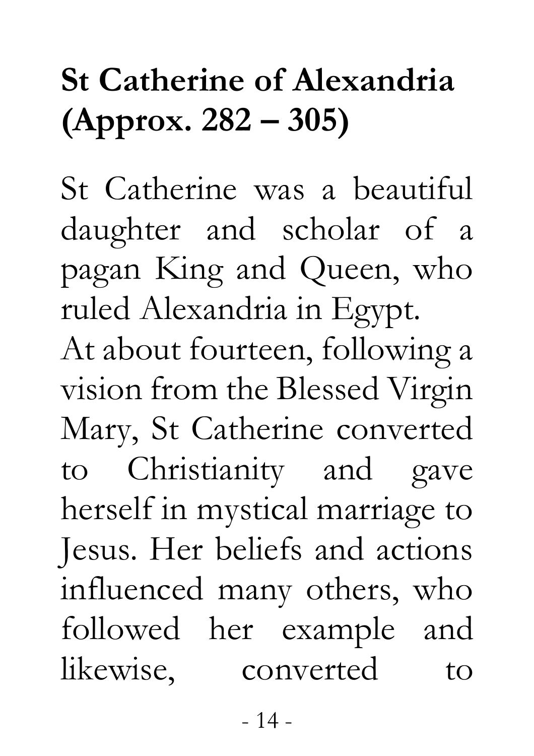## St Catherine of Alexandria (Approx. 282 – 305)

St Catherine was a beautiful daughter and scholar of a pagan King and Queen, who ruled Alexandria in Egypt.

At about fourteen, following a vision from the Blessed Virgin Mary, St Catherine converted to Christianity and gave herself in mystical marriage to Jesus. Her beliefs and actions influenced many others, who followed her example and likewise, converted to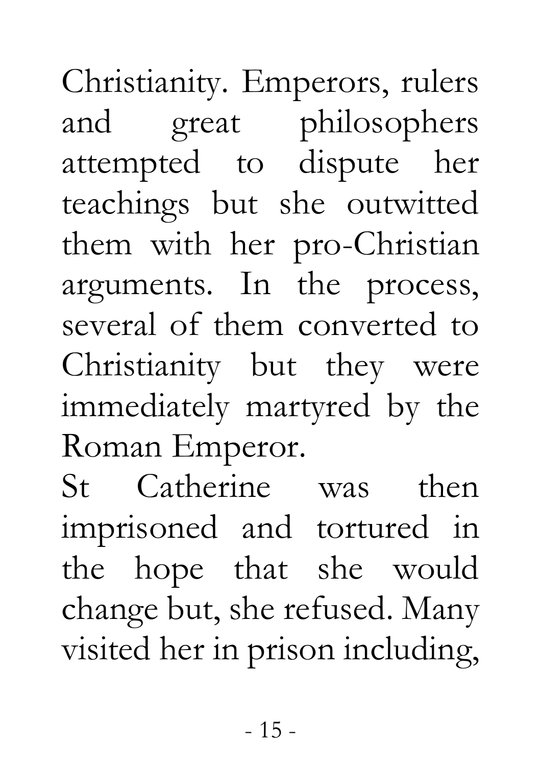Christianity. Emperors, rulers and great philosophers attempted to dispute her teachings but she outwitted them with her pro-Christian arguments. In the process, several of them converted to Christianity but they were immediately martyred by the Roman Emperor.

St Catherine was then imprisoned and tortured in the hope that she would change but, she refused. Many visited her in prison including,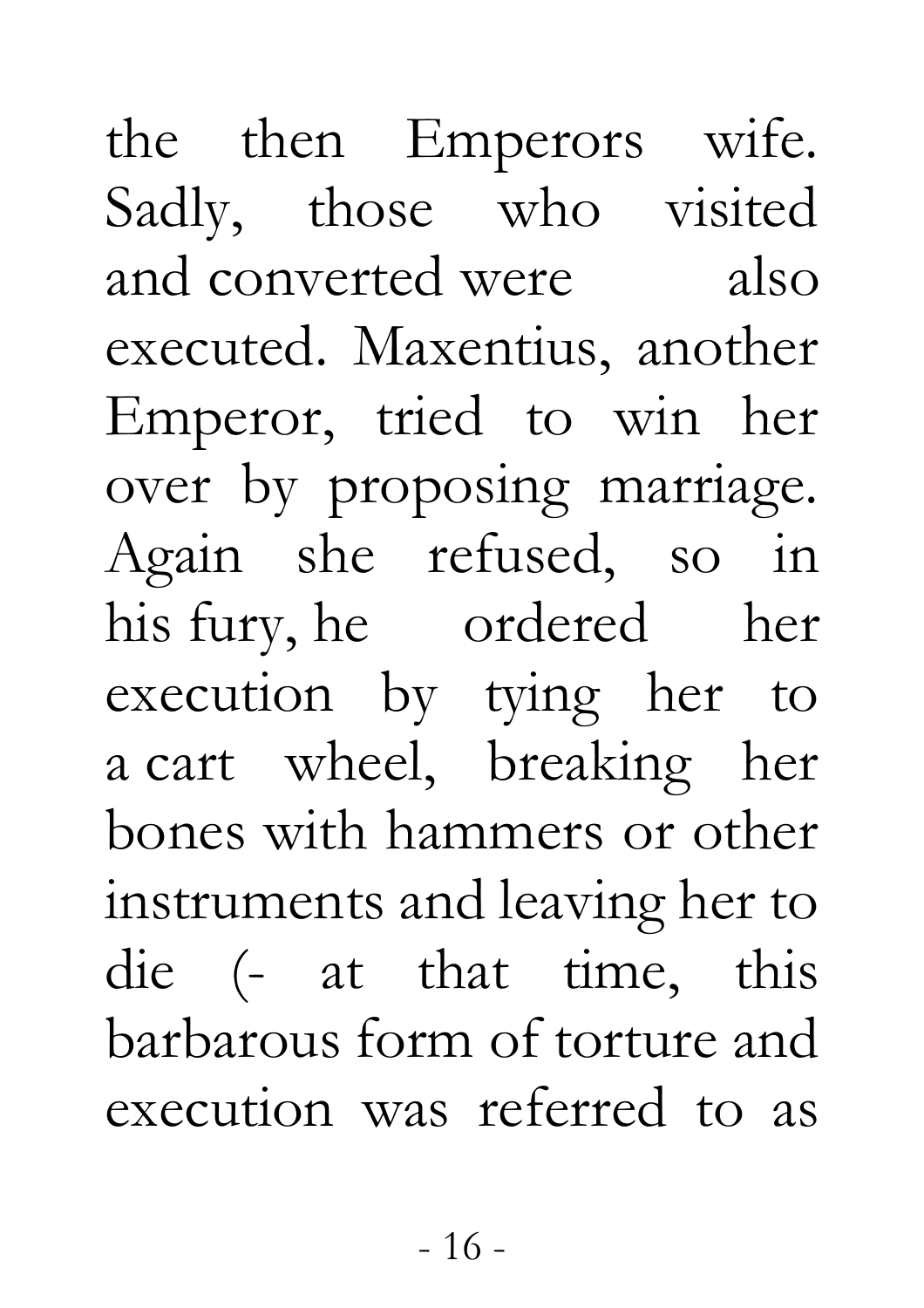the then Emperors wife. Sadly, those who visited and converted were also executed. Maxentius, another Emperor, tried to win her over by proposing marriage. Again she refused, so in his fury, he ordered her execution by tying her to a cart wheel, breaking her bones with hammers or other instruments and leaving her to die (- at that time, this barbarous form of torture and execution was referred to as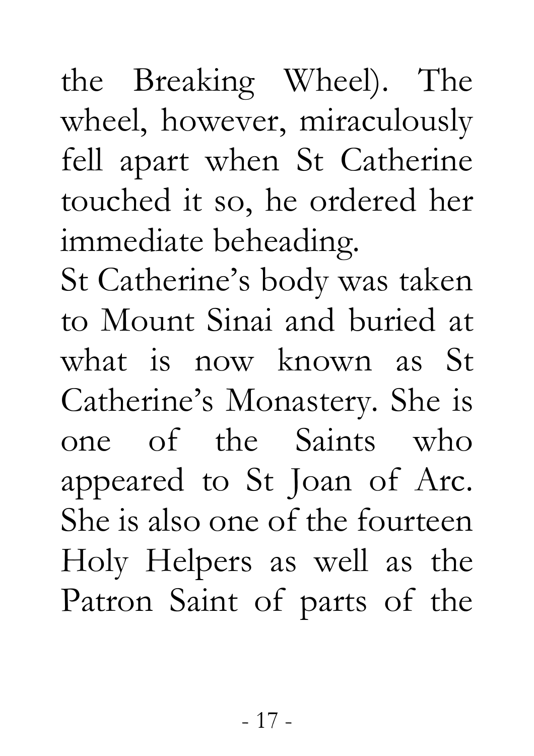the Breaking Wheel). The wheel, however, miraculously fell apart when St Catherine touched it so, he ordered her immediate beheading.

St Catherine's body was taken to Mount Sinai and buried at what is now known as St Catherine's Monastery. She is one of the Saints who appeared to St Joan of Arc. She is also one of the fourteen Holy Helpers as well as the Patron Saint of parts of the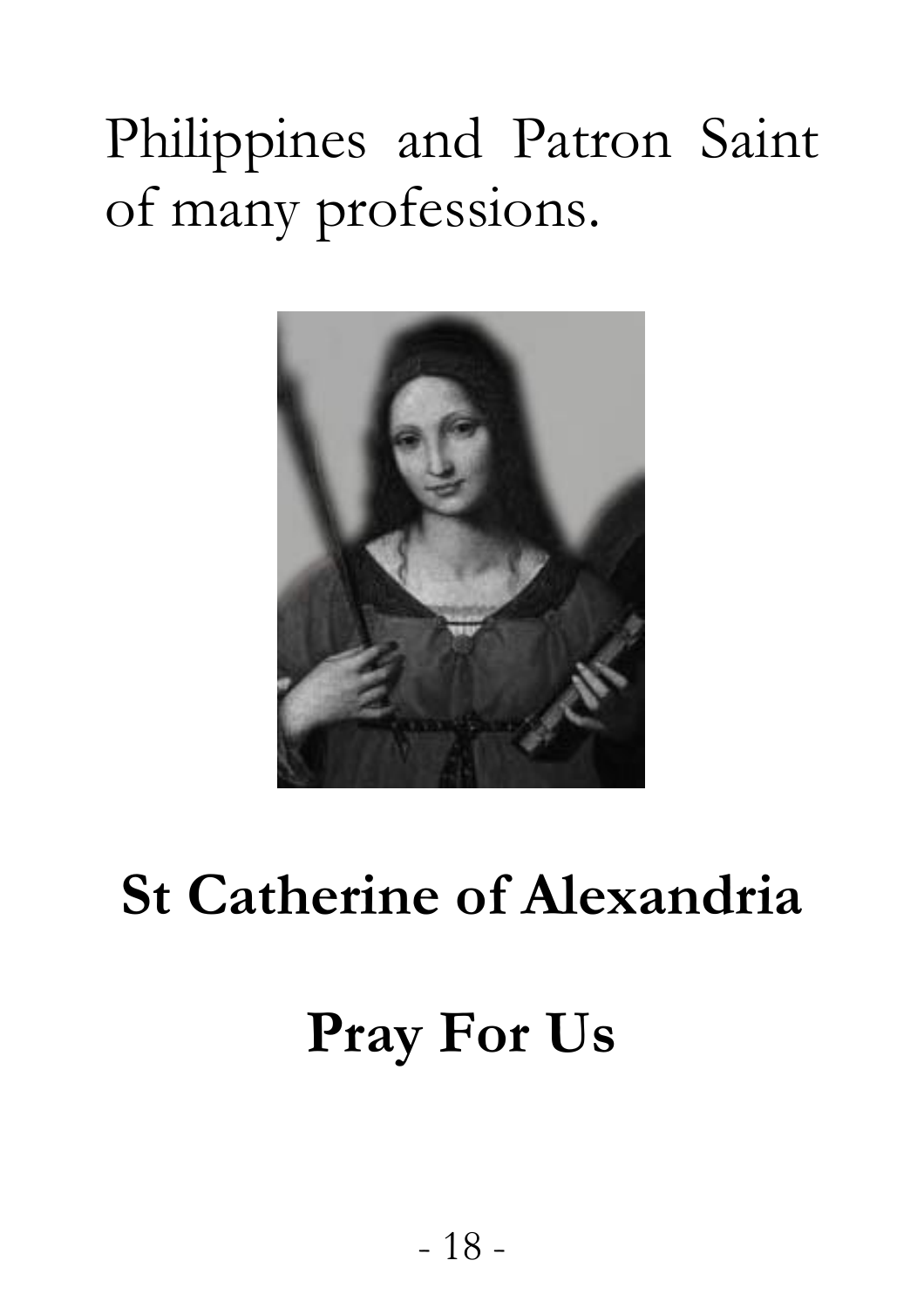Philippines and Patron Saint of many professions.

**St Catherine of Alexandria**

**Pray For Us**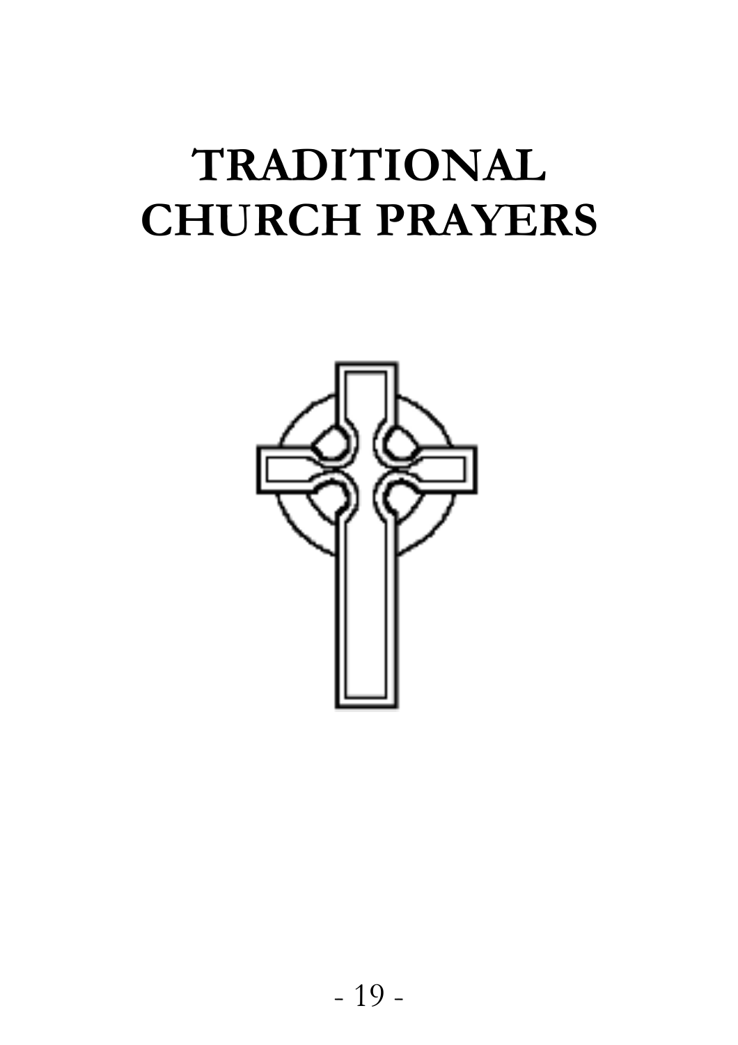# TRADITIONAL CHURCH PRAYERS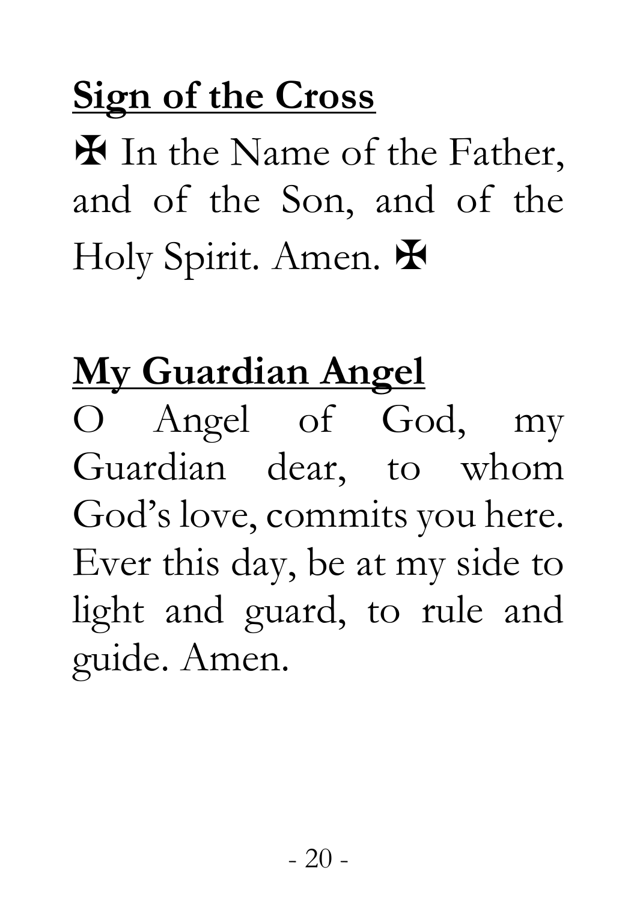**Sign of the Cross**

✠ In the Name of the Father, and of the Son, and of the Holy Spirit. Amen. ✠

**My Guardian Angel**

O Angel of God, my Guardian dear, to whom God's love, commits you here. Ever this day, be at my side to light and guard, to rule and guide. Amen.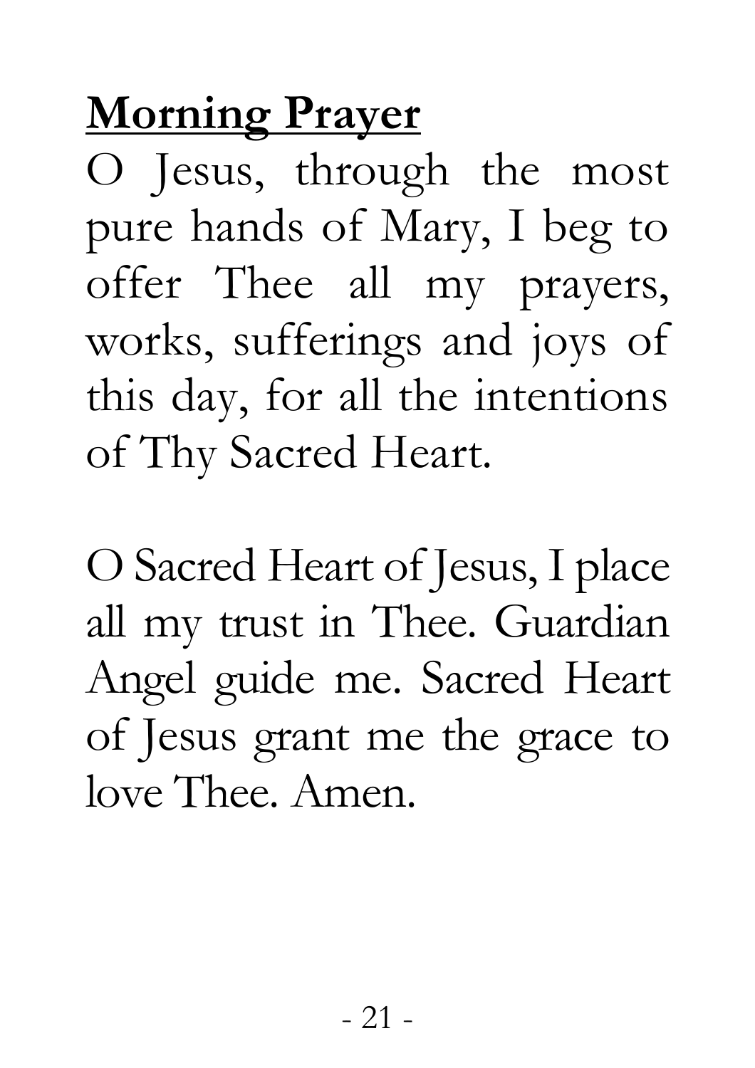## Morning Prayer

O Jesus, through the most pure hands of Mary, I beg to offer Thee all my prayers, works, sufferings and joys of this day, for all the intentions of Thy Sacred Heart.

O Sacred Heart of Jesus, I place all my trust in Thee. Guardian Angel guide me. Sacred Heart of Jesus grant me the grace to love Thee. Amen.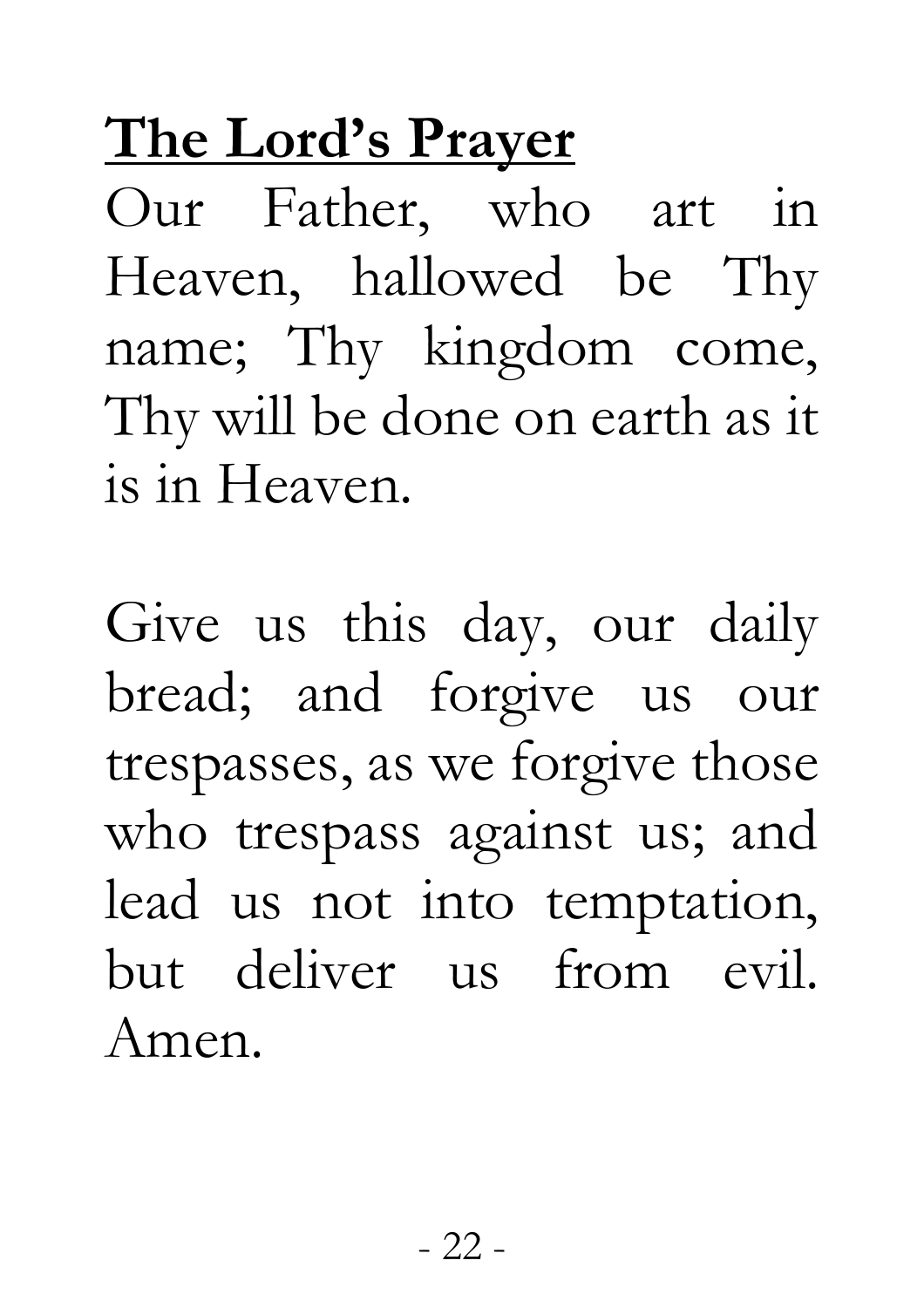# The Lord's Prayer

Our Father, who art in Heaven, hallowed be Thy name; Thy kingdom come, Thy will be done on earth as it is in Heaven.

Give us this day, our daily bread; and forgive us our trespasses, as we forgive those who trespass against us; and lead us not into temptation, but deliver us from evil. Amen.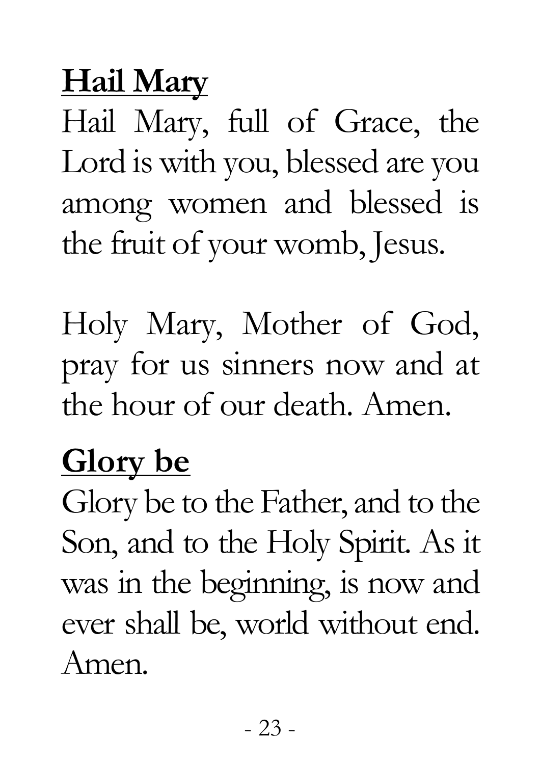## Hail Mary

Hail Mary, full of Grace, the Lord is with you, blessed are you among women and blessed is the fruit of your womb, Jesus.

Holy Mary, Mother of God, pray for us sinners now and at the hour of our death. Amen.

## Glory be

Glory be to the Father, and to the Son, and to the Holy Spirit. As it was in the beginning, is now and ever shall be, world without end. Amen.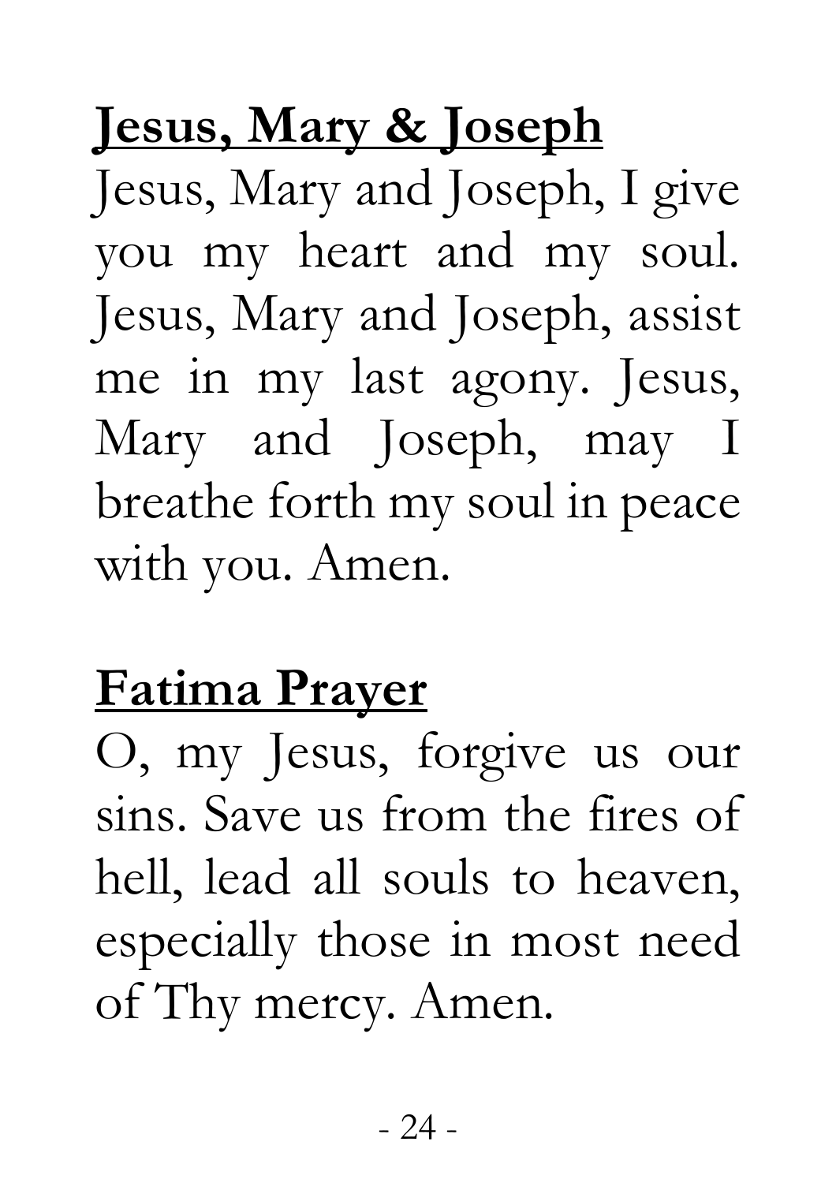## Jesus, Mary & Joseph

Jesus, Mary and Joseph, I give you my heart and my soul. Jesus, Mary and Joseph, assist me in my last agony. Jesus, Mary and Joseph, may I breathe forth my soul in peace with you. Amen.

## Fatima Prayer

O, my Jesus, forgive us our sins. Save us from the fires of hell, lead all souls to heaven, especially those in most need of Thy mercy. Amen.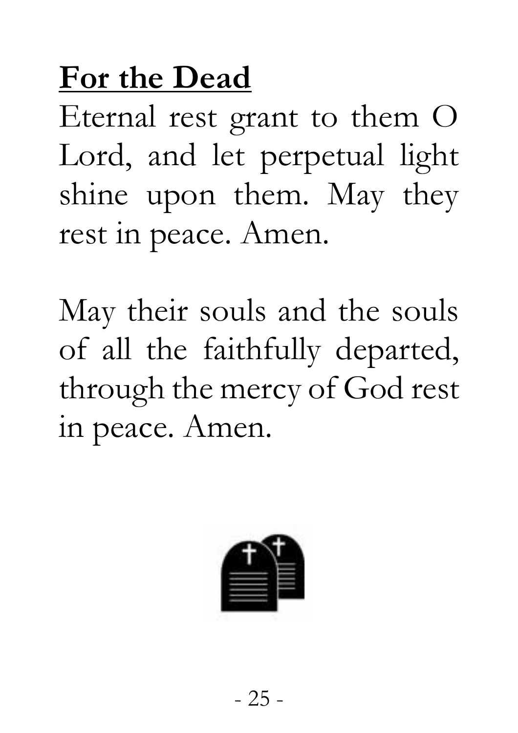## For the Dead

Eternal rest grant to them O Lord, and let perpetual light shine upon them. May they rest in peace. Amen.

May their souls and the souls of all the faithfully departed, through the mercy of God rest in peace. Amen.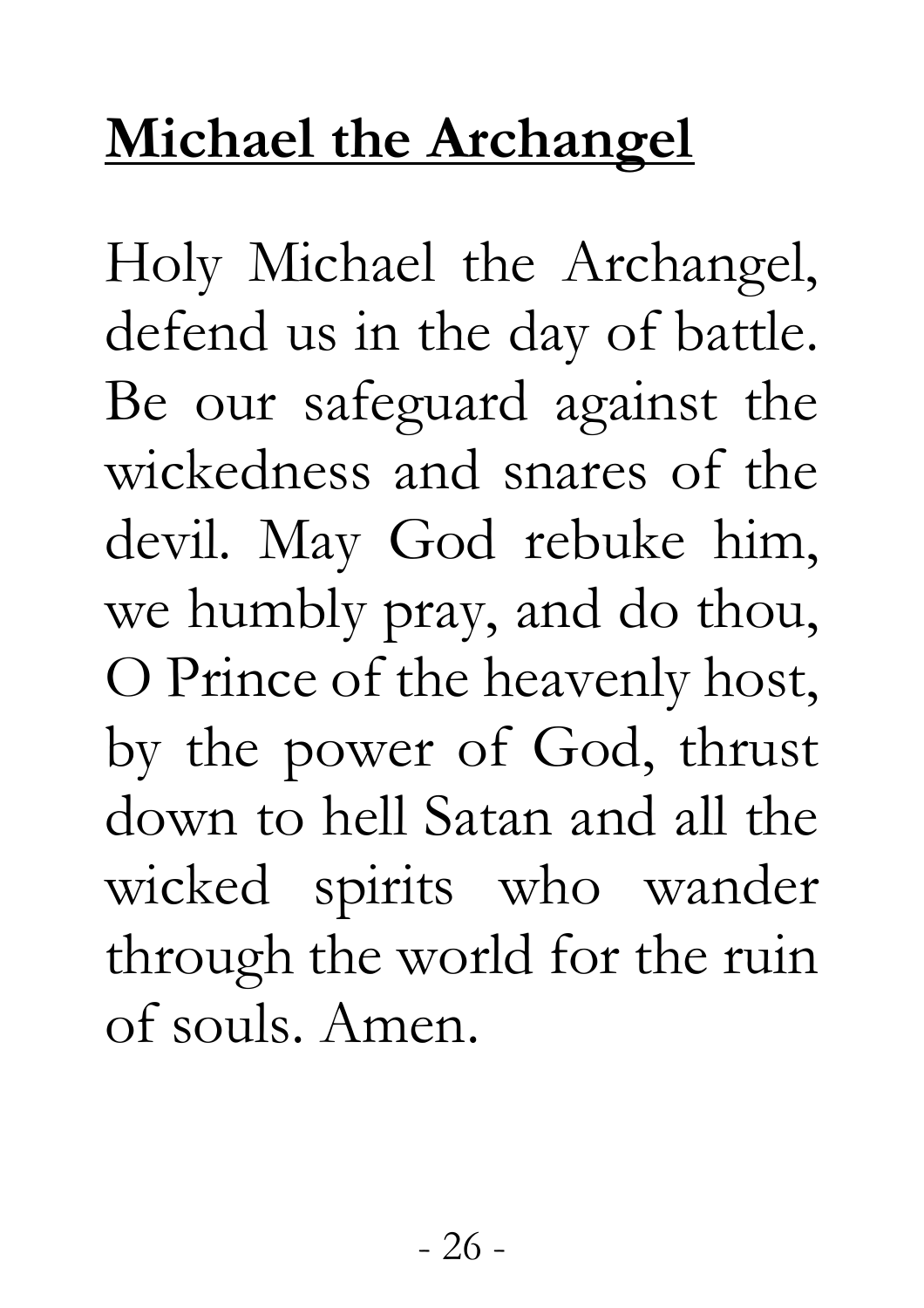## Michael the Archangel

Holy Michael the Archangel, defend us in the day of battle. Be our safeguard against the wickedness and snares of the devil. May God rebuke him, we humbly pray, and do thou, O Prince of the heavenly host, by the power of God, thrust down to hell Satan and all the wicked spirits who wander through the world for the ruin of souls. Amen.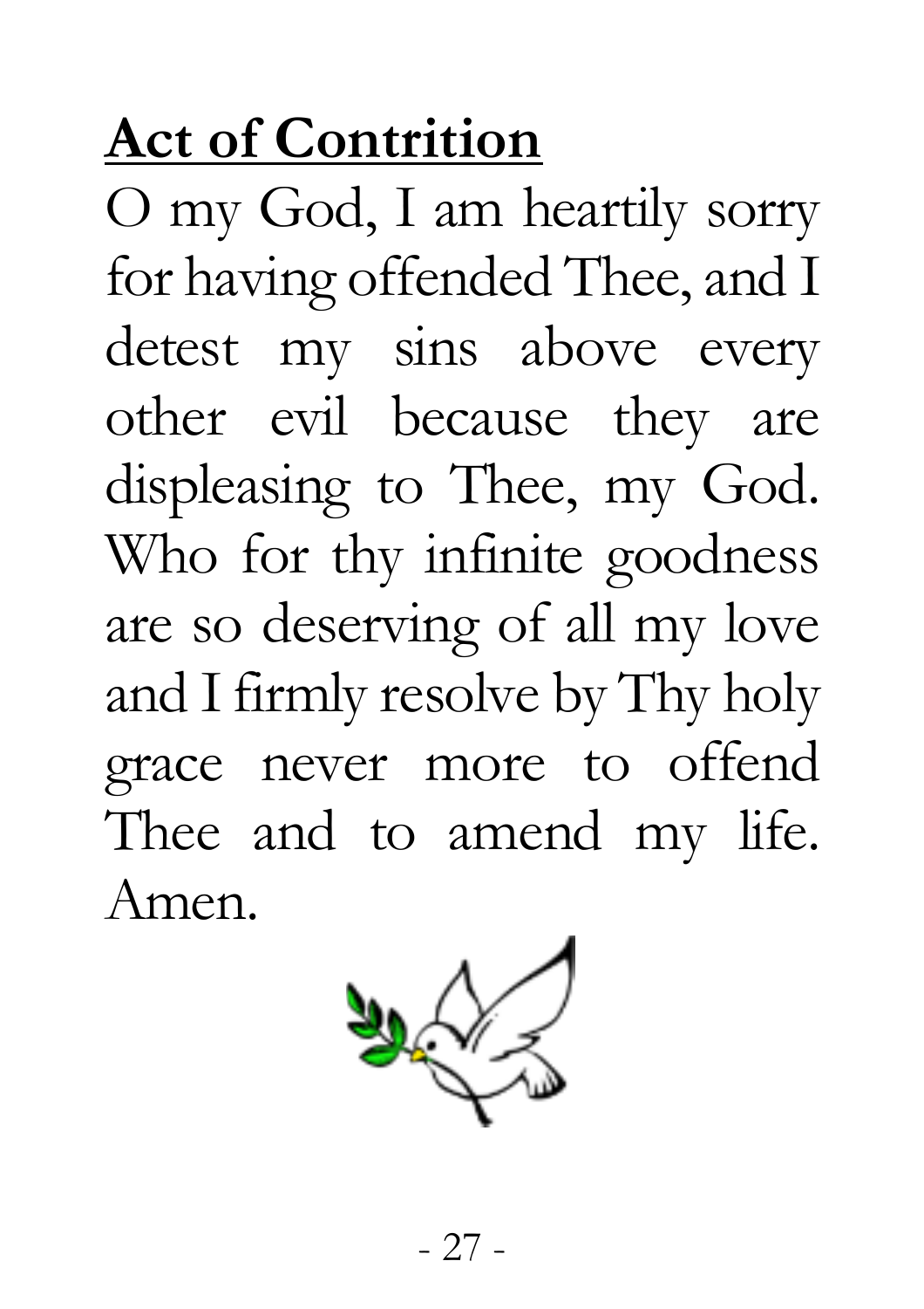## Act of Contrition

O my God, I am heartily sorry for having offended Thee, and I detest my sins above every other evil because they are displeasing to Thee, my God. Who for thy infinite goodness are so deserving of all my love and I firmly resolve by Thy holy grace never more to offend Thee and to amend my life. Amen.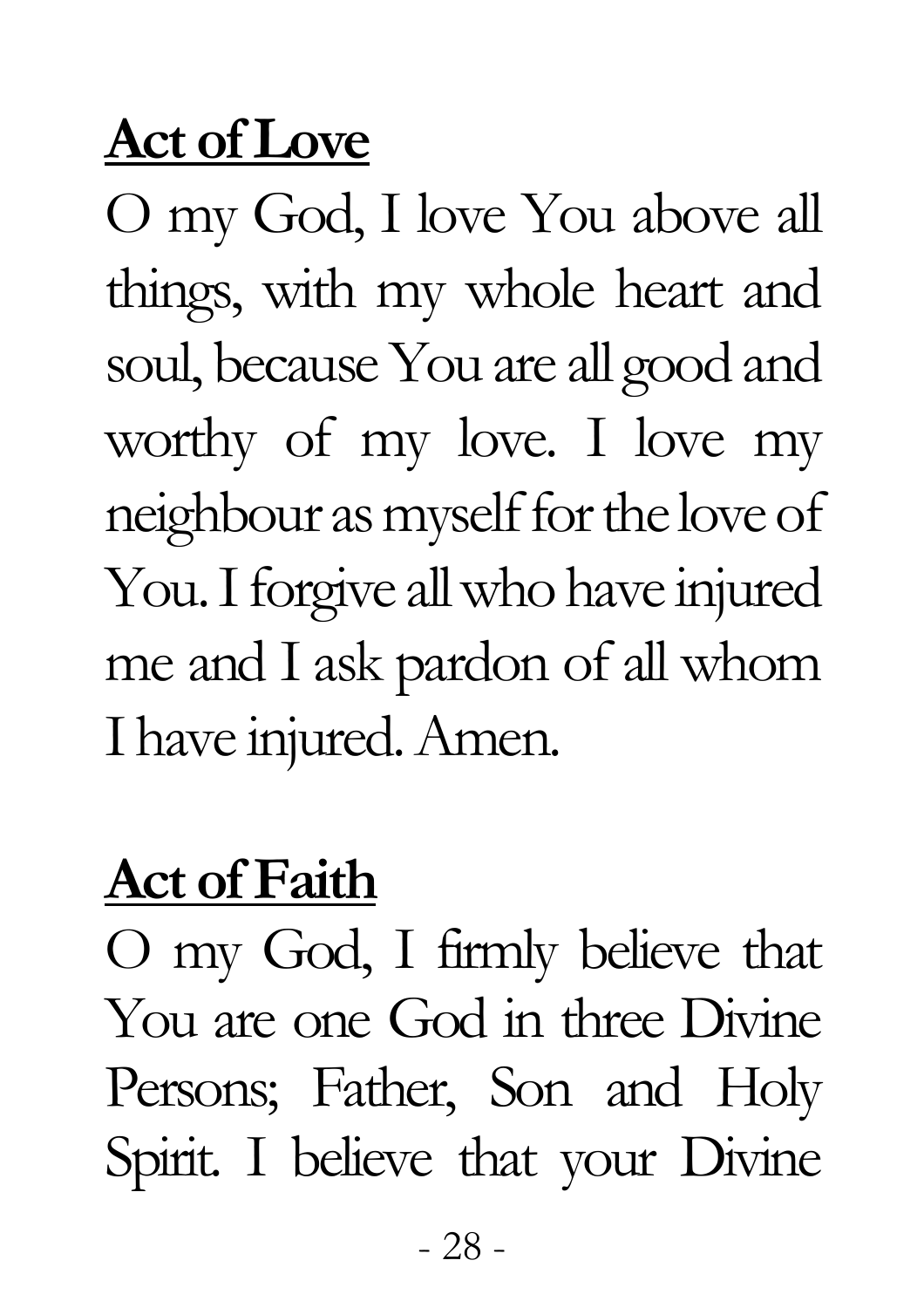**Act of Love**

O my God, I love You above all things, with my whole heart and soul, because You are all good and worthy of my love. I love my neighbour as myself for the love of You. I forgive all who have injured me and I ask pardon of all whom I have injured. Amen.

**Act of Faith**

O my God, I firmly believe that You are one God in three Divine Persons; Father, Son and Holy Spirit. I believe that your Divine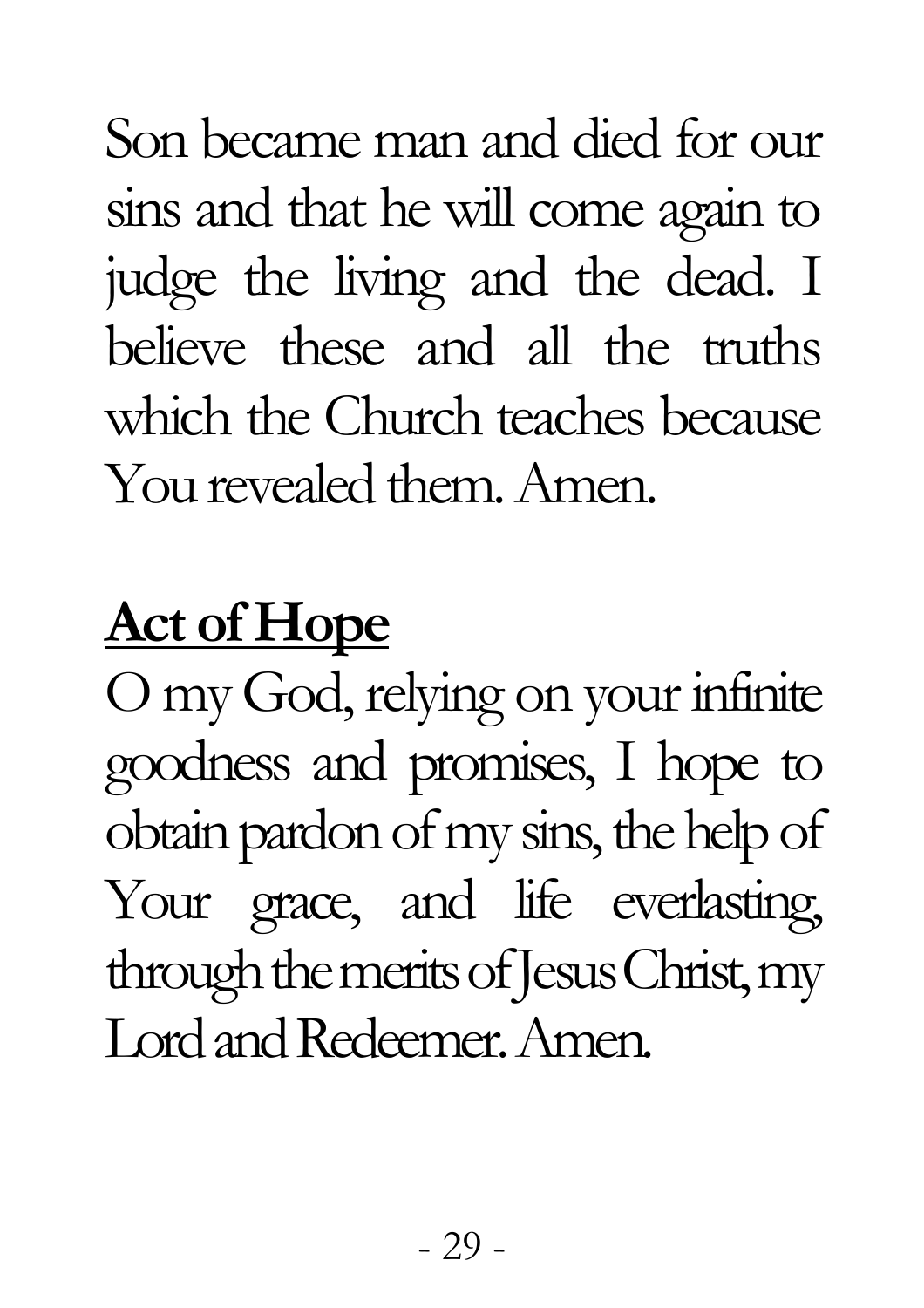Son became man and died for our sins and that he will come again to judge the living and the dead. I believe these and all the truths which the Church teaches because You revealed them. Amen.

**Act of Hope**

O my God, relying on your infinite goodness and promises, I hope to obtain pardon of my sins, the help of Your grace, and life everlasting, through the merits of Jesus Christ, my Lord and Redeemer. Amen.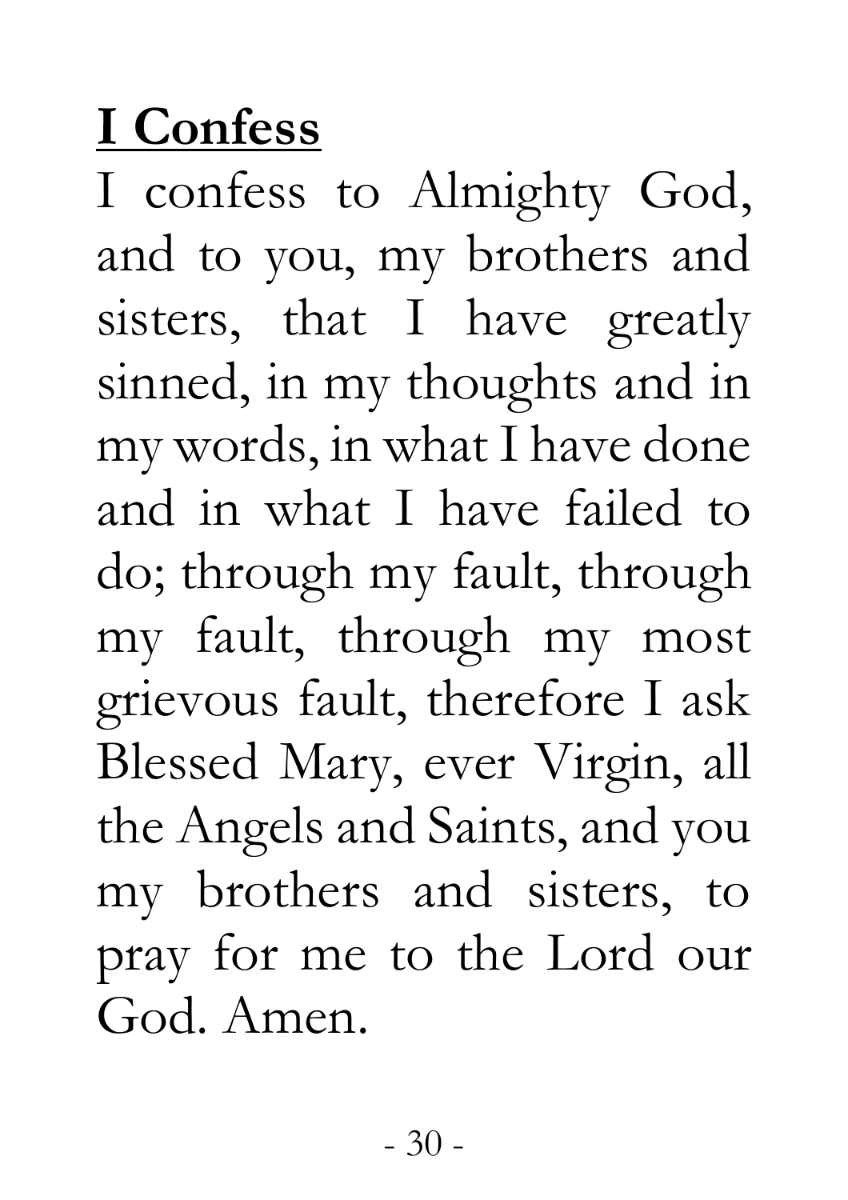## I Confess

I confess to Almighty God, and to you, my brothers and sisters, that I have greatly sinned, in my thoughts and in my words, in what I have done and in what I have failed to do; through my fault, through my fault, through my most grievous fault, therefore I ask Blessed Mary, ever Virgin, all the Angels and Saints, and you my brothers and sisters, to pray for me to the Lord our God. Amen.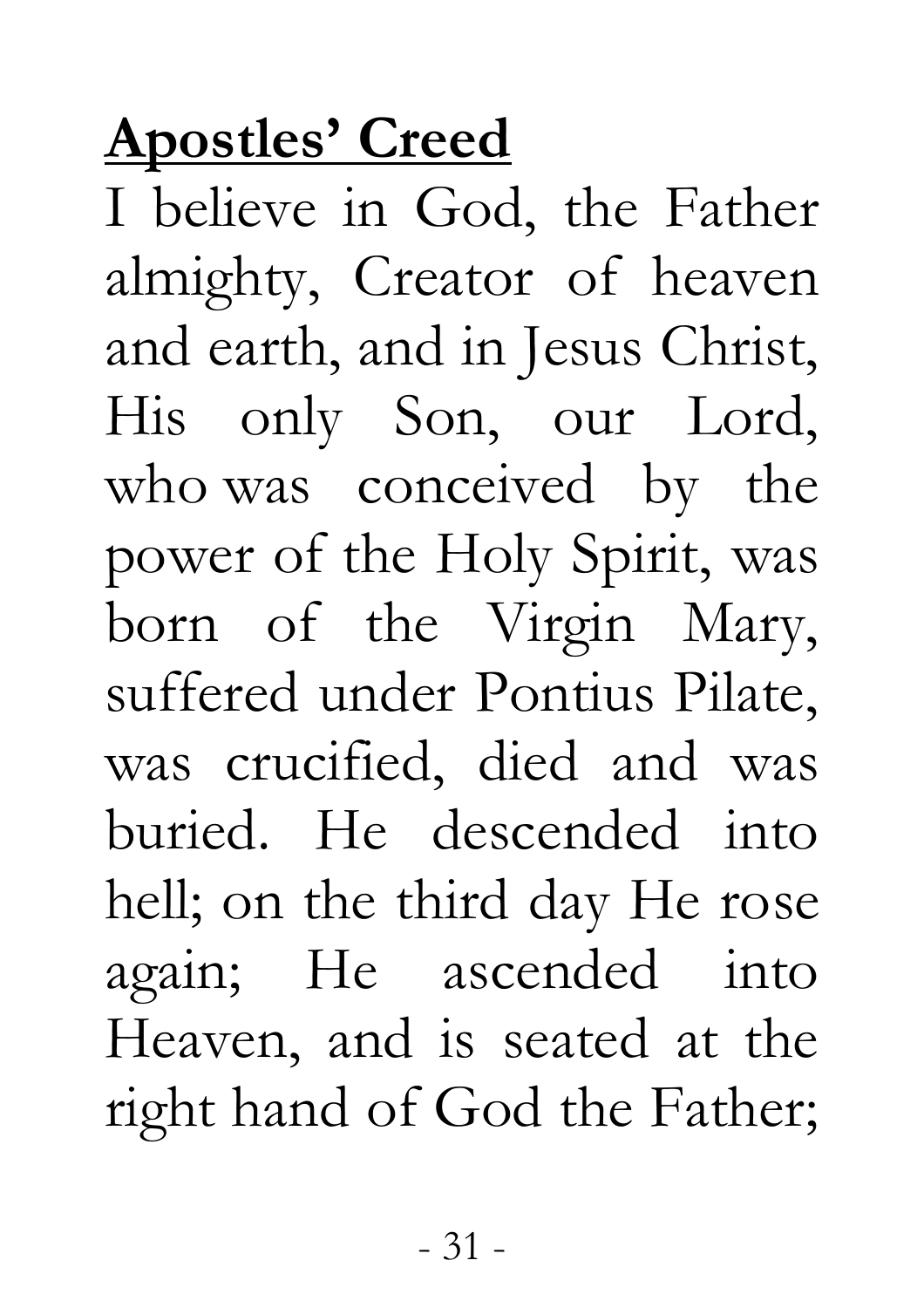**Apostles' Creed**

I believe in God, the Father almighty, Creator of heaven and earth, and in Jesus Christ, His only Son, our Lord, who was conceived by the power of the Holy Spirit, was born of the Virgin Mary, suffered under Pontius Pilate, was crucified, died and was buried. He descended into hell; on the third day He rose again; He ascended into Heaven, and is seated at the right hand of God the Father;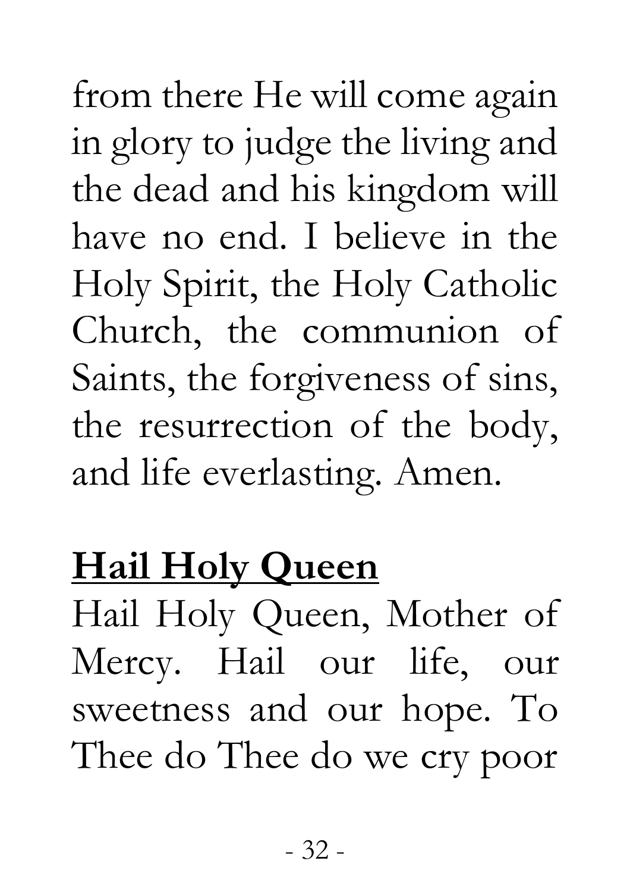from there He will come again in glory to judge the living and the dead and his kingdom will have no end. I believe in the Holy Spirit, the Holy Catholic Church, the communion of Saints, the forgiveness of sins, the resurrection of the body, and life everlasting. Amen.

## Hail Holy Queen

Hail Holy Queen, Mother of Mercy. Hail our life, our sweetness and our hope. To Thee do Thee do we cry poor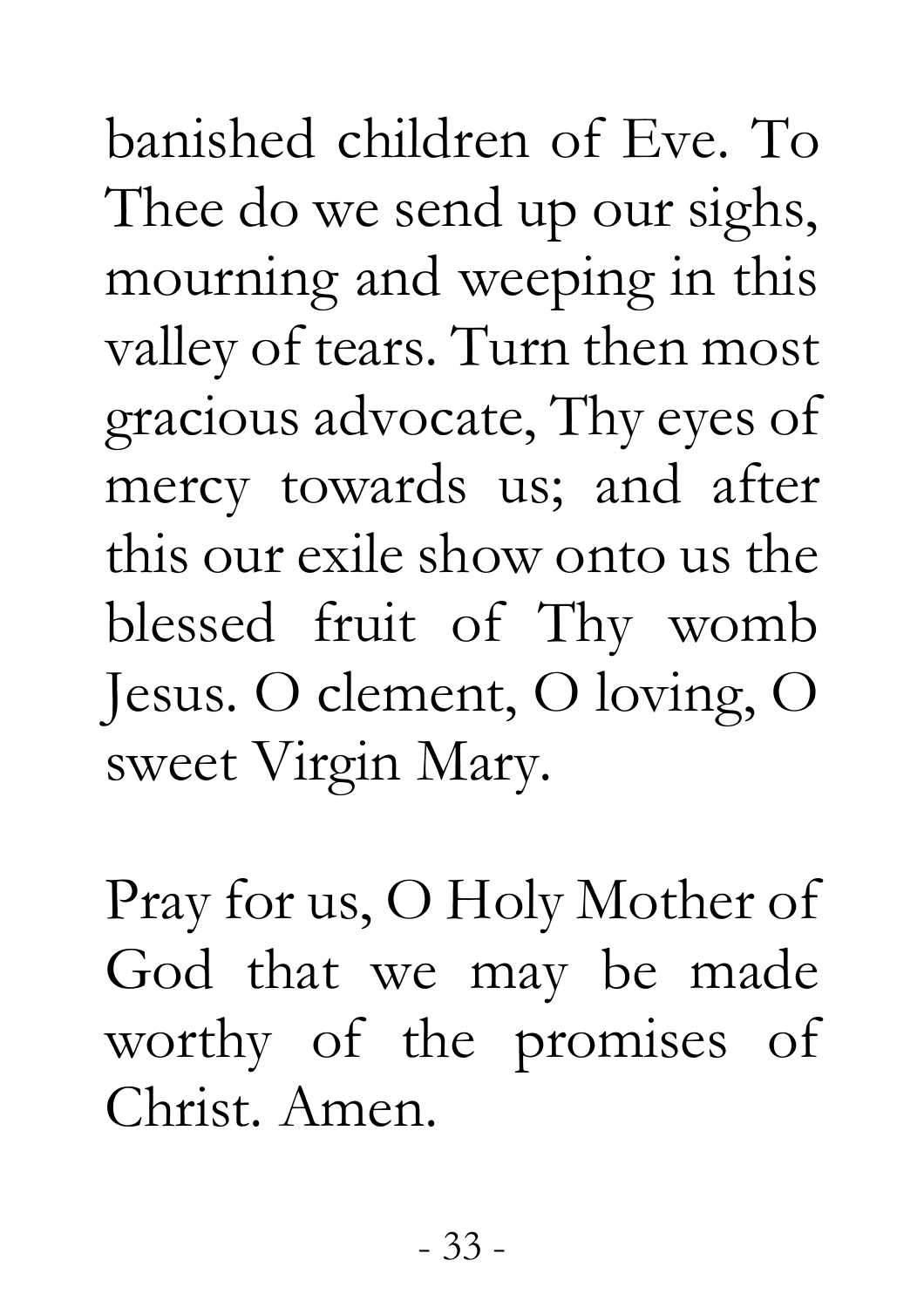banished children of Eve. To Thee do we send up our sighs, mourning and weeping in this valley of tears. Turn then most gracious advocate, Thy eyes of mercy towards us; and after this our exile show onto us the blessed fruit of Thy womb Jesus. O clement, O loving, O sweet Virgin Mary.

Pray for us, O Holy Mother of God that we may be made worthy of the promises of Christ. Amen.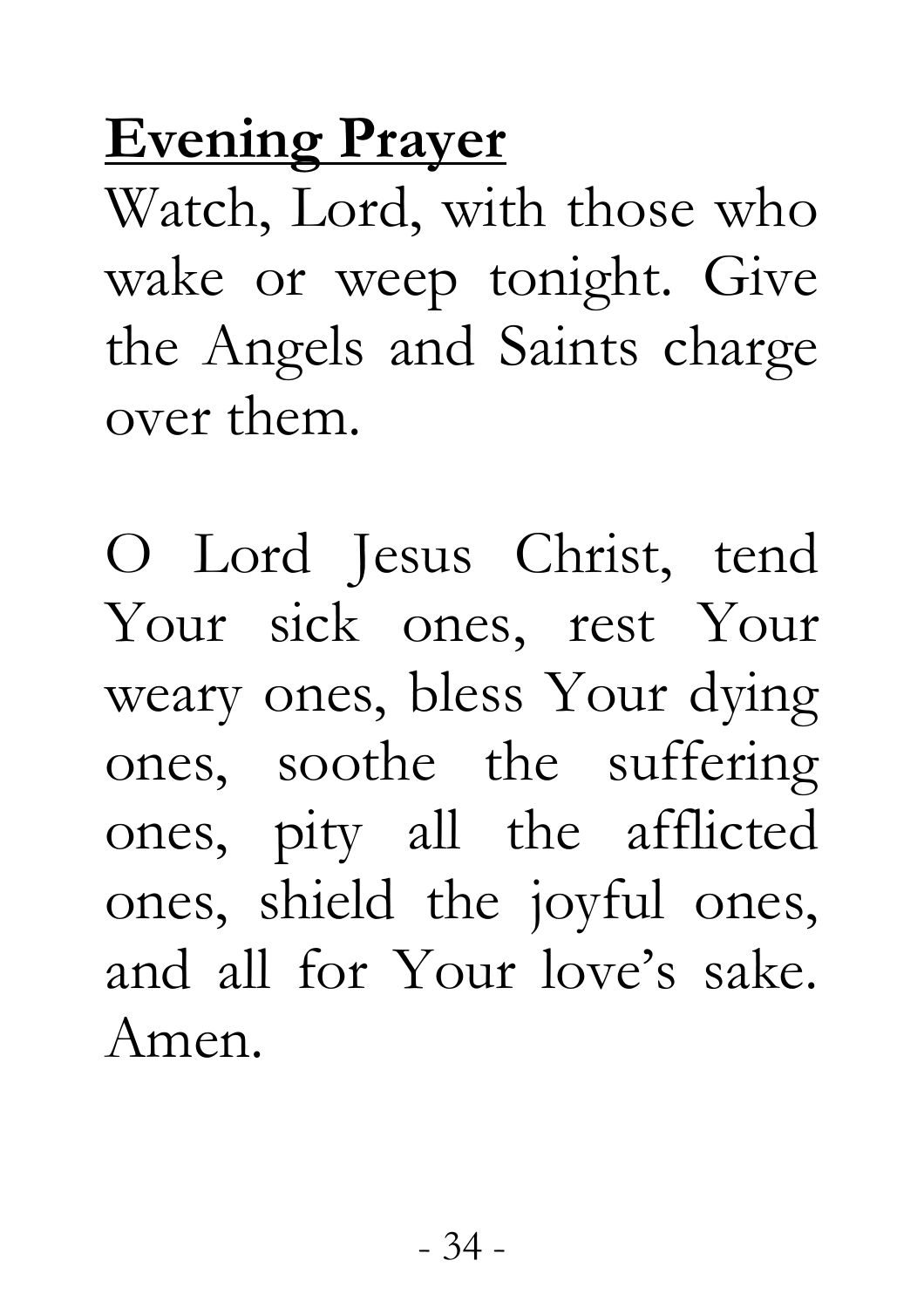## **Evening Prayer**

Watch, Lord, with those who wake or weep tonight. Give the Angels and Saints charge over them.

O Lord Jesus Christ, tend Your sick ones, rest Your weary ones, bless Your dying ones, soothe the suffering ones, pity all the afflicted ones, shield the joyful ones, and all for Your love's sake. Amen.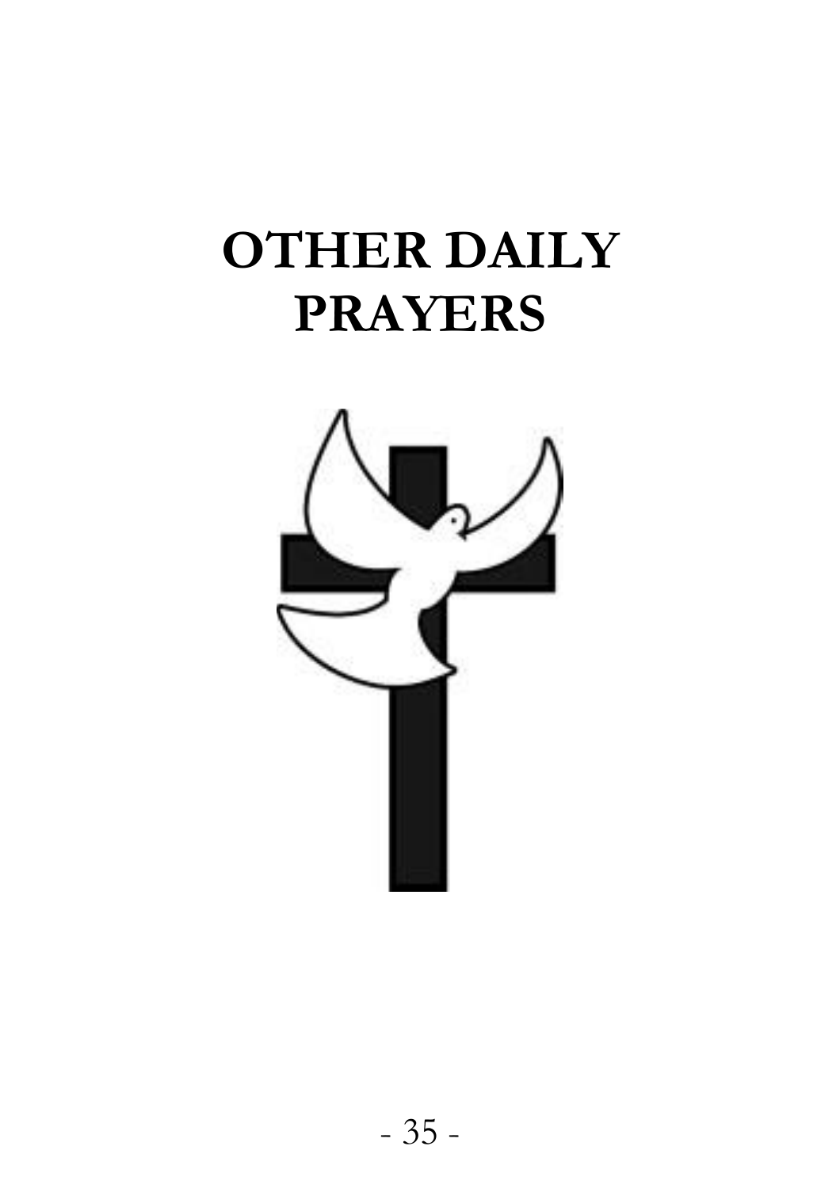# OTHER DAILY PRAYERS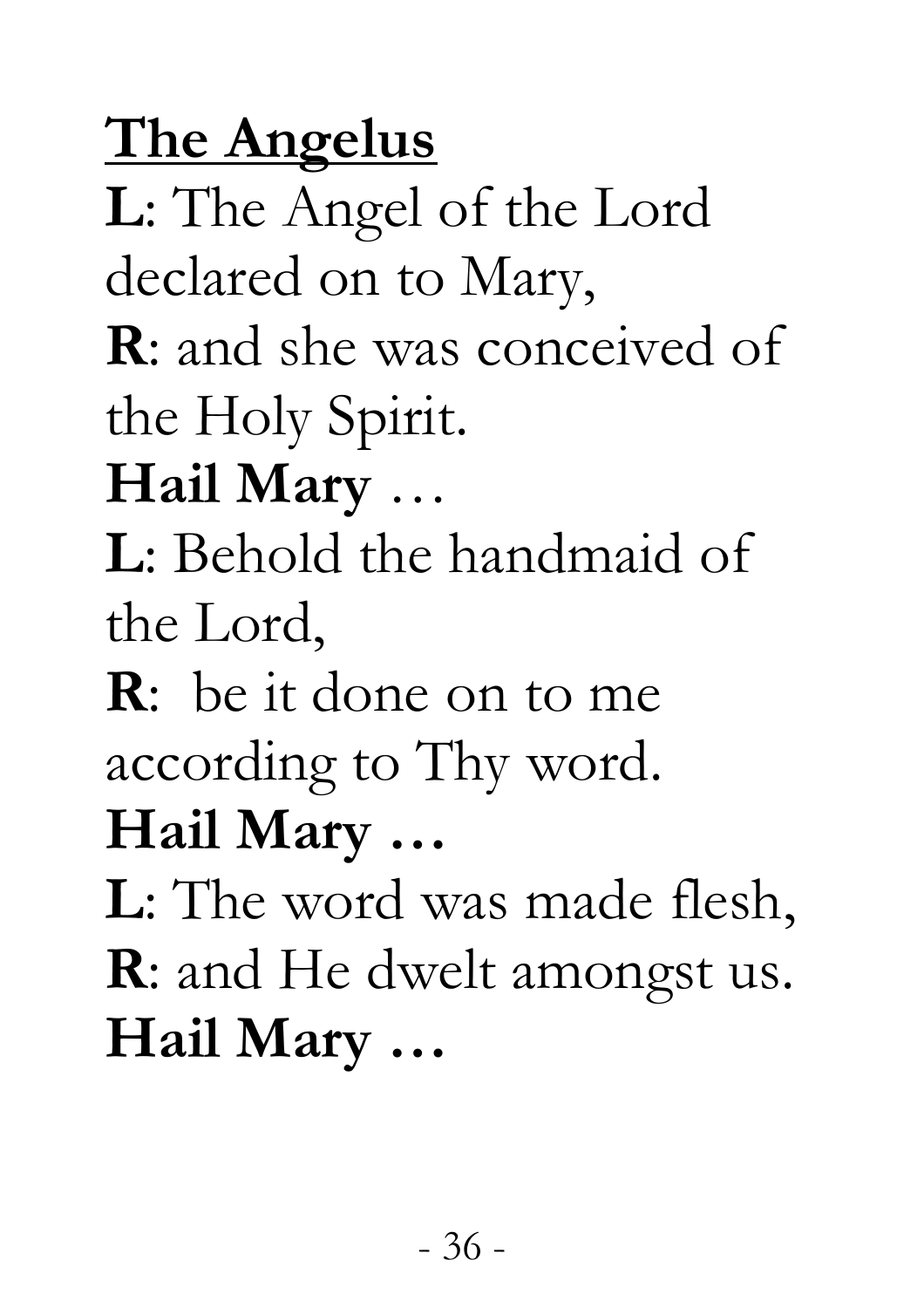## The Angelus

**L**: The Angel of the Lord declared on to Mary,

**R**: and she was conceived of the Holy Spirit.

**Hail Mary** …

**L**: Behold the handmaid of the Lord,

**R**: be it done on to me according to Thy word.

**Hail Mary …**

**L**: The word was made flesh,

**R**: and He dwelt amongst us.

**Hail Mary …**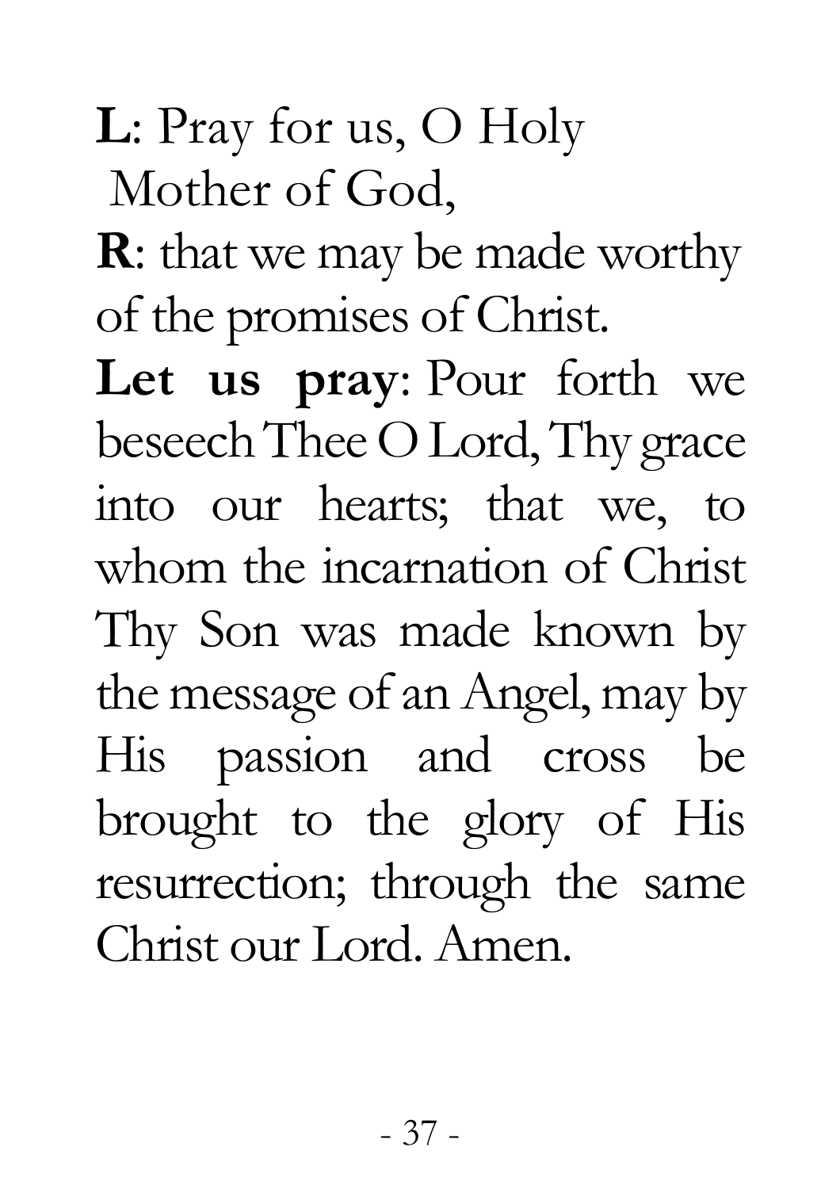**L**: Pray for us, O Holy Mother of God,

**R**: that we may be made worthy of the promises of Christ.

**Let us pray**: Pour forth we beseech Thee O Lord, Thy grace into our hearts; that we, to whom the incarnation of Christ Thy Son was made known by the message of an Angel, may by His passion and cross be brought to the glory of His resurrection; through the same Christ our Lord. Amen.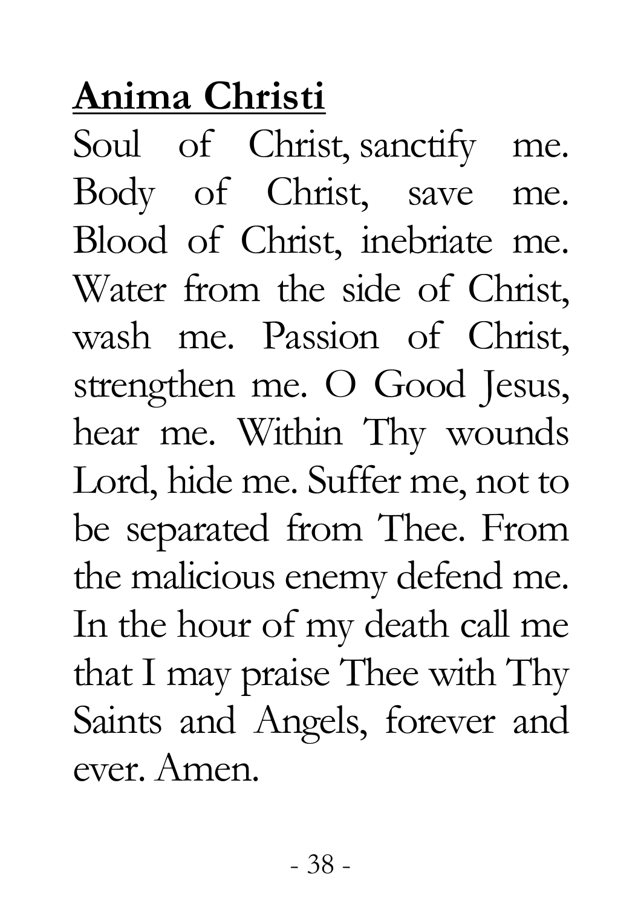## **Anima Christi**

Soul of Christ, sanctify me. Body of Christ, save me. Blood of Christ, inebriate me. Water from the side of Christ, wash me. Passion of Christ, strengthen me. O Good Jesus, hear me. Within Thy wounds Lord, hide me. Suffer me, not to be separated from Thee. From the malicious enemy defend me. In the hour of my death call me that I may praise Thee with Thy Saints and Angels, forever and ever. Amen.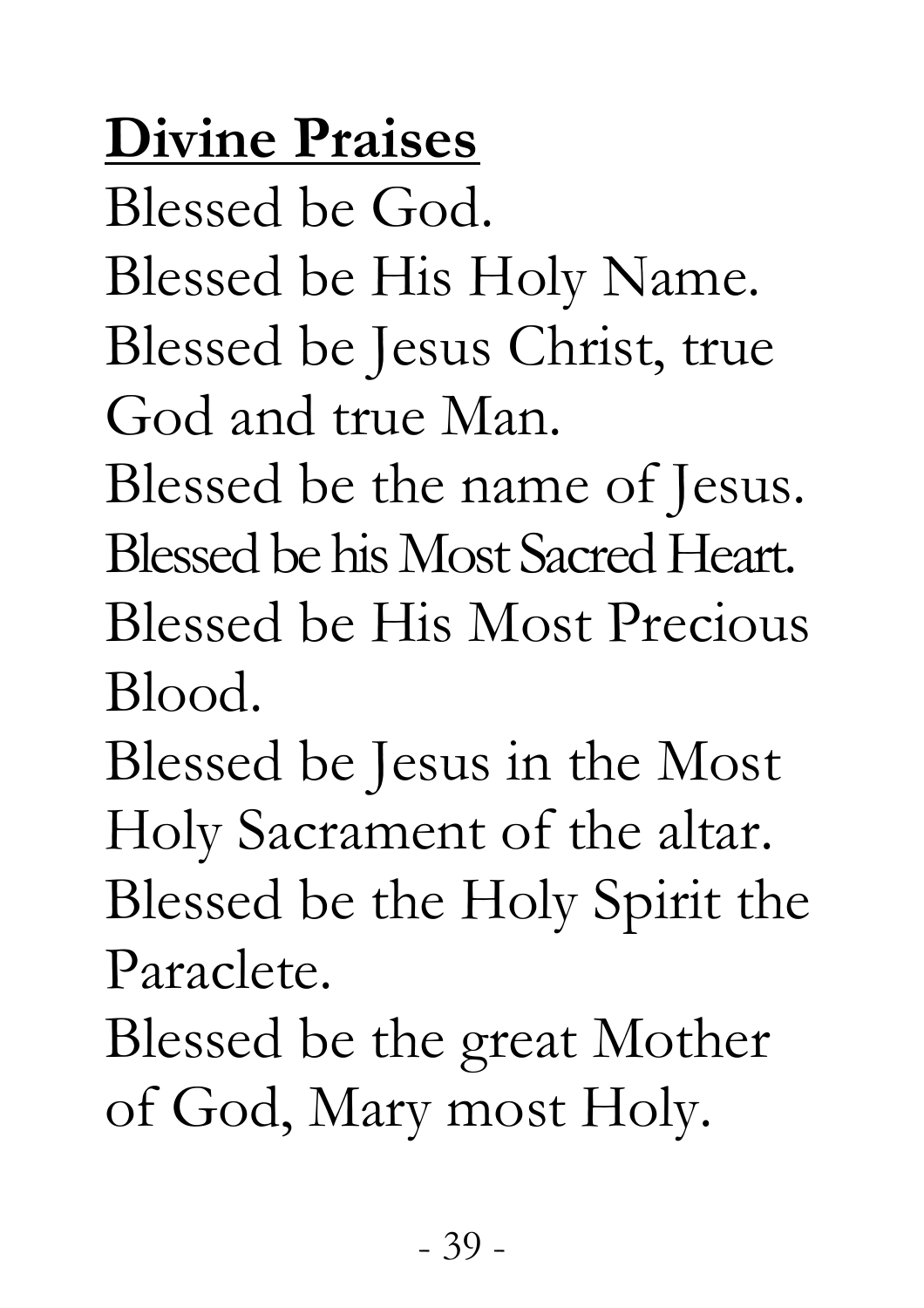## **Divine Praises**

Blessed be God.
Blessed be His Holy Name.
Blessed be Jesus Christ, true God and true Man.
Blessed be the name of Jesus.
Blessed be his Most Sacred Heart.
Blessed be His Most Precious Blood.
Blessed be Jesus in the Most Holy Sacrament of the altar.
Blessed be the Holy Spirit the Paraclete.
Blessed be the great Mother of God, Mary most Holy.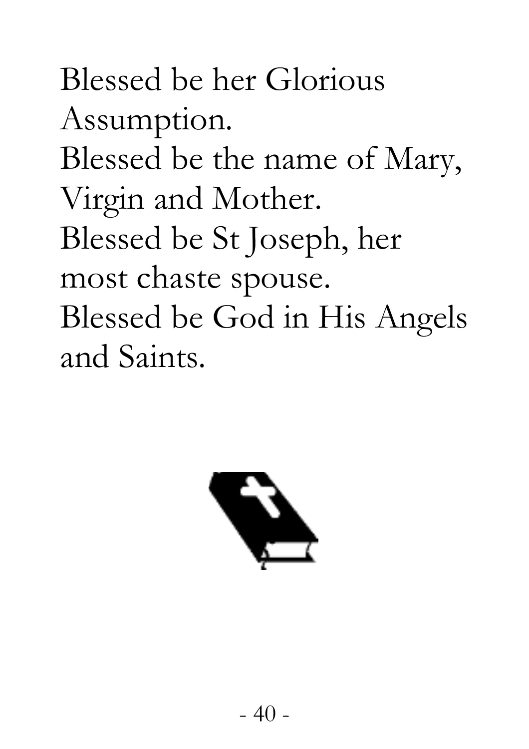Blessed be her Glorious Assumption.
Blessed be the name of Mary, Virgin and Mother.
Blessed be St Joseph, her most chaste spouse.
Blessed be God in His Angels and Saints.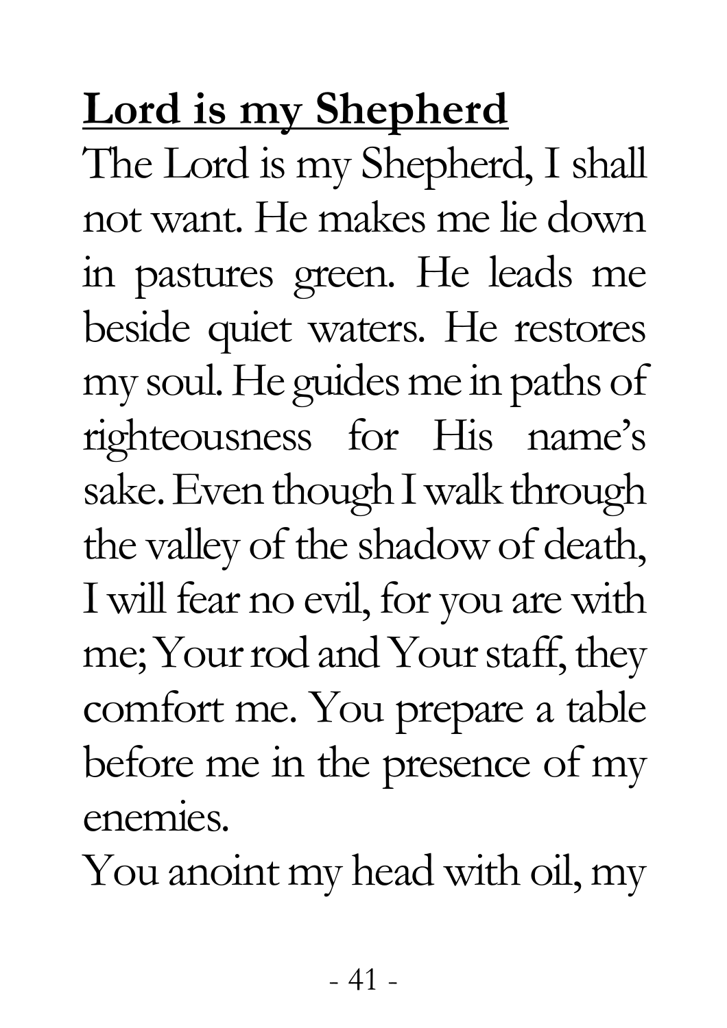## **Lord is my Shepherd**

The Lord is my Shepherd, I shall not want. He makes me lie down in pastures green. He leads me beside quiet waters. He restores my soul. He guides me in paths of righteousness for His name's sake. Even though I walk through the valley of the shadow of death, I will fear no evil, for you are with me; Your rod and Your staff, they comfort me. You prepare a table before me in the presence of my enemies.

You anoint my head with oil, my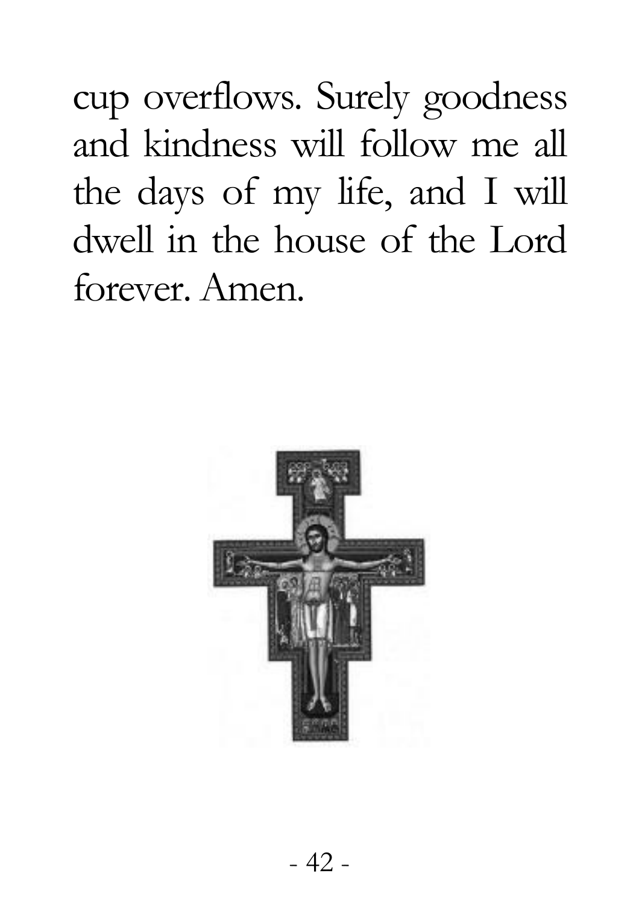cup overflows. Surely goodness and kindness will follow me all the days of my life, and I will dwell in the house of the Lord forever. Amen.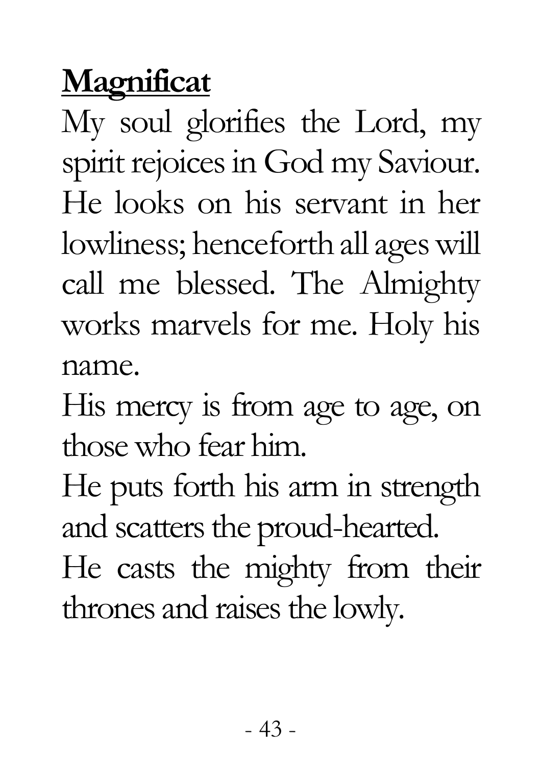**<u>Magnificat</u>**

My soul glorifies the Lord, my spirit rejoices in God my Saviour. He looks on his servant in her lowliness; henceforth all ages will call me blessed. The Almighty works marvels for me. Holy his name.

His mercy is from age to age, on those who fear him.

He puts forth his arm in strength and scatters the proud-hearted.

He casts the mighty from their thrones and raises the lowly.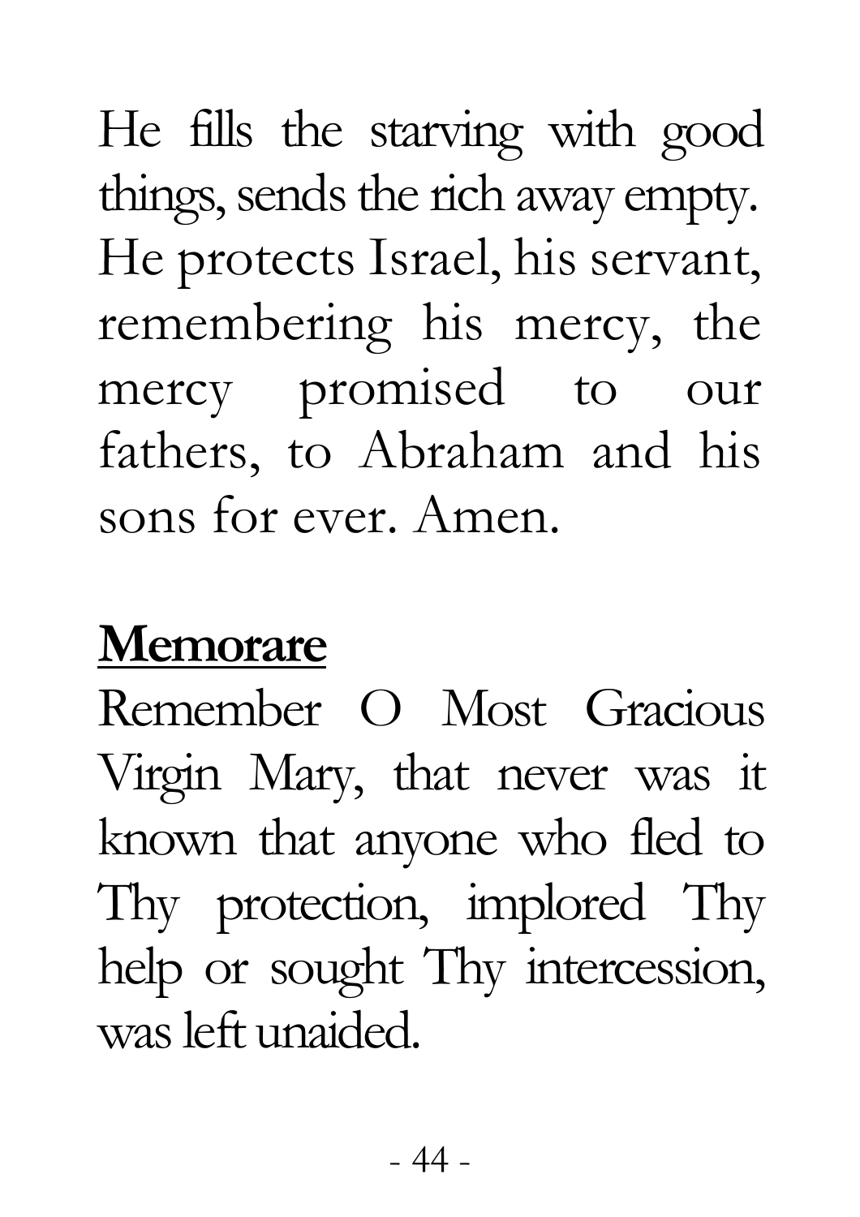He fills the starving with good things, sends the rich away empty. He protects Israel, his servant, remembering his mercy, the mercy promised to our fathers, to Abraham and his sons for ever. Amen.

## Memorare

Remember O Most Gracious Virgin Mary, that never was it known that anyone who fled to Thy protection, implored Thy help or sought Thy intercession, was left unaided.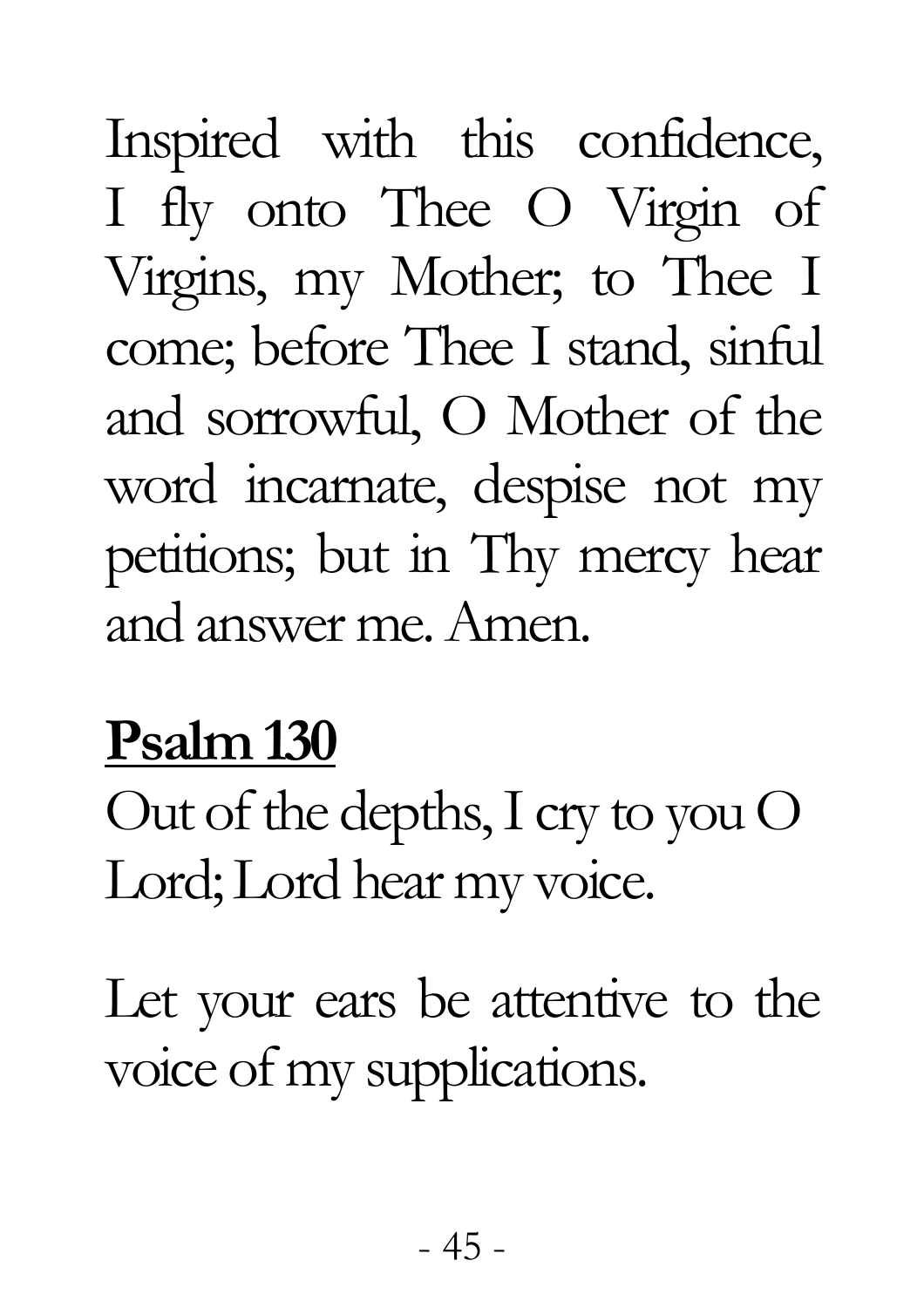Inspired with this confidence, I fly onto Thee O Virgin of Virgins, my Mother; to Thee I come; before Thee I stand, sinful and sorrowful, O Mother of the word incarnate, despise not my petitions; but in Thy mercy hear and answer me. Amen.

## **Psalm 130**

Out of the depths, I cry to you O Lord; Lord hear my voice.

Let your ears be attentive to the voice of my supplications.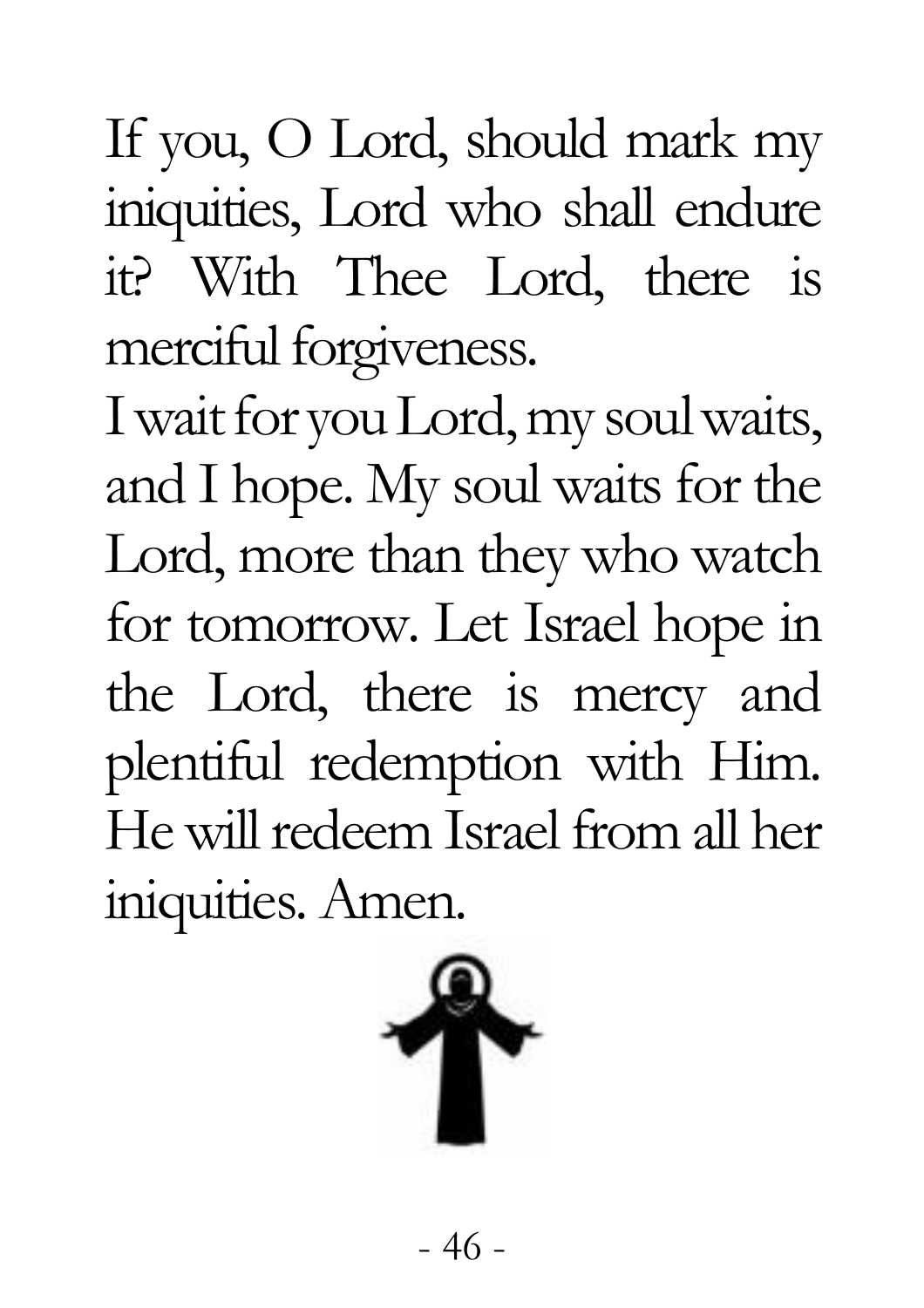If you, O Lord, should mark my iniquities, Lord who shall endure it? With Thee Lord, there is merciful forgiveness.

I wait for you Lord, my soul waits, and I hope. My soul waits for the Lord, more than they who watch for tomorrow. Let Israel hope in the Lord, there is mercy and plentiful redemption with Him. He will redeem Israel from all her iniquities. Amen.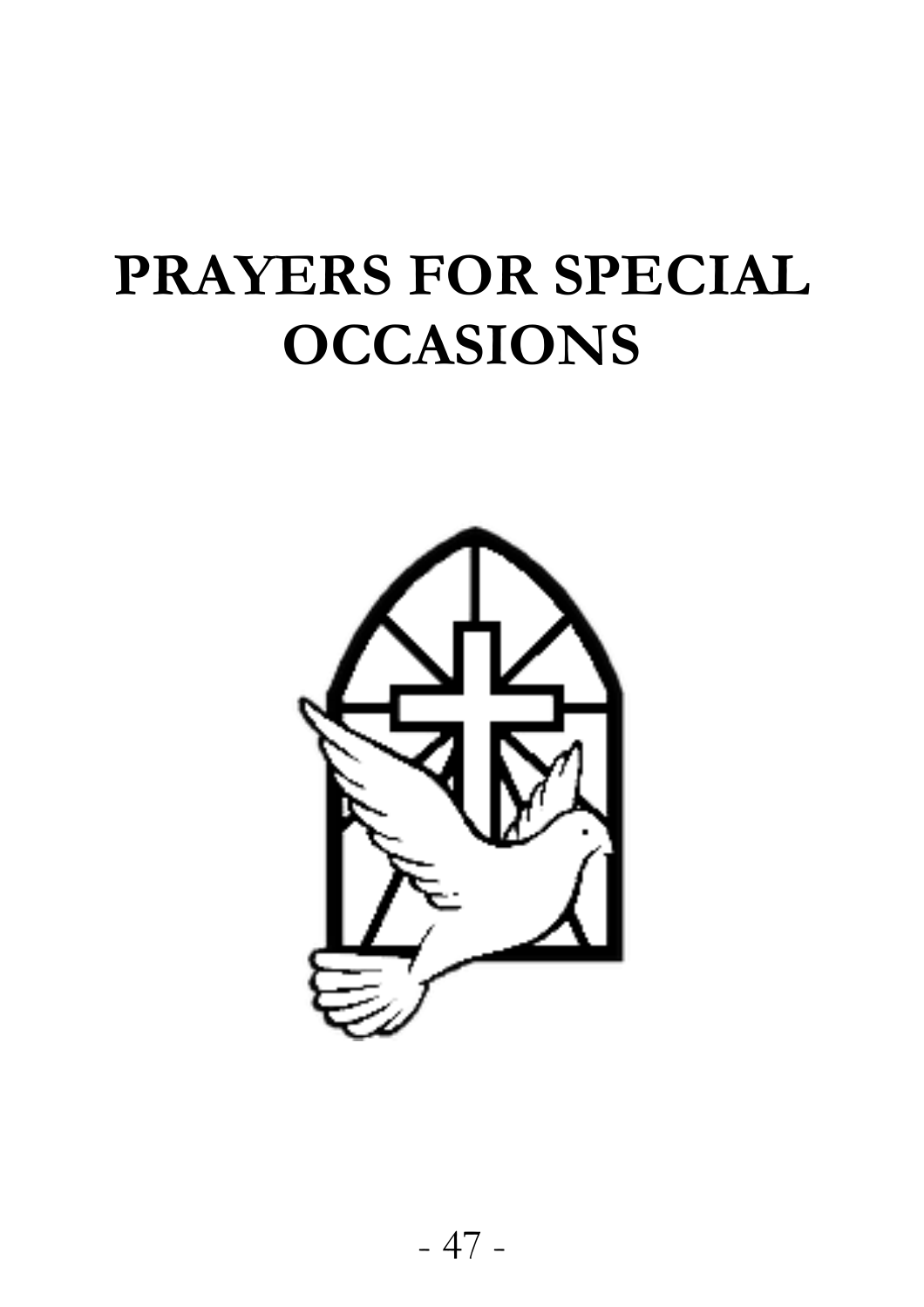# PRAYERS FOR SPECIAL OCCASIONS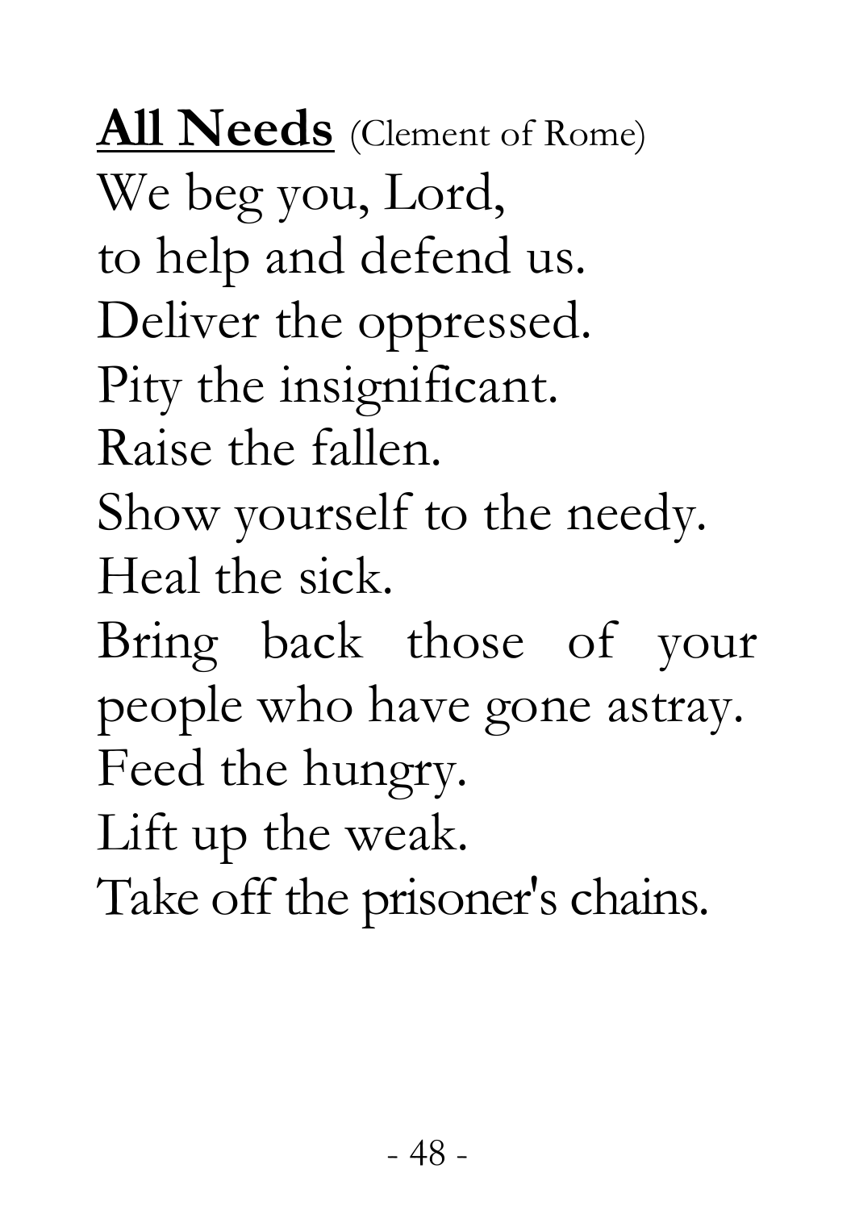**<u>All Needs</u>** (Clement of Rome)

We beg you, Lord,
to help and defend us.
Deliver the oppressed.
Pity the insignificant.
Raise the fallen.
Show yourself to the needy.
Heal the sick.
Bring back those of your people who have gone astray.
Feed the hungry.
Lift up the weak.
Take off the prisoner's chains.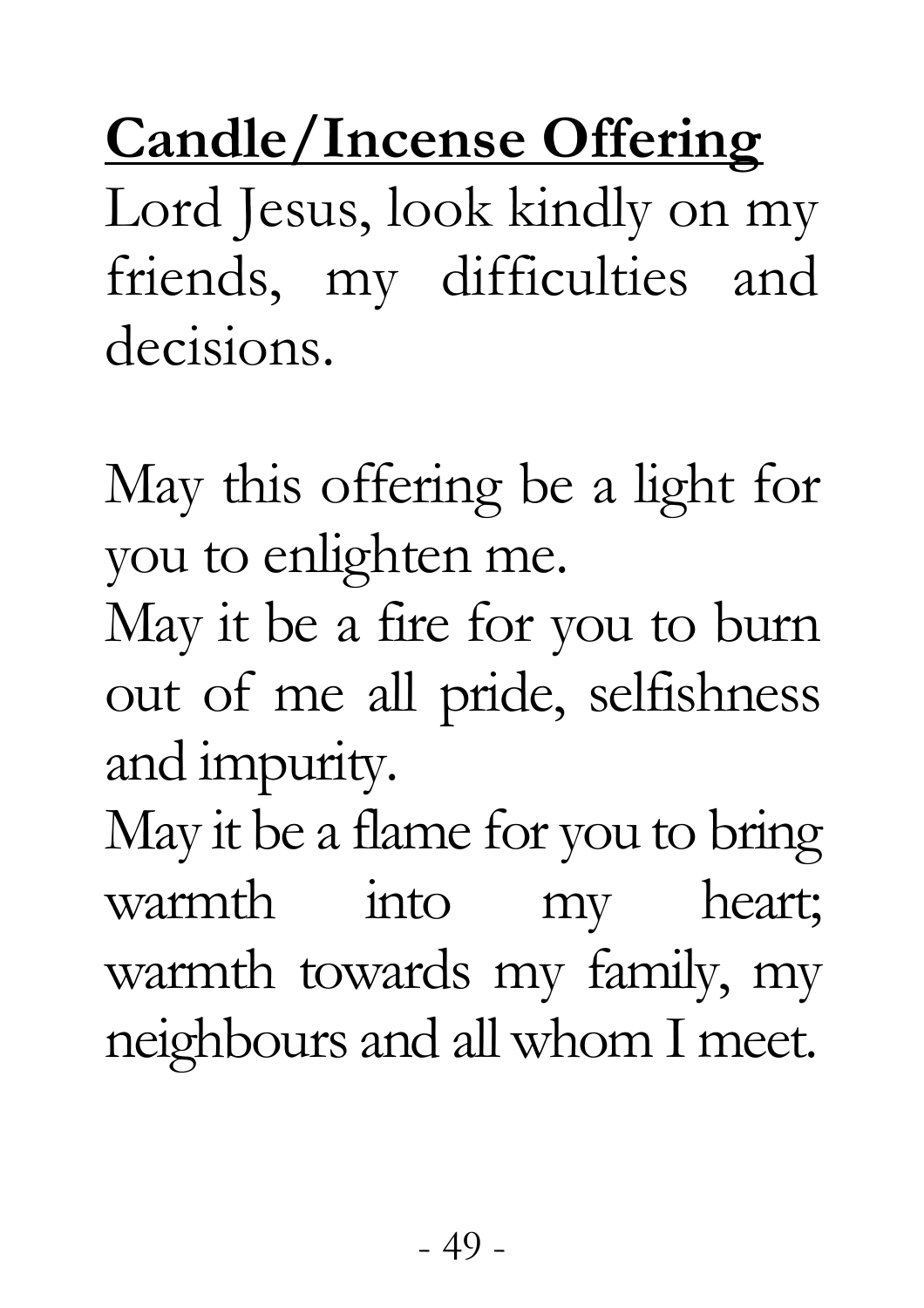## Candle/Incense Offering

Lord Jesus, look kindly on my friends, my difficulties and decisions.

May this offering be a light for you to enlighten me.
May it be a fire for you to burn out of me all pride, selfishness and impurity.
May it be a flame for you to bring warmth into my heart; warmth towards my family, my neighbours and all whom I meet.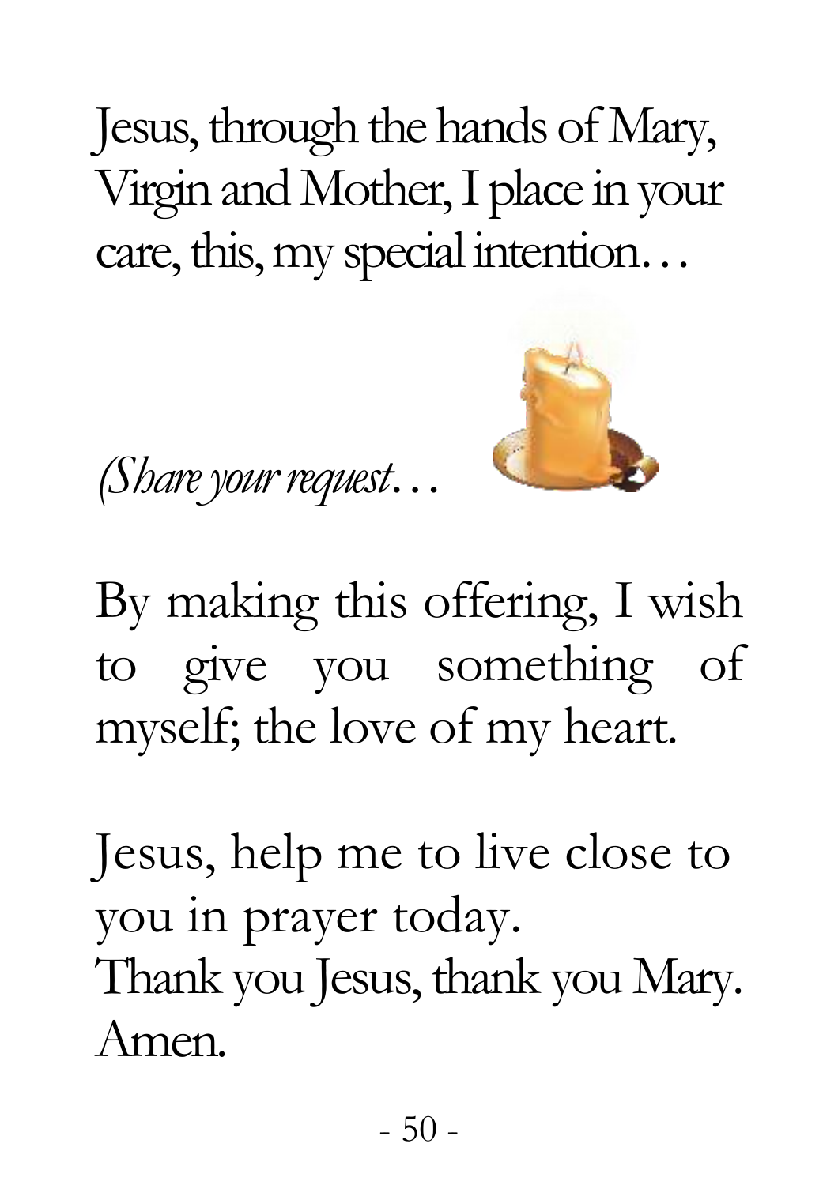Jesus, through the hands of Mary, Virgin and Mother, I place in your care, this, my special intention…

*(Share your request…*

By making this offering, I wish to give you something of myself; the love of my heart.

Jesus, help me to live close to you in prayer today.
Thank you Jesus, thank you Mary.
Amen.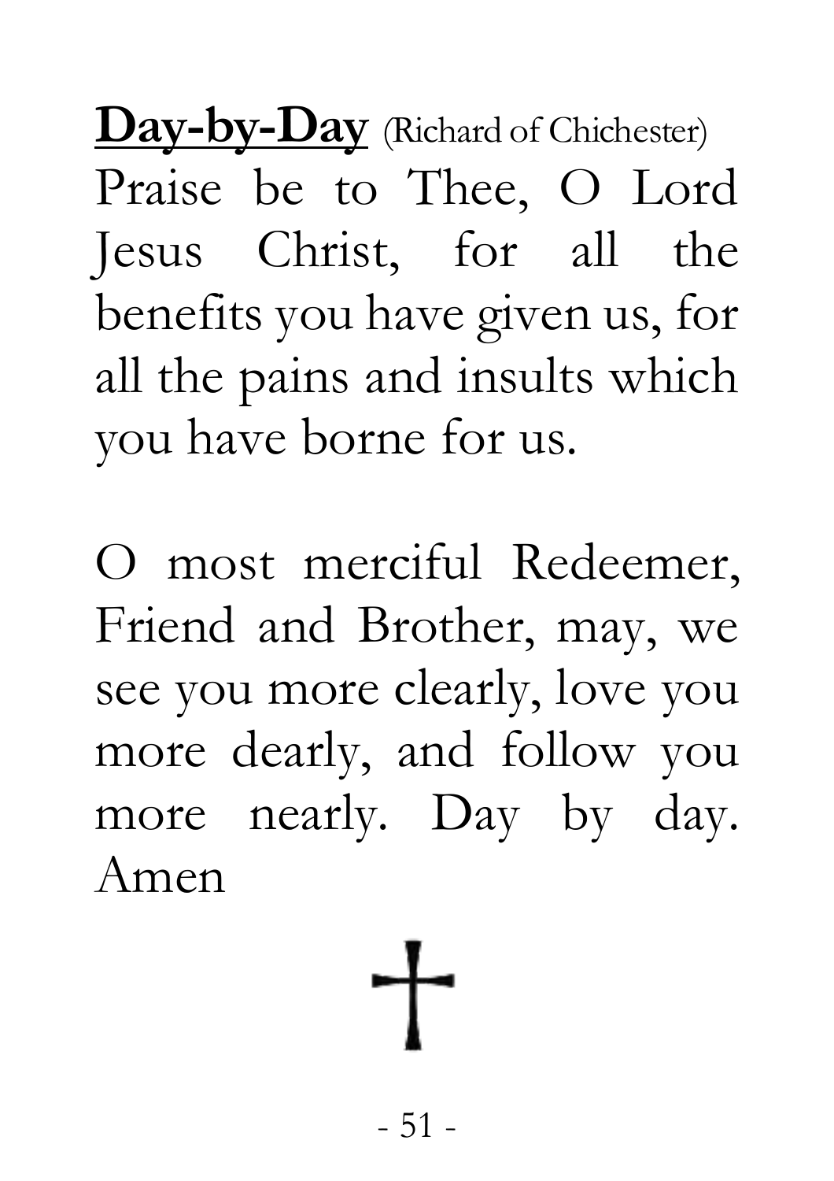**<u>Day-by-Day</u>** (Richard of Chichester)

Praise be to Thee, O Lord Jesus Christ, for all the benefits you have given us, for all the pains and insults which you have borne for us.

O most merciful Redeemer, Friend and Brother, may, we see you more clearly, love you more dearly, and follow you more nearly. Day by day. Amen

†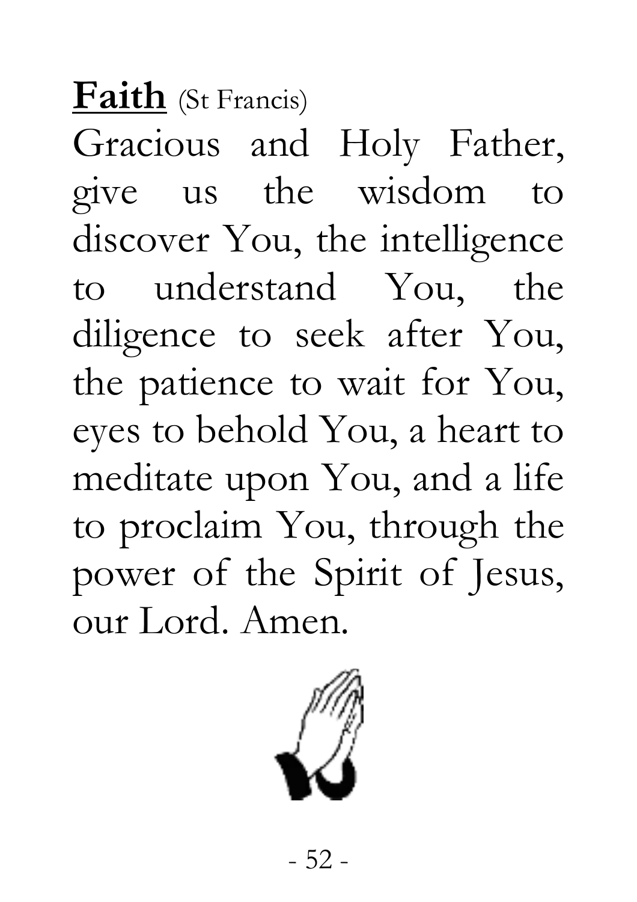**Faith** (St Francis)

Gracious and Holy Father, give us the wisdom to discover You, the intelligence to understand You, the diligence to seek after You, the patience to wait for You, eyes to behold You, a heart to meditate upon You, and a life to proclaim You, through the power of the Spirit of Jesus, our Lord. Amen.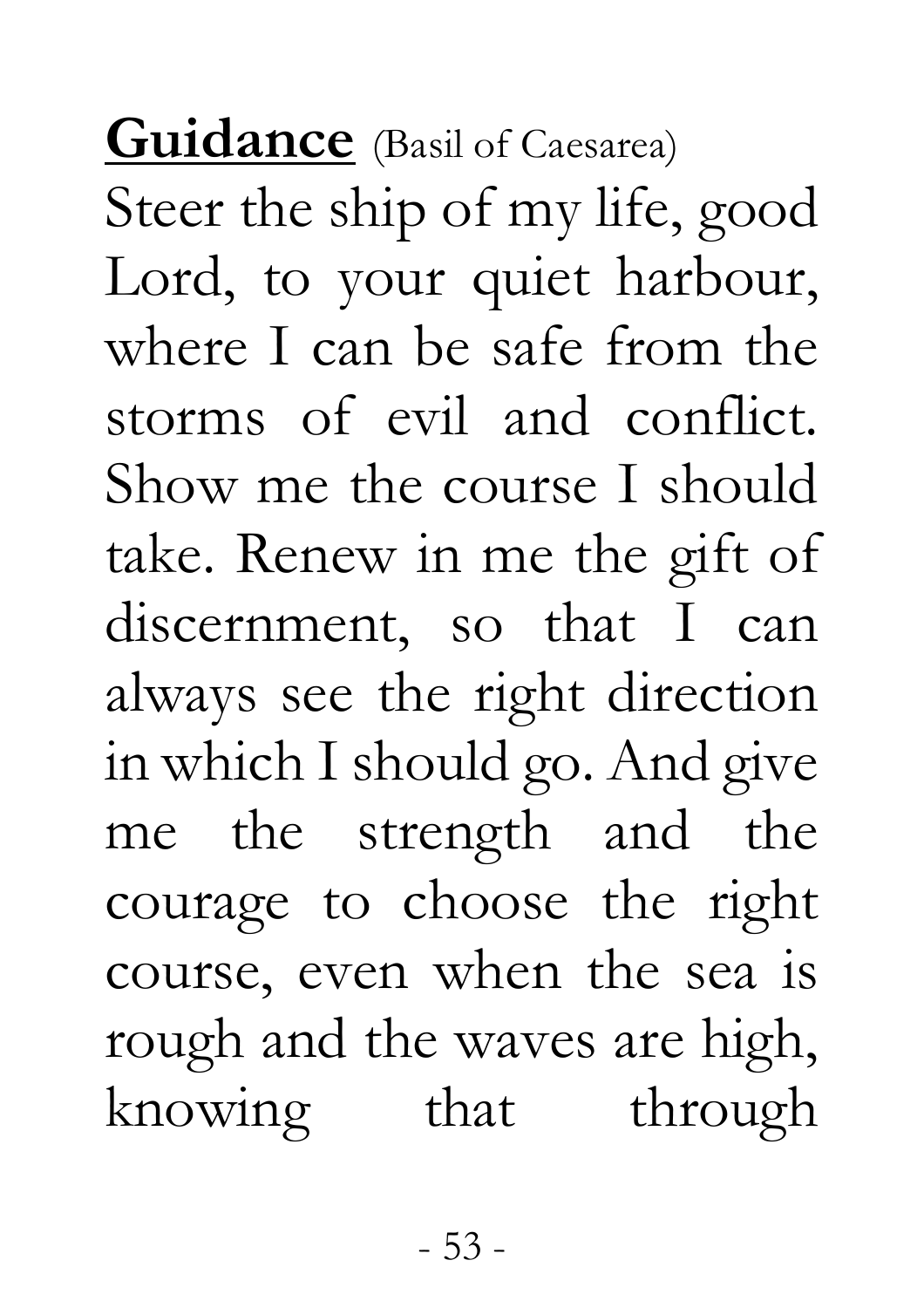**<u>Guidance</u>** (Basil of Caesarea)

Steer the ship of my life, good Lord, to your quiet harbour, where I can be safe from the storms of evil and conflict. Show me the course I should take. Renew in me the gift of discernment, so that I can always see the right direction in which I should go. And give me the strength and the courage to choose the right course, even when the sea is rough and the waves are high, knowing that through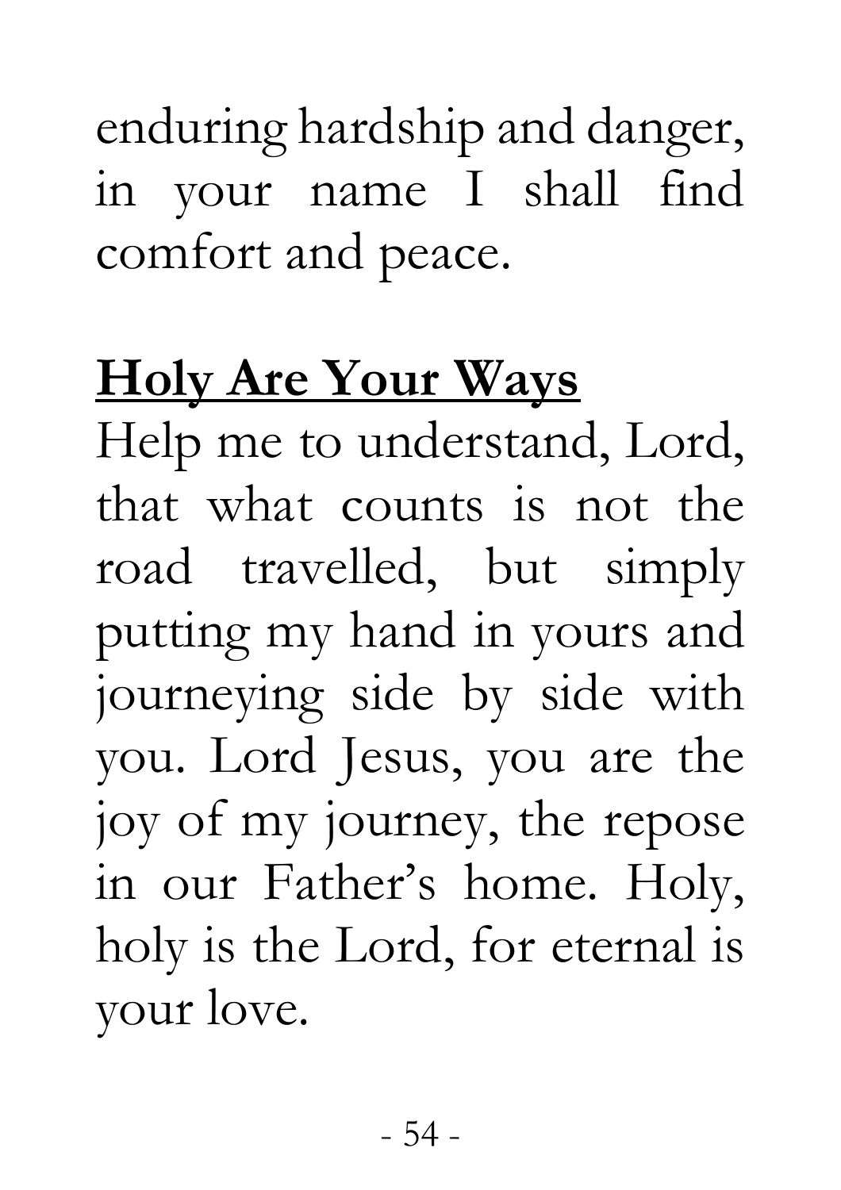enduring hardship and danger, in your name I shall find comfort and peace.

## Holy Are Your Ways

Help me to understand, Lord, that what counts is not the road travelled, but simply putting my hand in yours and journeying side by side with you. Lord Jesus, you are the joy of my journey, the repose in our Father's home. Holy, holy is the Lord, for eternal is your love.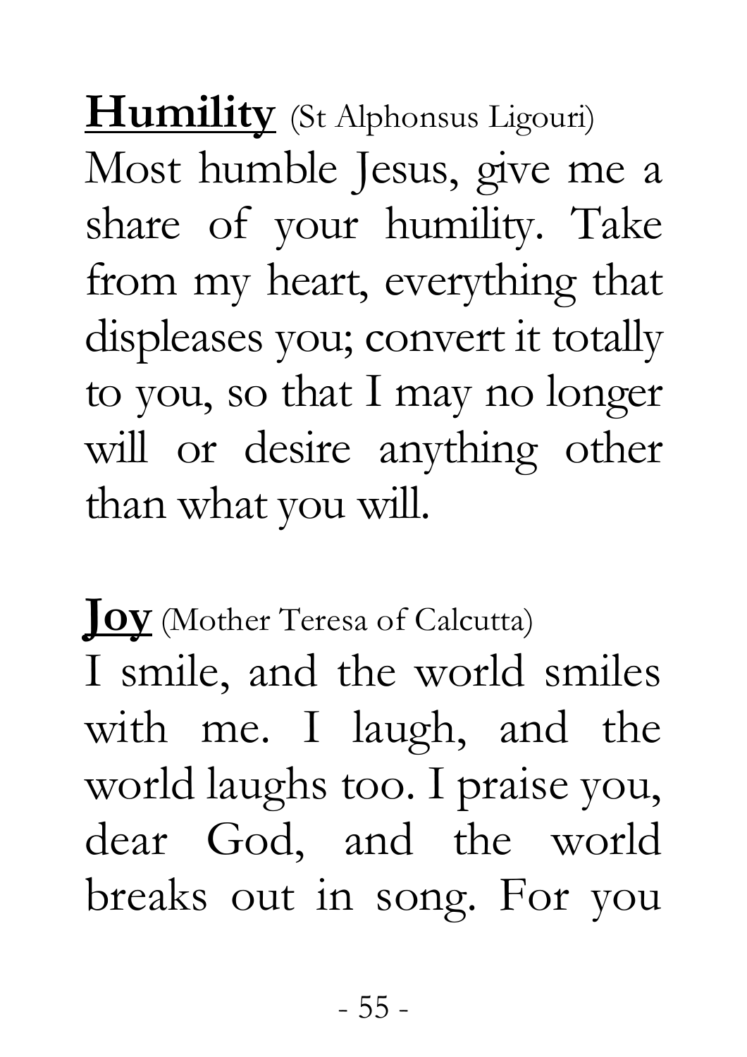**<u>Humility</u>** (St Alphonsus Ligouri)
Most humble Jesus, give me a share of your humility. Take from my heart, everything that displeases you; convert it totally to you, so that I may no longer will or desire anything other than what you will.

**<u>Joy</u>** (Mother Teresa of Calcutta)
I smile, and the world smiles with me. I laugh, and the world laughs too. I praise you, dear God, and the world breaks out in song. For you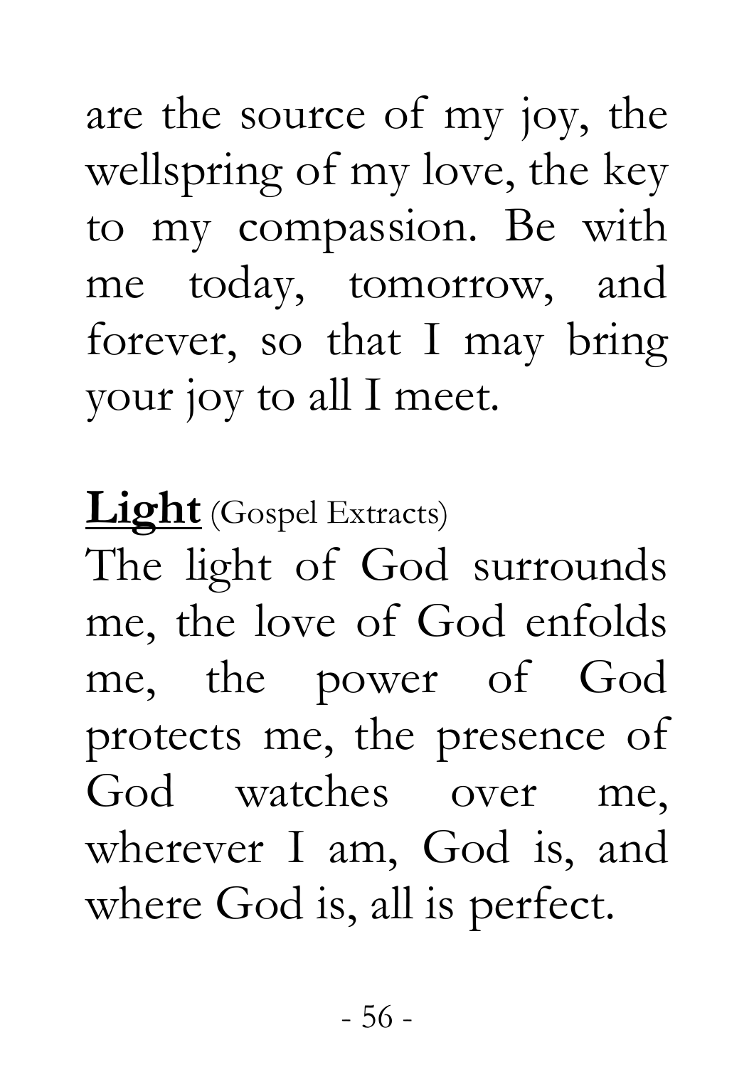are the source of my joy, the wellspring of my love, the key to my compassion. Be with me today, tomorrow, and forever, so that I may bring your joy to all I meet.

**<u>Light</u>** (Gospel Extracts)

The light of God surrounds me, the love of God enfolds me, the power of God protects me, the presence of God watches over me, wherever I am, God is, and where God is, all is perfect.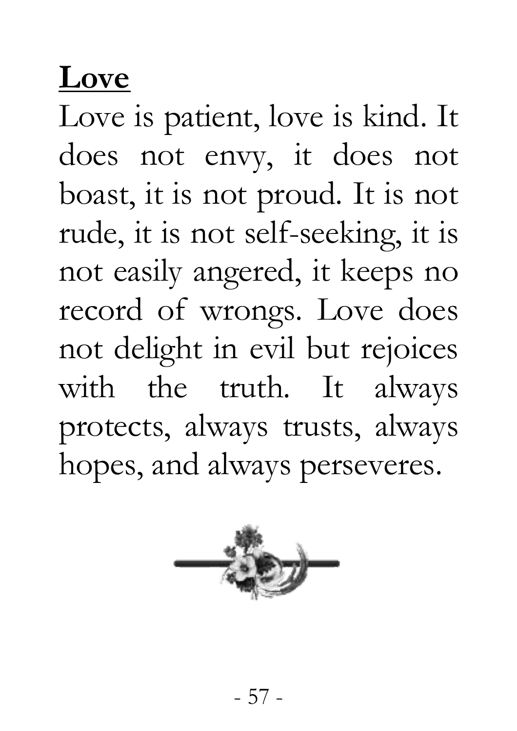**Love**

Love is patient, love is kind. It does not envy, it does not boast, it is not proud. It is not rude, it is not self-seeking, it is not easily angered, it keeps no record of wrongs. Love does not delight in evil but rejoices with the truth. It always protects, always trusts, always hopes, and always perseveres.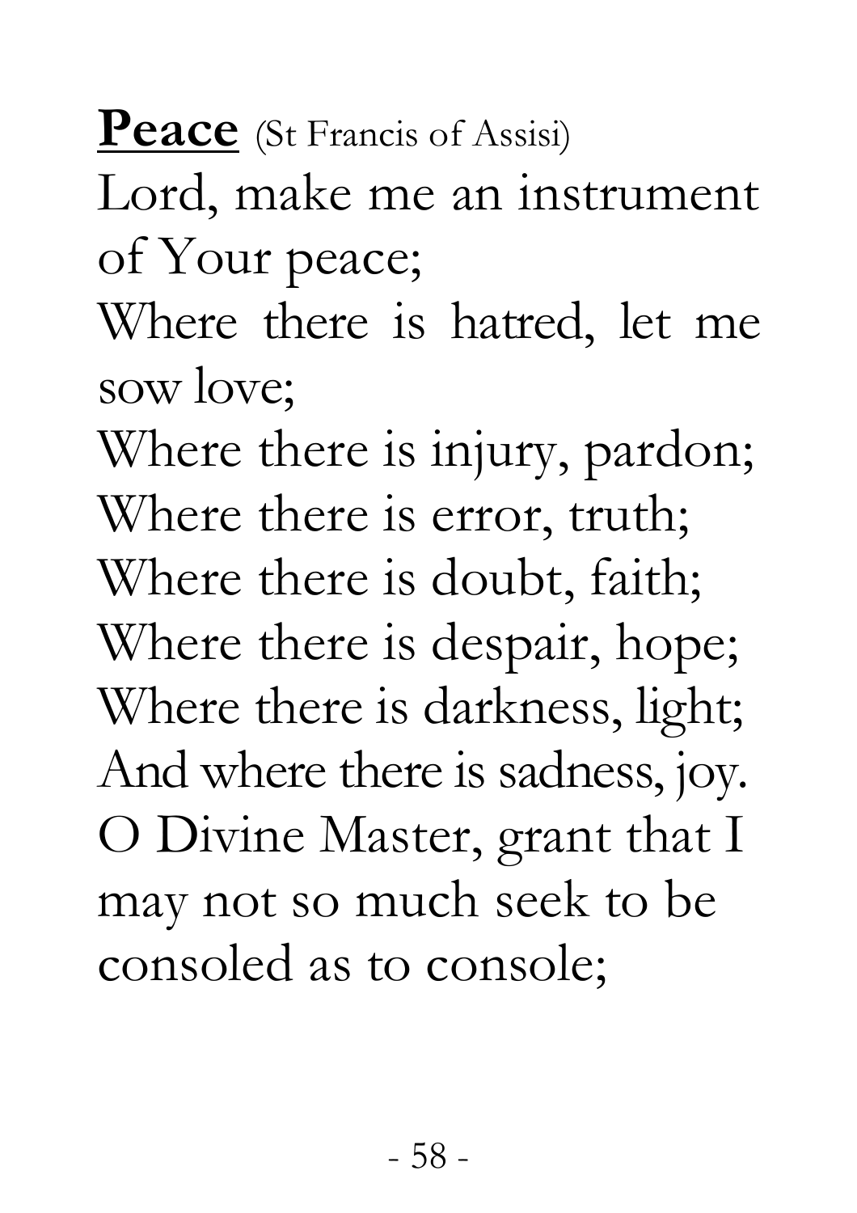**<u>Peace</u>** (St Francis of Assisi)

Lord, make me an instrument of Your peace;
Where there is hatred, let me sow love;
Where there is injury, pardon;
Where there is error, truth;
Where there is doubt, faith;
Where there is despair, hope;
Where there is darkness, light;
And where there is sadness, joy.
O Divine Master, grant that I may not so much seek to be consoled as to console;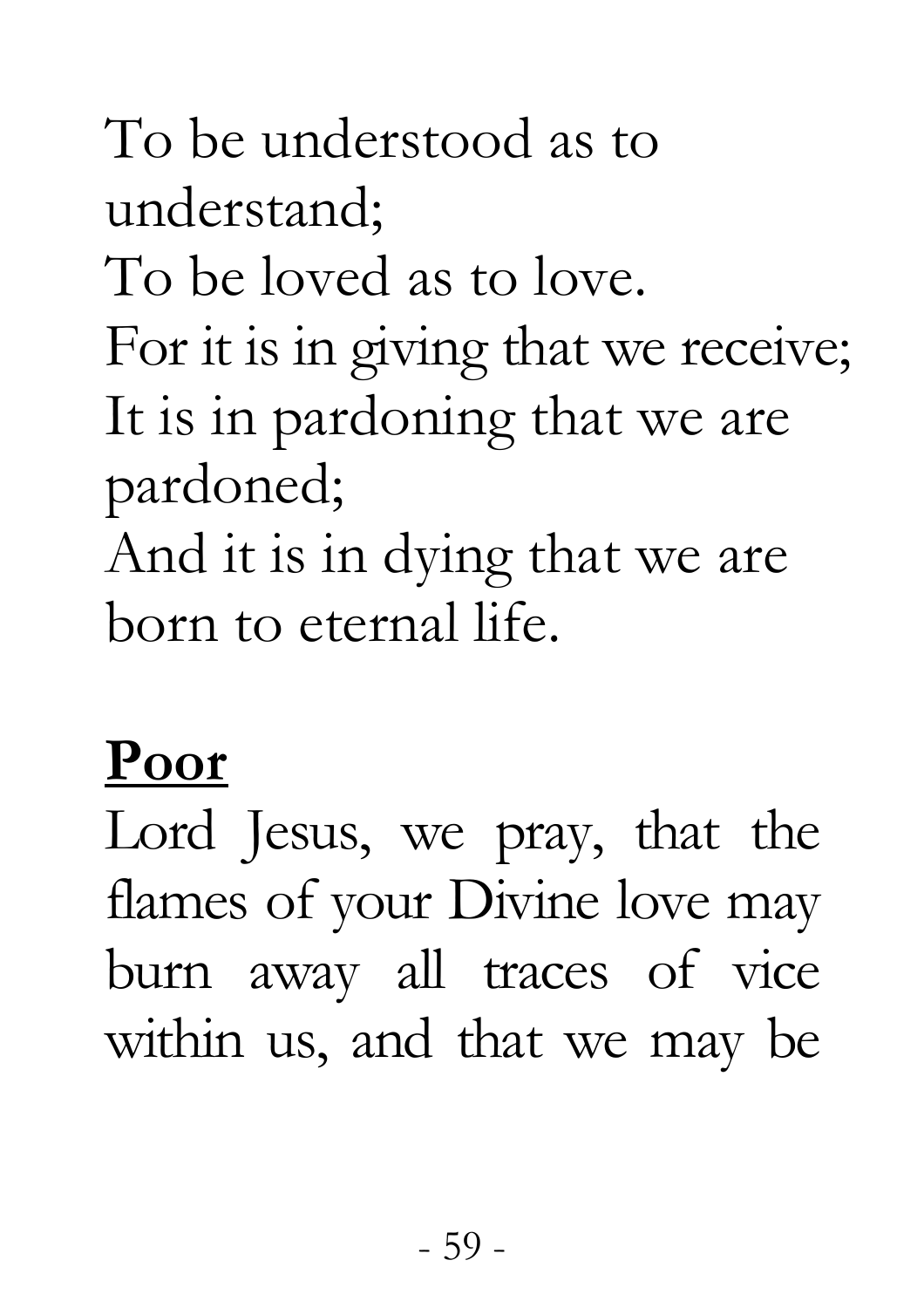To be understood as to understand;
To be loved as to love.
For it is in giving that we receive;
It is in pardoning that we are pardoned;
And it is in dying that we are born to eternal life.

**<u>Poor</u>**

Lord Jesus, we pray, that the flames of your Divine love may burn away all traces of vice within us, and that we may be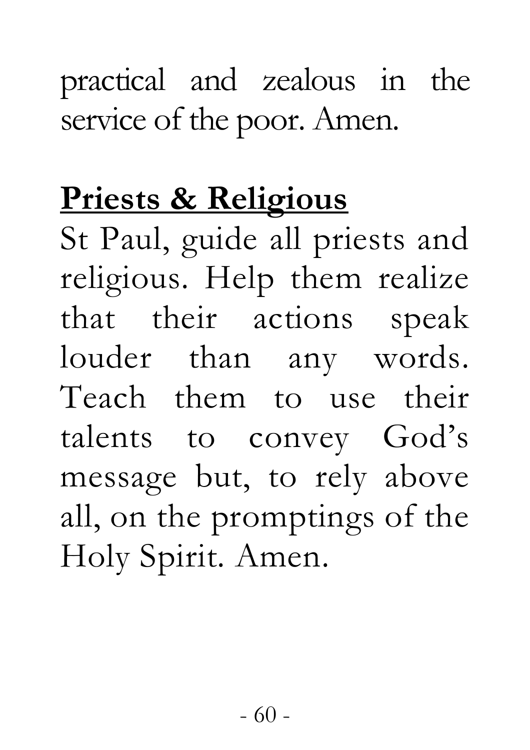practical and zealous in the service of the poor. Amen.

## Priests & Religious

St Paul, guide all priests and religious. Help them realize that their actions speak louder than any words. Teach them to use their talents to convey God's message but, to rely above all, on the promptings of the Holy Spirit. Amen.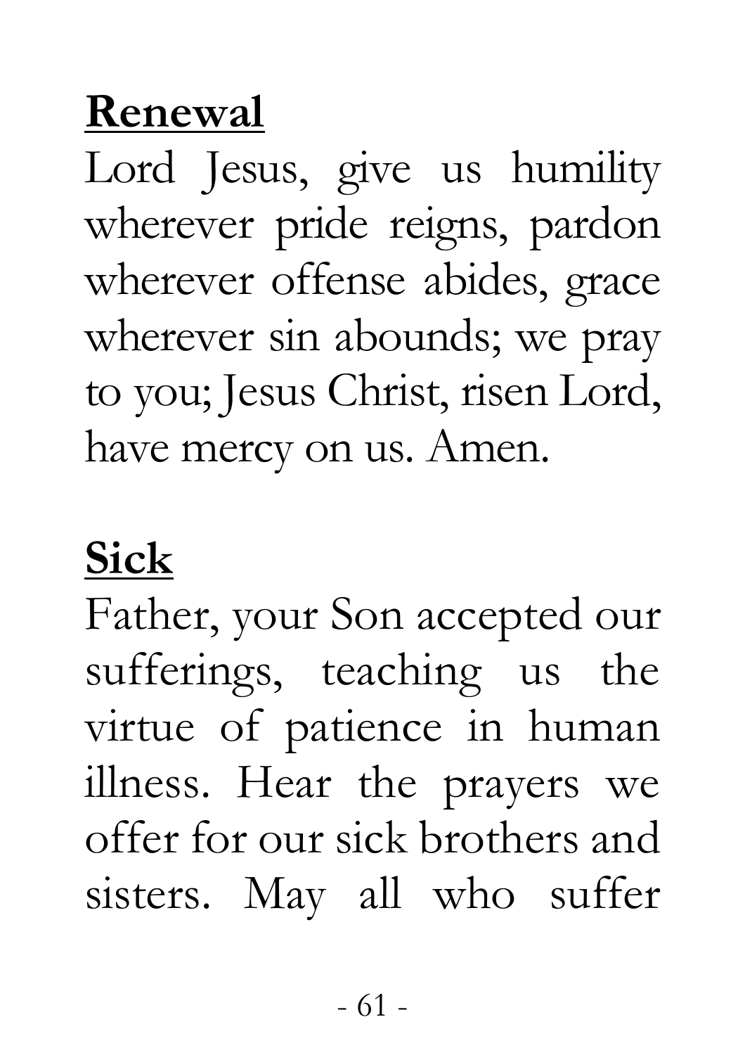**Renewal**

Lord Jesus, give us humility wherever pride reigns, pardon wherever offense abides, grace wherever sin abounds; we pray to you; Jesus Christ, risen Lord, have mercy on us. Amen.

**Sick**

Father, your Son accepted our sufferings, teaching us the virtue of patience in human illness. Hear the prayers we offer for our sick brothers and sisters. May all who suffer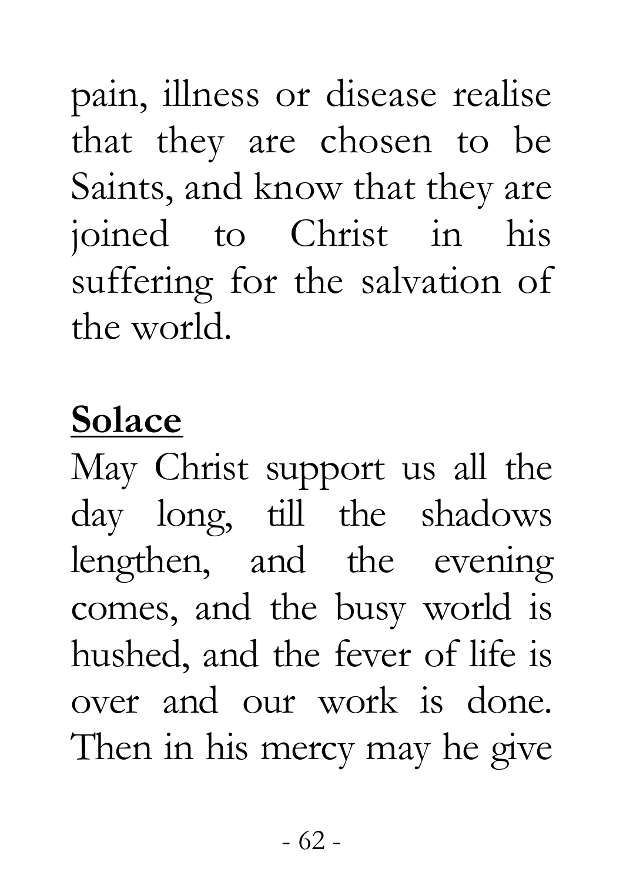pain, illness or disease realise that they are chosen to be Saints, and know that they are joined to Christ in his suffering for the salvation of the world.

**Solace**

May Christ support us all the day long, till the shadows lengthen, and the evening comes, and the busy world is hushed, and the fever of life is over and our work is done. Then in his mercy may he give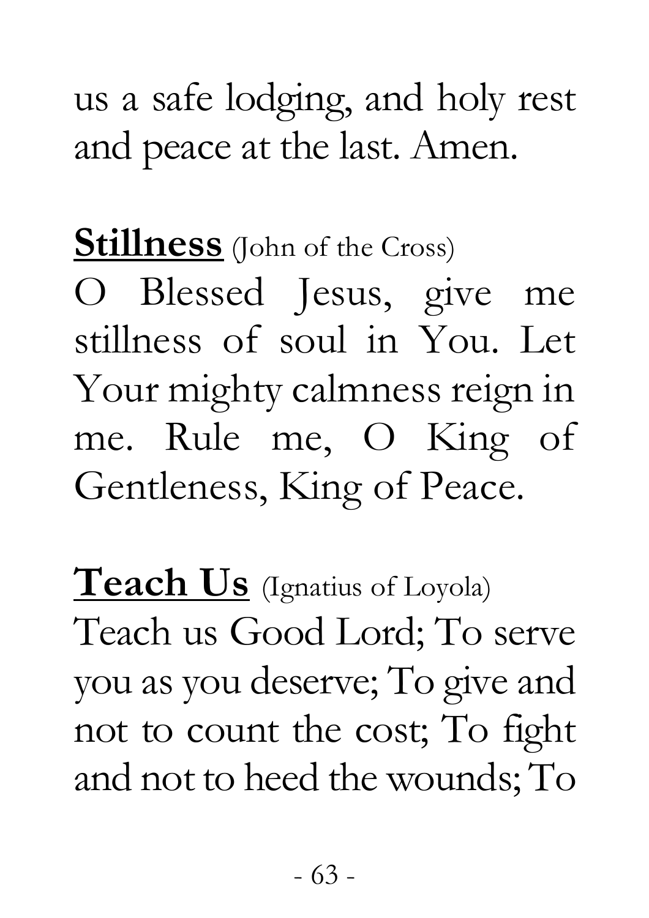us a safe lodging, and holy rest and peace at the last. Amen.

**<u>Stillness</u>** (John of the Cross)

O Blessed Jesus, give me stillness of soul in You. Let Your mighty calmness reign in me. Rule me, O King of Gentleness, King of Peace.

**<u>Teach Us</u>** (Ignatius of Loyola)

Teach us Good Lord; To serve you as you deserve; To give and not to count the cost; To fight and not to heed the wounds; To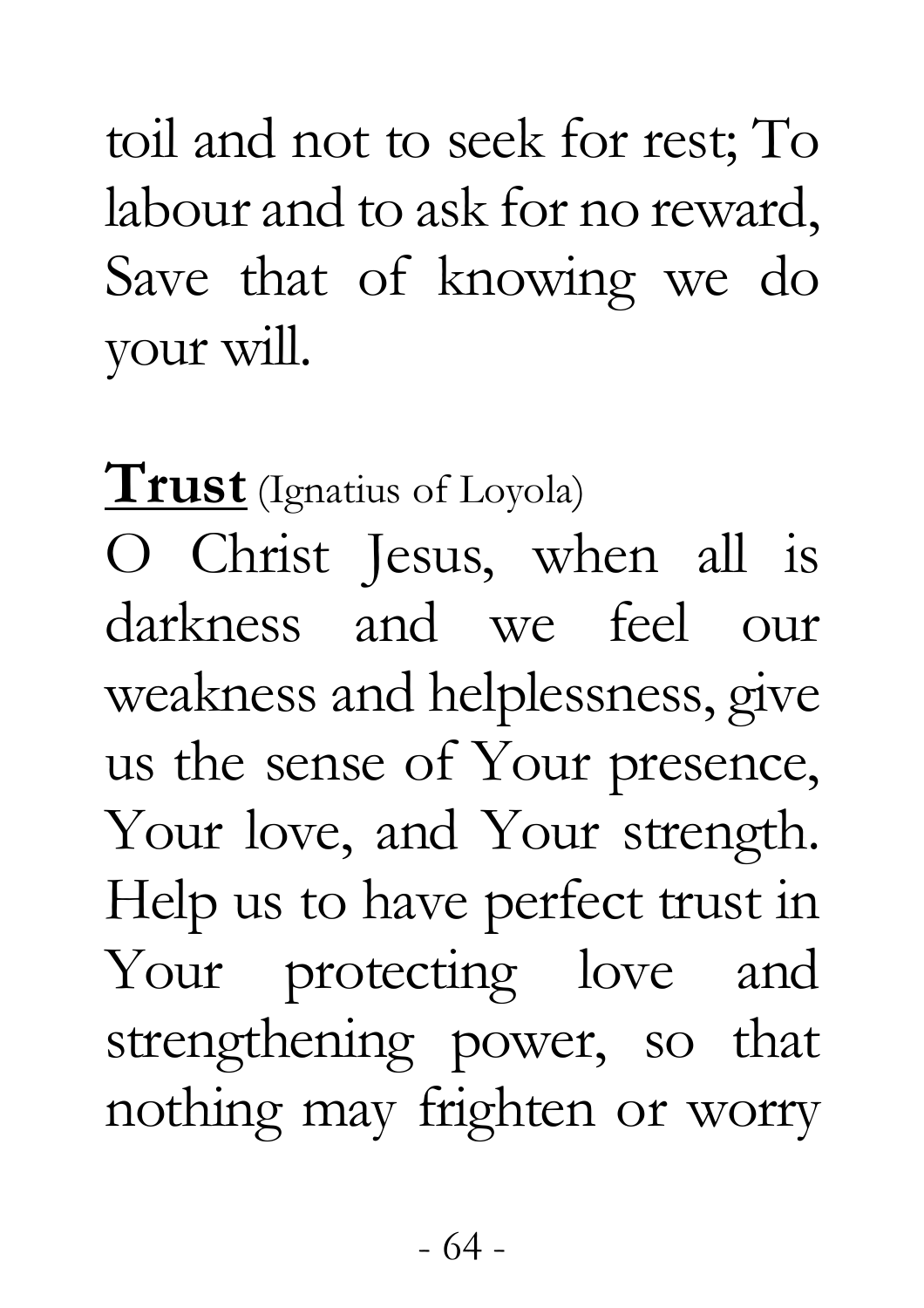toil and not to seek for rest; To labour and to ask for no reward, Save that of knowing we do your will.

**Trust** (Ignatius of Loyola)

O Christ Jesus, when all is darkness and we feel our weakness and helplessness, give us the sense of Your presence, Your love, and Your strength. Help us to have perfect trust in Your protecting love and strengthening power, so that nothing may frighten or worry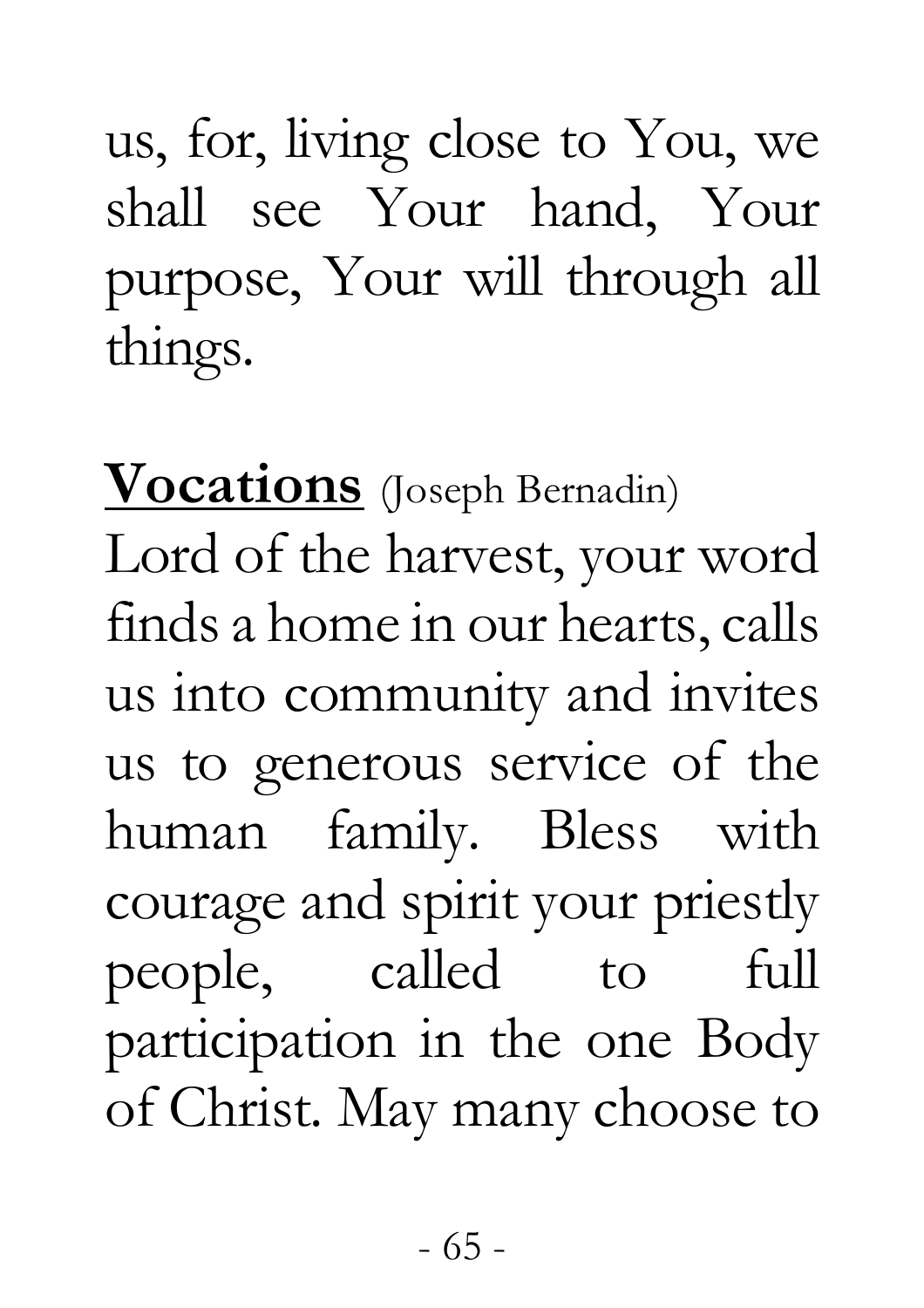us, for, living close to You, we shall see Your hand, Your purpose, Your will through all things.

**Vocations** (Joseph Bernadin)

Lord of the harvest, your word finds a home in our hearts, calls us into community and invites us to generous service of the human family. Bless with courage and spirit your priestly people, called to full participation in the one Body of Christ. May many choose to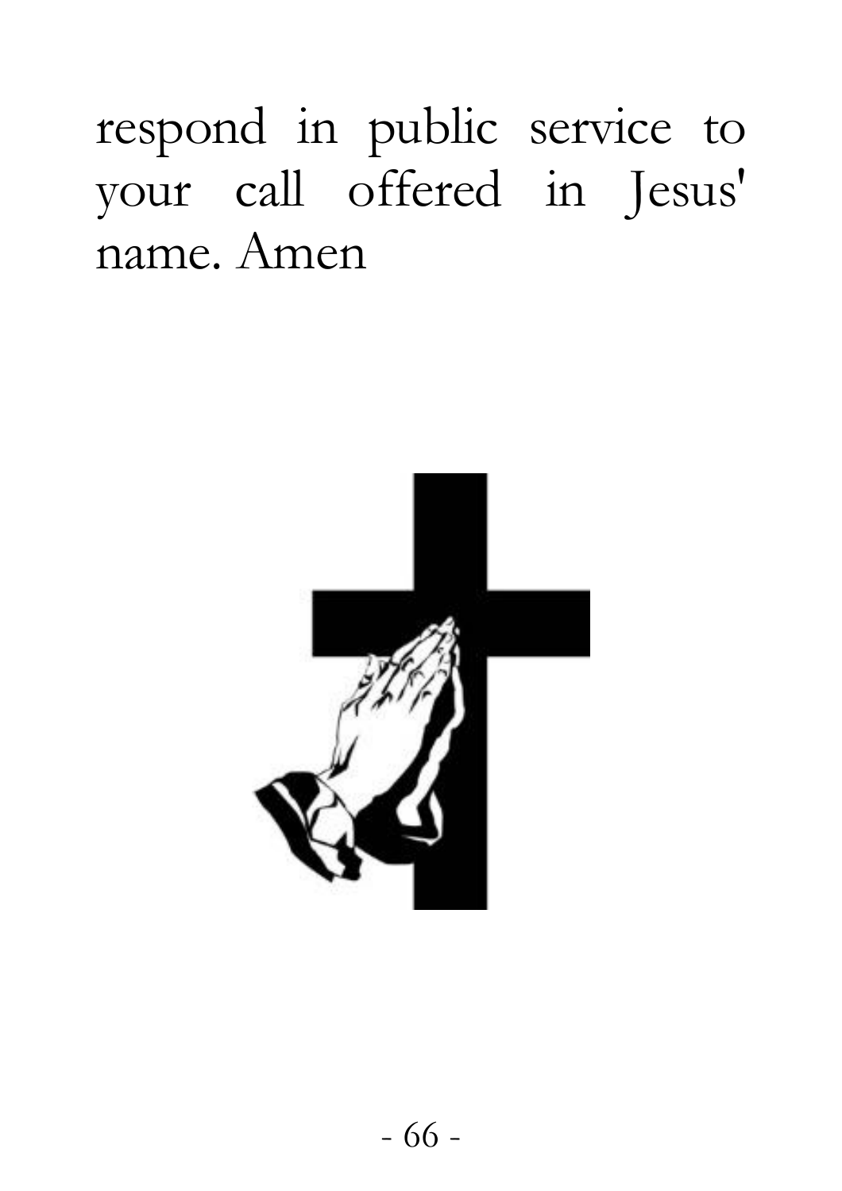respond in public service to your call offered in Jesus' name. Amen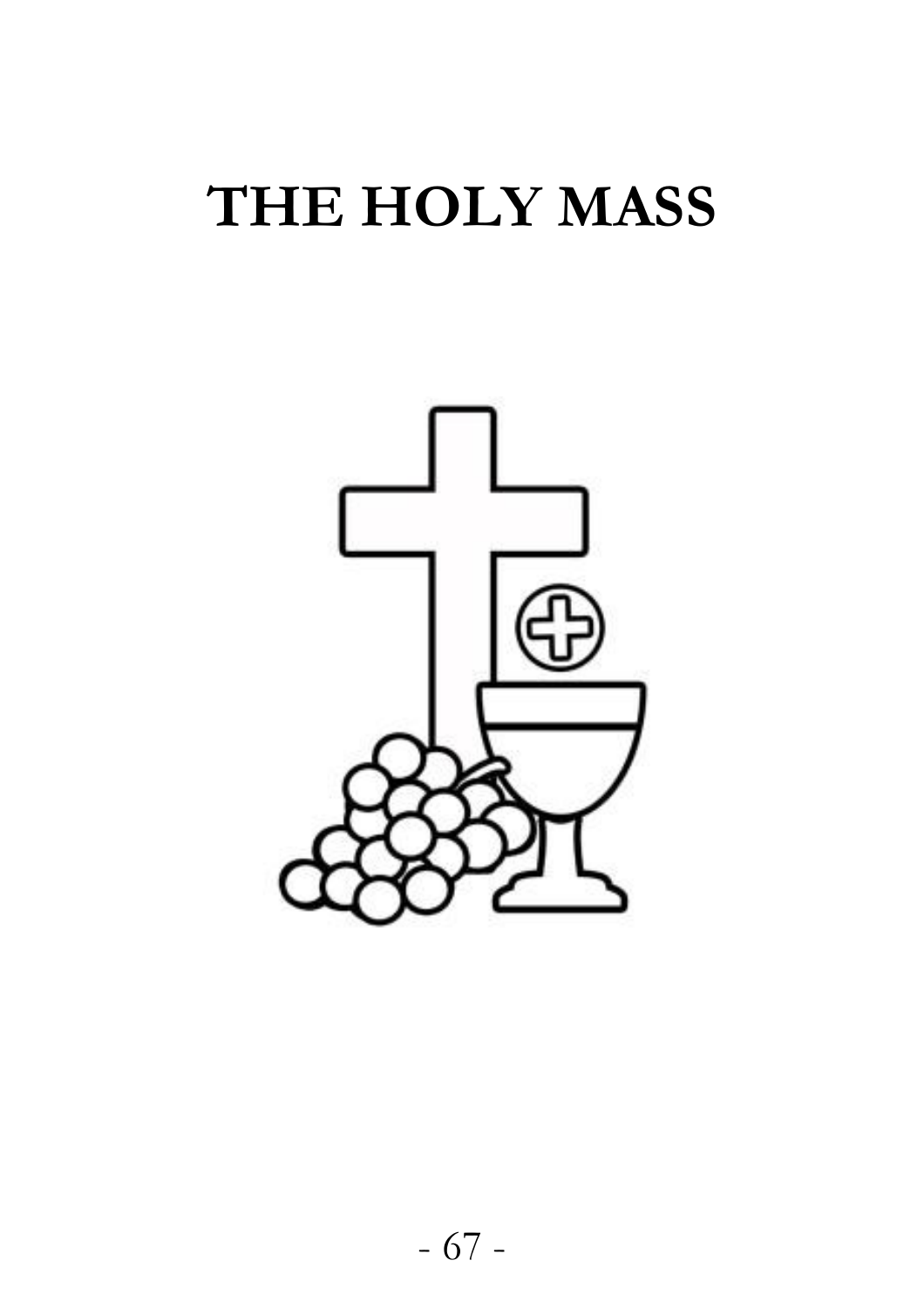# THE HOLY MASS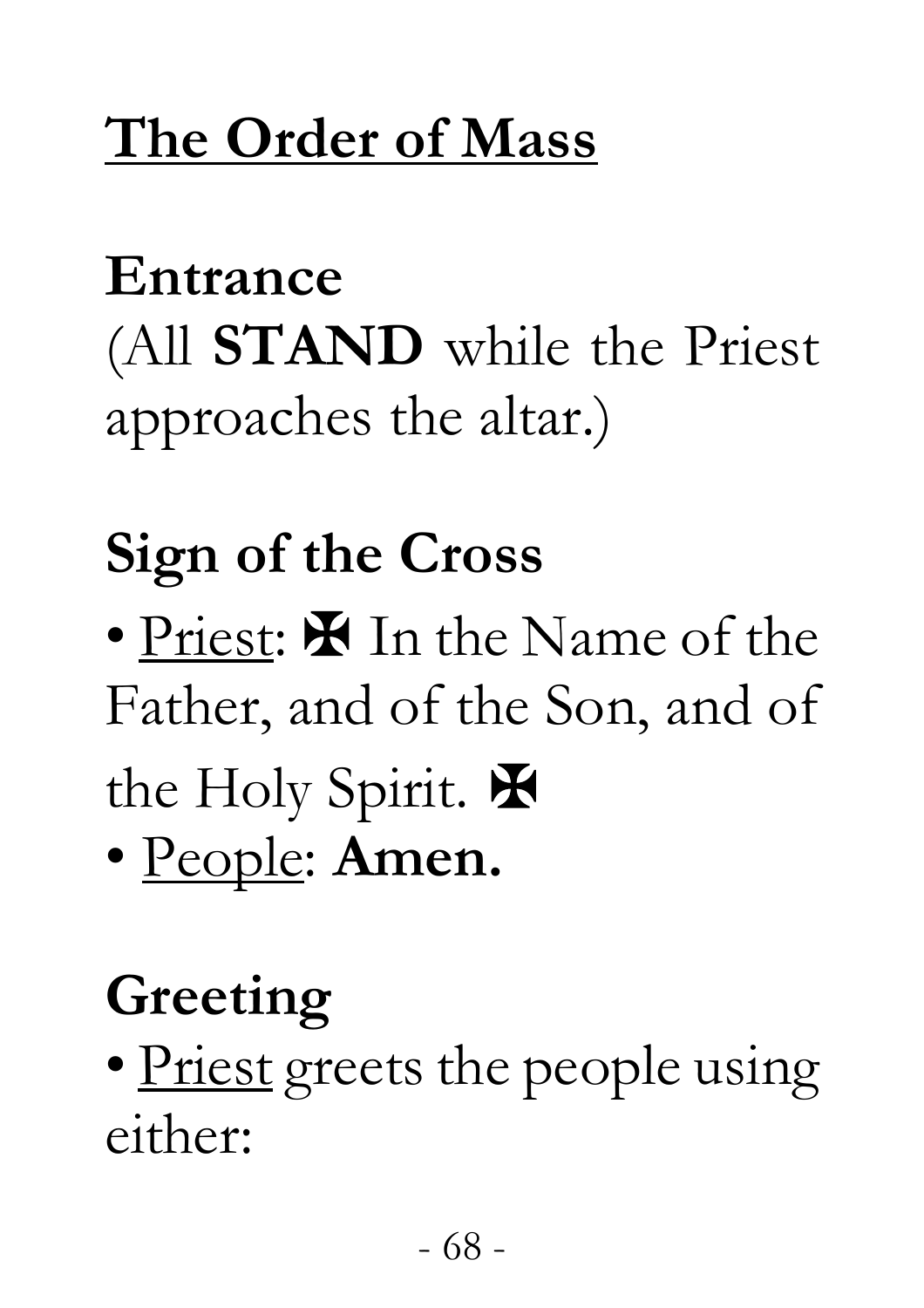# The Order of Mass

## Entrance

(All **STAND** while the Priest approaches the altar.)

## Sign of the Cross

- Priest: ✠ In the Name of the Father, and of the Son, and of the Holy Spirit. ✠
- People: **Amen.**

## Greeting

- Priest greets the people using either: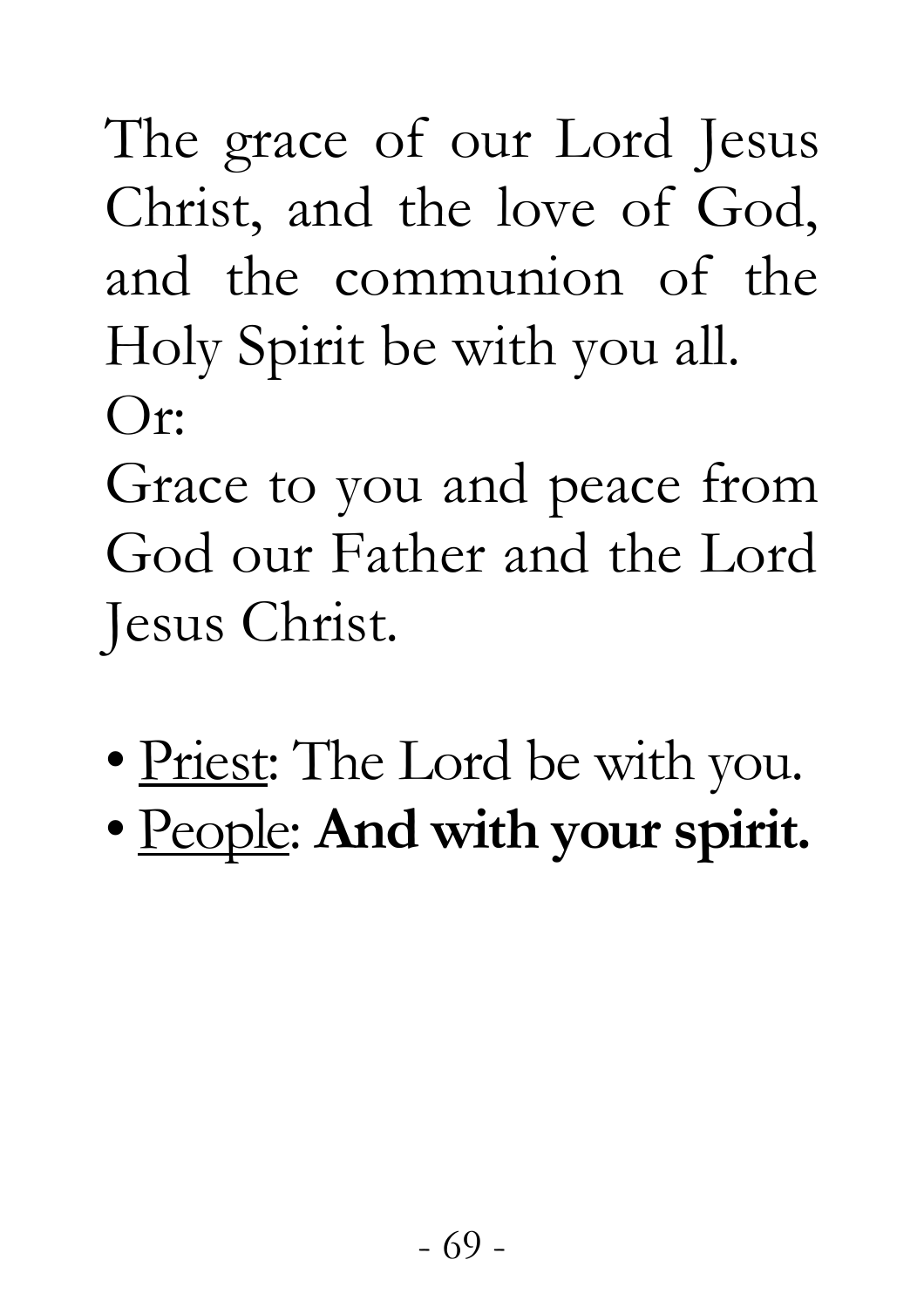The grace of our Lord Jesus Christ, and the love of God, and the communion of the Holy Spirit be with you all.

Or:

Grace to you and peace from God our Father and the Lord Jesus Christ.

- Priest: The Lord be with you.
- People: **And with your spirit.**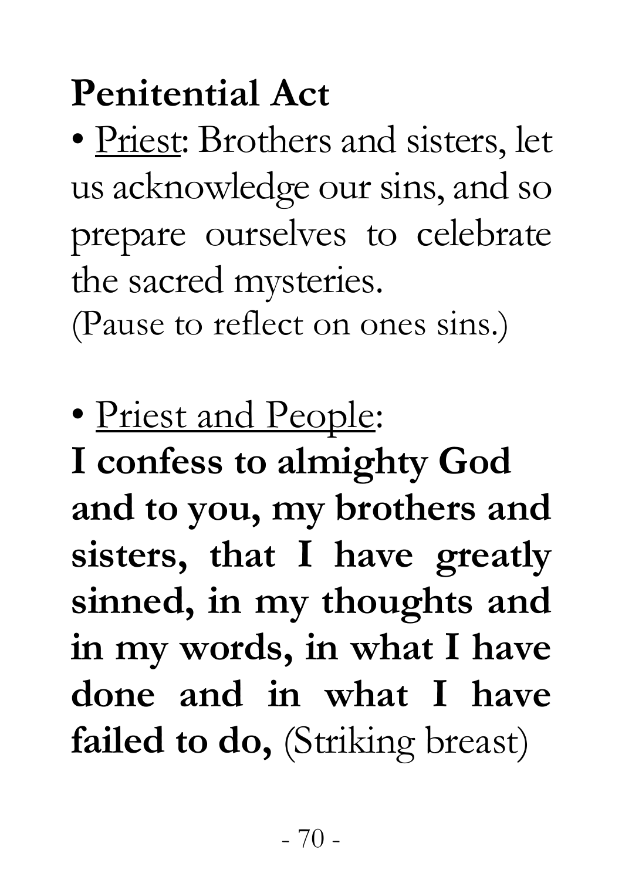## Penitential Act

- Priest: Brothers and sisters, let us acknowledge our sins, and so prepare ourselves to celebrate the sacred mysteries.

(Pause to reflect on ones sins.)

- Priest and People:

**I confess to almighty God and to you, my brothers and sisters, that I have greatly sinned, in my thoughts and in my words, in what I have done and in what I have failed to do,** (Striking breast)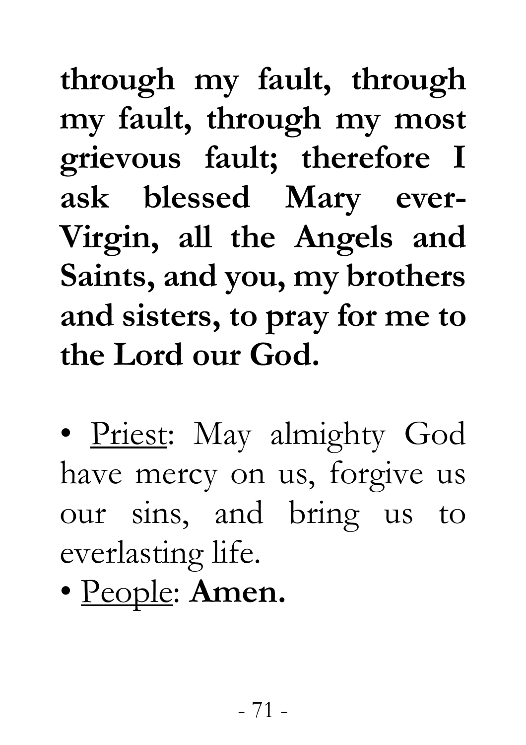**through my fault, through my fault, through my most grievous fault; therefore I ask blessed Mary ever-Virgin, all the Angels and Saints, and you, my brothers and sisters, to pray for me to the Lord our God.**

- Priest: May almighty God have mercy on us, forgive us our sins, and bring us to everlasting life.
- People: **Amen.**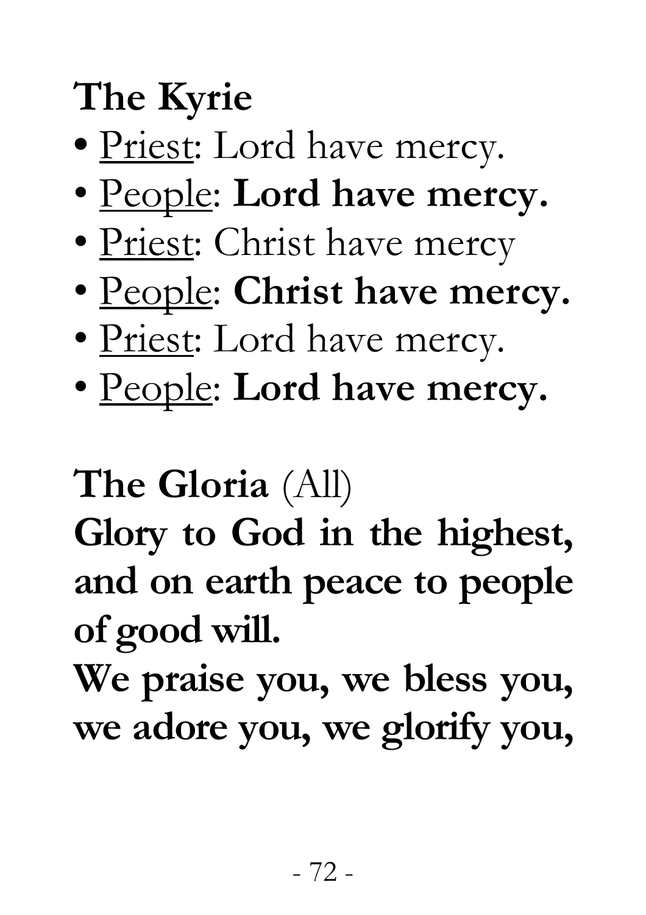## The Kyrie

- Priest: Lord have mercy.
- People: **Lord have mercy.**
- Priest: Christ have mercy
- People: **Christ have mercy.**
- Priest: Lord have mercy.
- People: **Lord have mercy.**

## The Gloria (All)

**Glory to God in the highest, and on earth peace to people of good will.**

**We praise you, we bless you, we adore you, we glorify you,**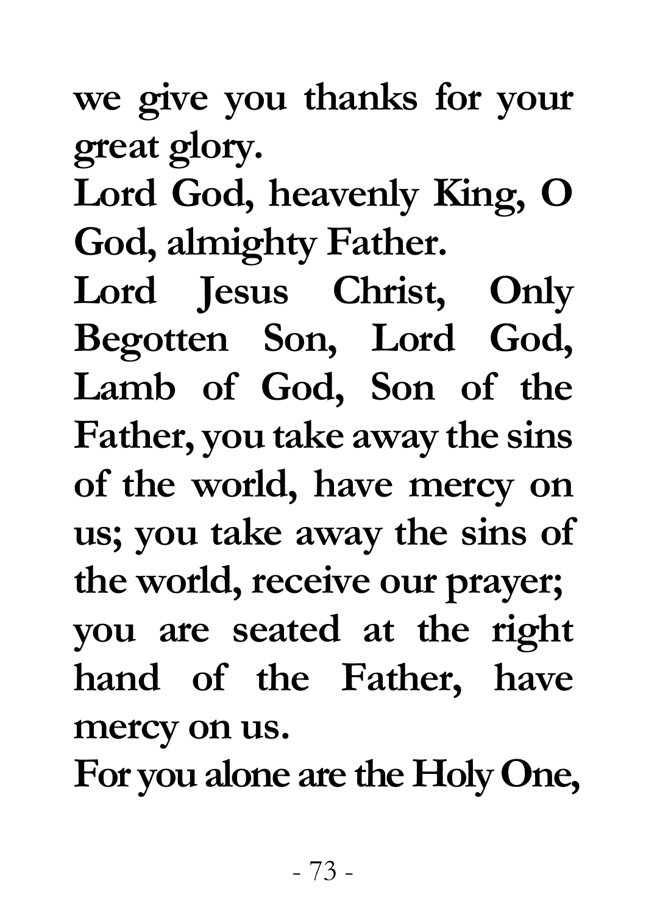**we give you thanks for your great glory.**

**Lord God, heavenly King, O God, almighty Father.**

**Lord Jesus Christ, Only Begotten Son, Lord God, Lamb of God, Son of the Father, you take away the sins of the world, have mercy on us; you take away the sins of the world, receive our prayer; you are seated at the right hand of the Father, have mercy on us.**

**For you alone are the Holy One,**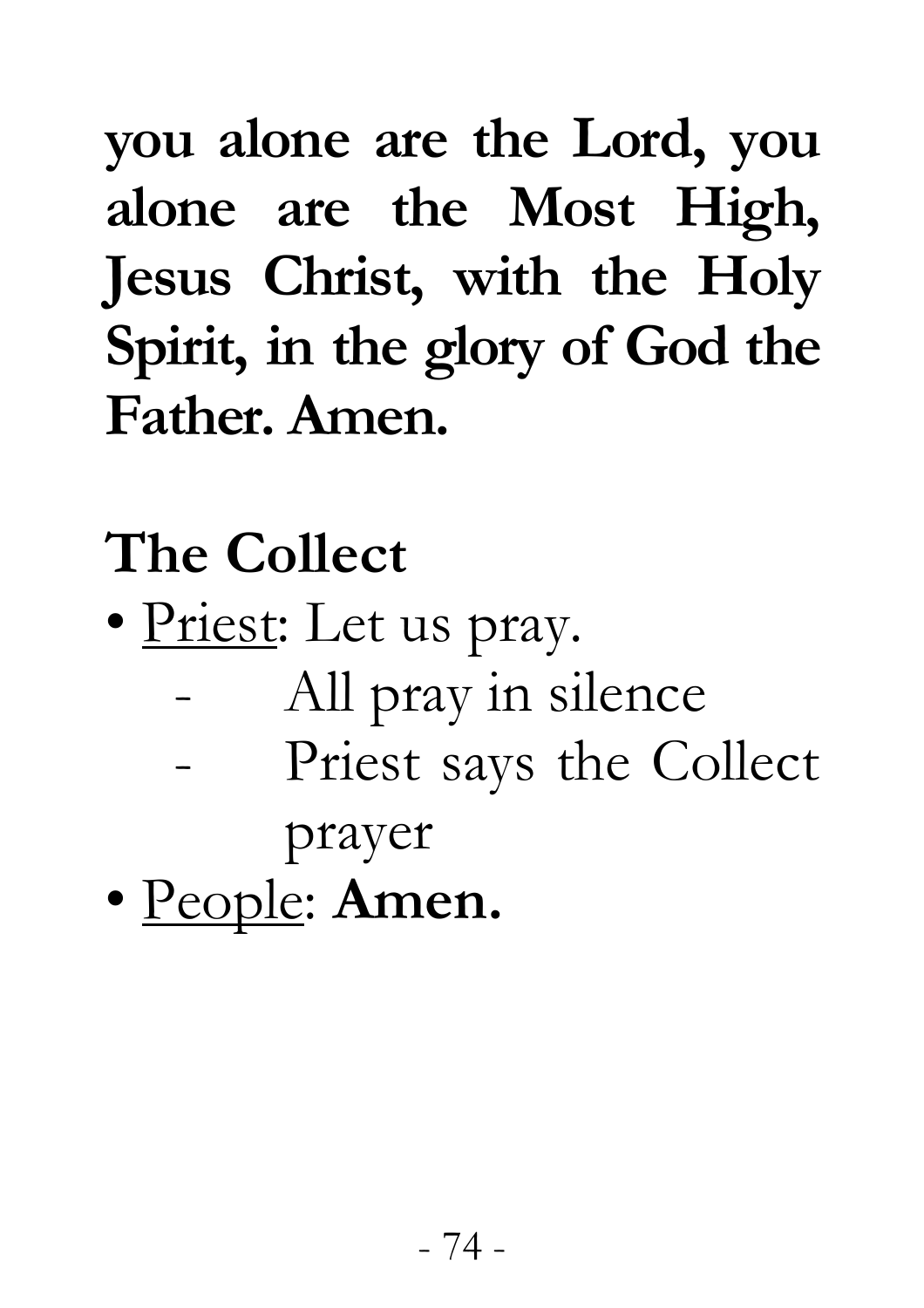**you alone are the Lord, you alone are the Most High, Jesus Christ, with the Holy Spirit, in the glory of God the Father. Amen.**

## The Collect

- Priest: Let us pray.
  - All pray in silence
  - Priest says the Collect prayer
- People: **Amen.**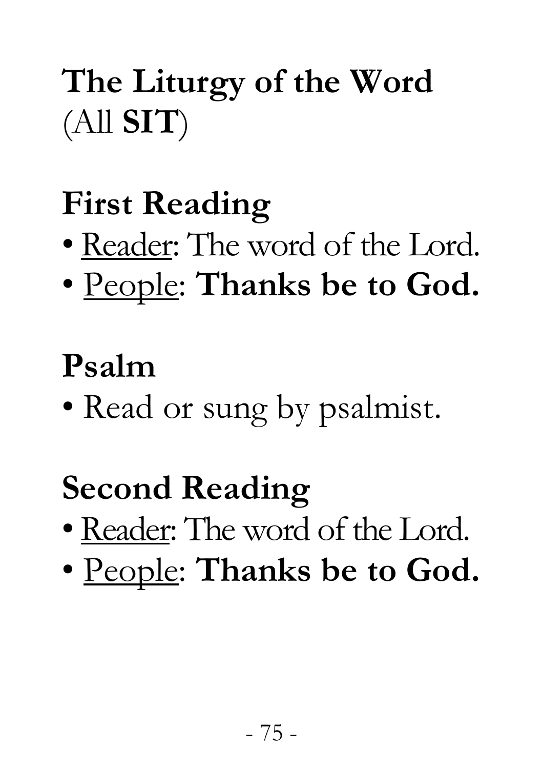# The Liturgy of the Word
(All **SIT**)

## First Reading

- <u>Reader</u>: The word of the Lord.
- <u>People</u>: **Thanks be to God.**

## Psalm

- Read or sung by psalmist.

## Second Reading

- <u>Reader</u>: The word of the Lord.
- <u>People</u>: **Thanks be to God.**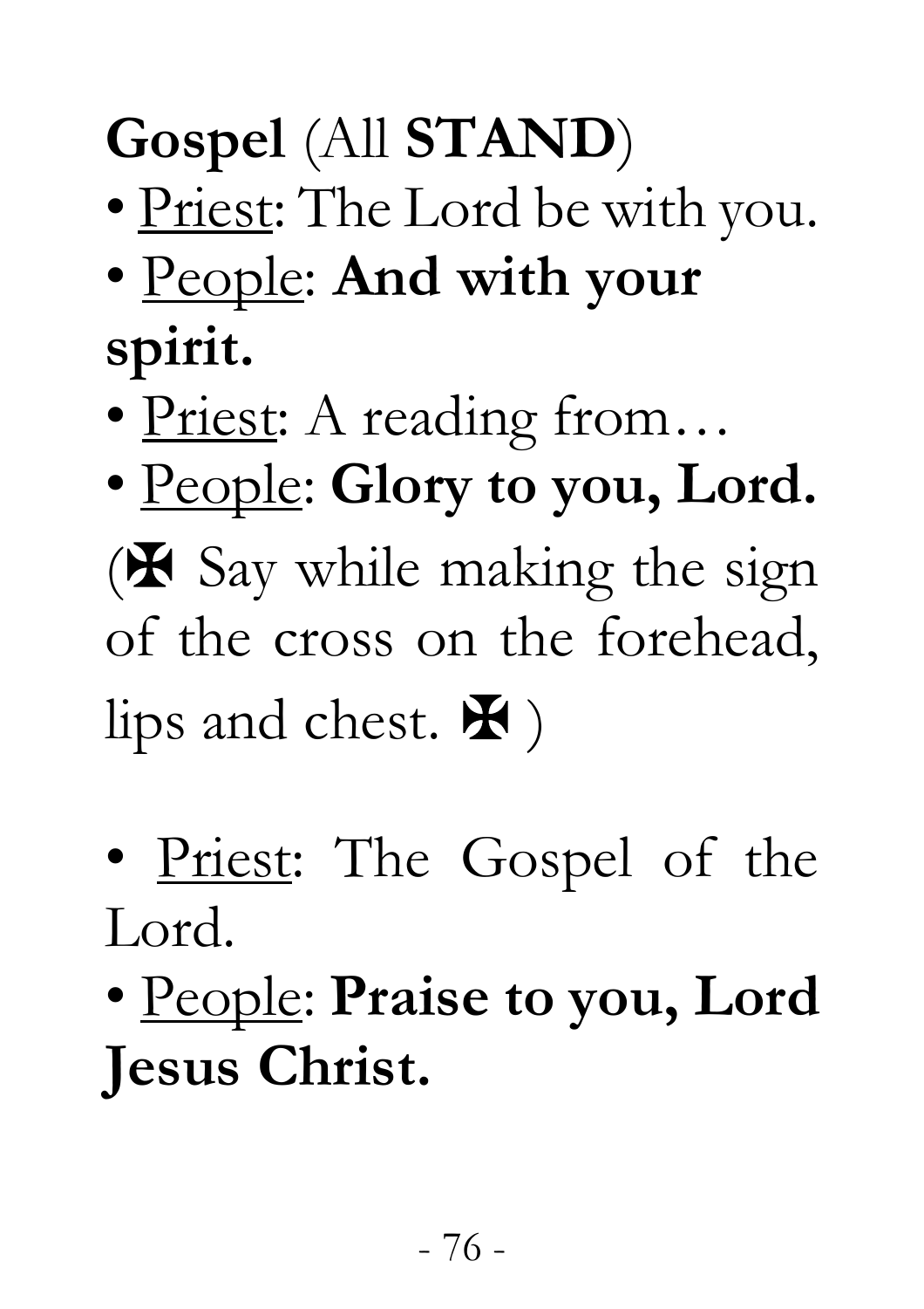**Gospel** (All **STAND**)

- <u>Priest</u>: The Lord be with you.
- <u>People</u>: **And with your spirit.**
- <u>Priest</u>: A reading from…
- <u>People</u>: **Glory to you, Lord.**

(✠ Say while making the sign of the cross on the forehead, lips and chest. ✠ )

- <u>Priest</u>: The Gospel of the Lord.
- <u>People</u>: **Praise to you, Lord Jesus Christ.**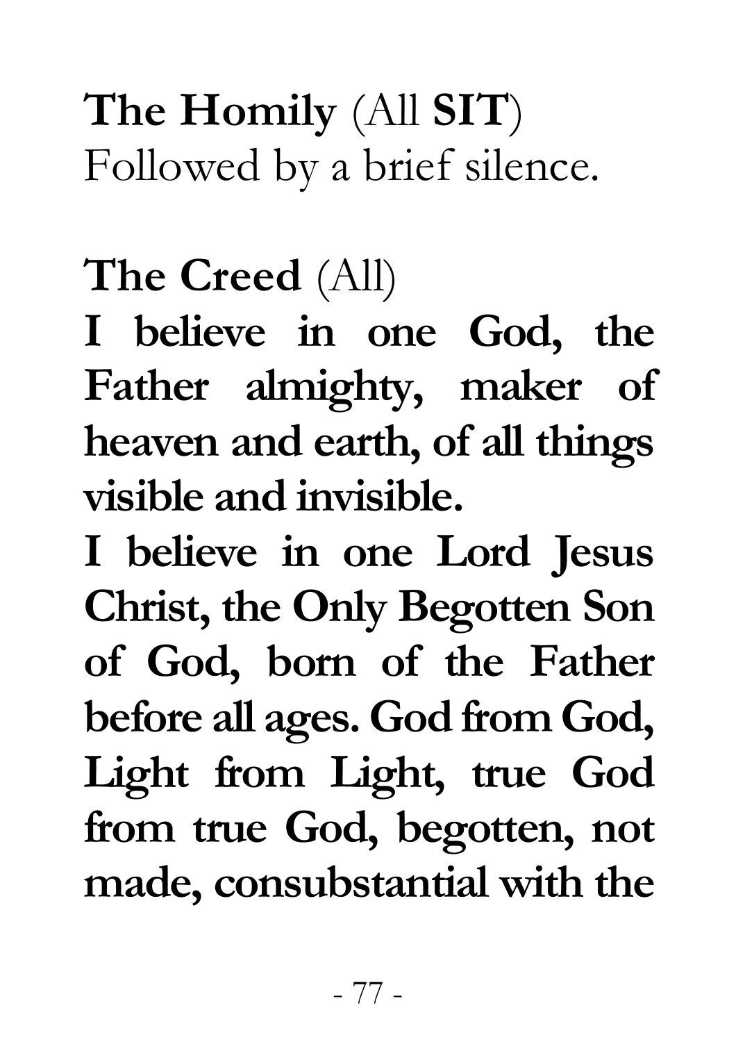**The Homily** (All **SIT**)
Followed by a brief silence.

**The Creed** (All)

**I believe in one God, the Father almighty, maker of heaven and earth, of all things visible and invisible.**

**I believe in one Lord Jesus Christ, the Only Begotten Son of God, born of the Father before all ages. God from God, Light from Light, true God from true God, begotten, not made, consubstantial with the**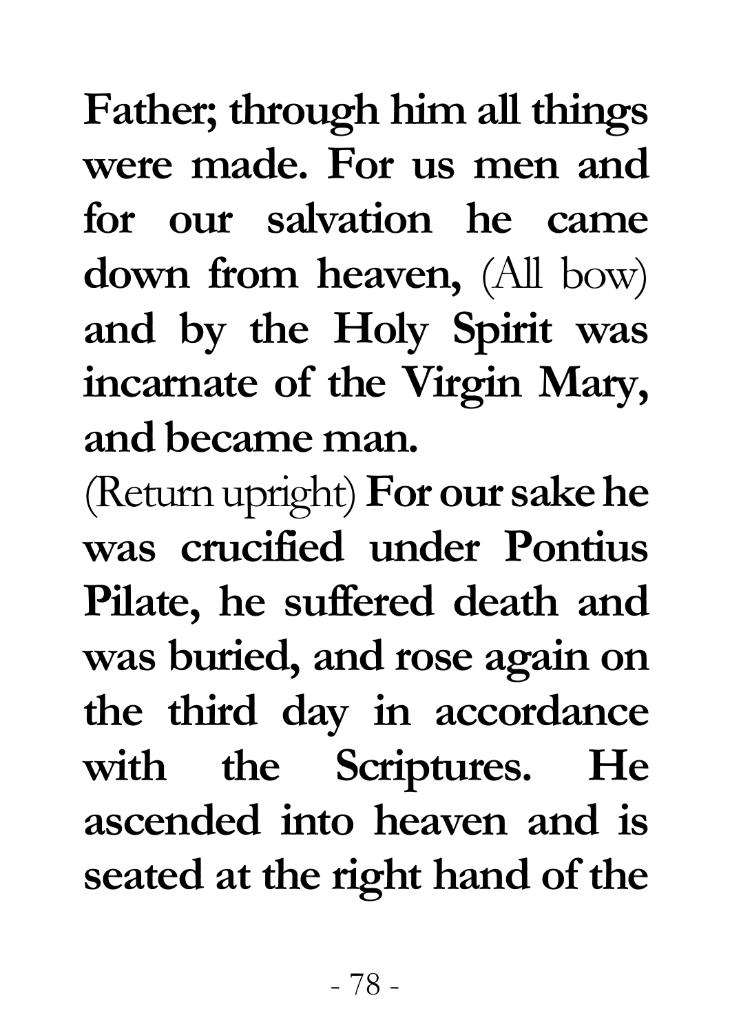**Father; through him all things were made. For us men and for our salvation he came down from heaven,** (All bow) **and by the Holy Spirit was incarnate of the Virgin Mary, and became man.**

(Return upright) **For our sake he was crucified under Pontius Pilate, he suffered death and was buried, and rose again on the third day in accordance with the Scriptures. He ascended into heaven and is seated at the right hand of the**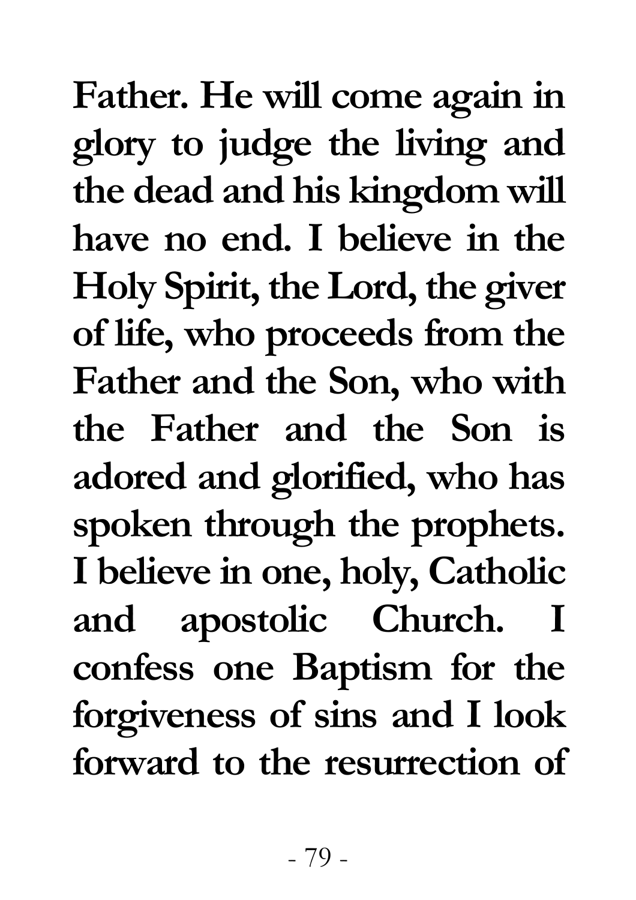**Father. He will come again in glory to judge the living and the dead and his kingdom will have no end. I believe in the Holy Spirit, the Lord, the giver of life, who proceeds from the Father and the Son, who with the Father and the Son is adored and glorified, who has spoken through the prophets. I believe in one, holy, Catholic and apostolic Church. I confess one Baptism for the forgiveness of sins and I look forward to the resurrection of**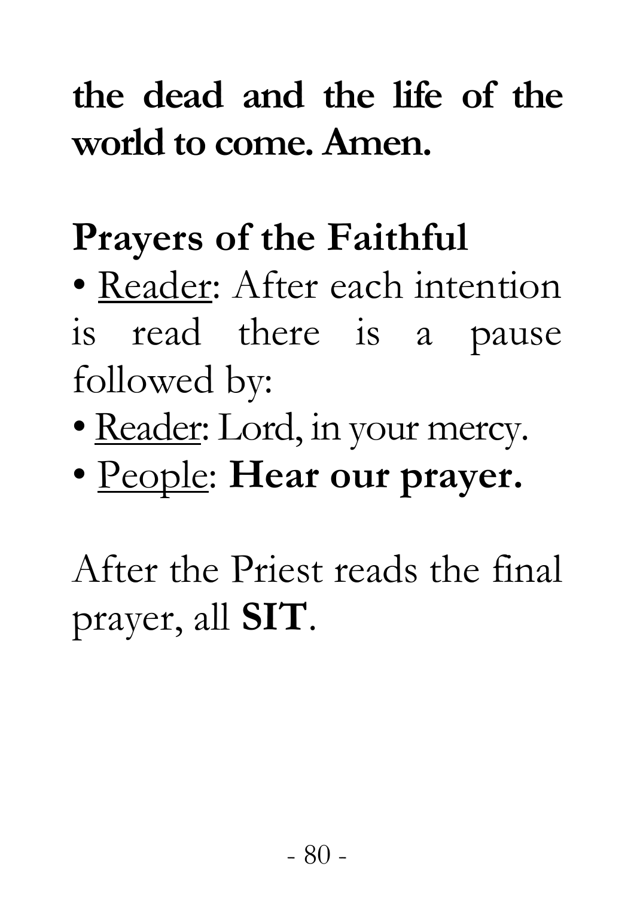**the dead and the life of the world to come. Amen.**

## Prayers of the Faithful

- Reader: After each intention is read there is a pause followed by:
- Reader: Lord, in your mercy.
- People: **Hear our prayer.**

After the Priest reads the final prayer, all **SIT**.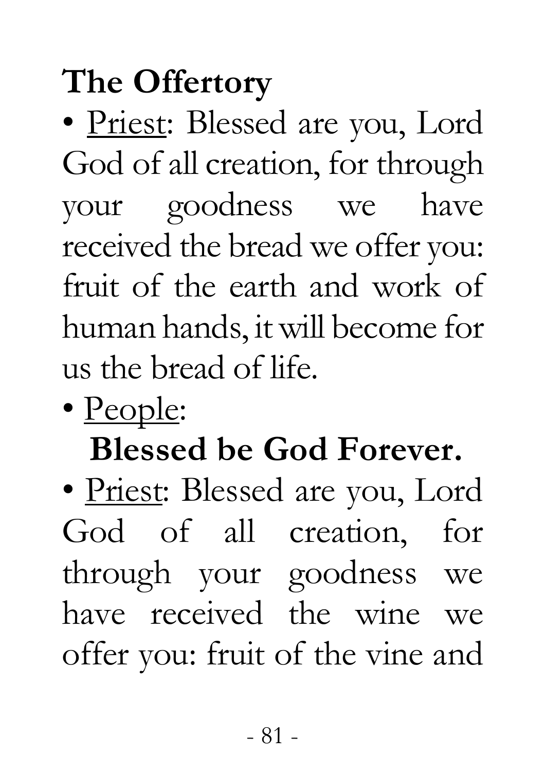## The Offertory

- Priest: Blessed are you, Lord God of all creation, for through your goodness we have received the bread we offer you: fruit of the earth and work of human hands, it will become for us the bread of life.
- People:

  **Blessed be God Forever.**
- Priest: Blessed are you, Lord God of all creation, for through your goodness we have received the wine we offer you: fruit of the vine and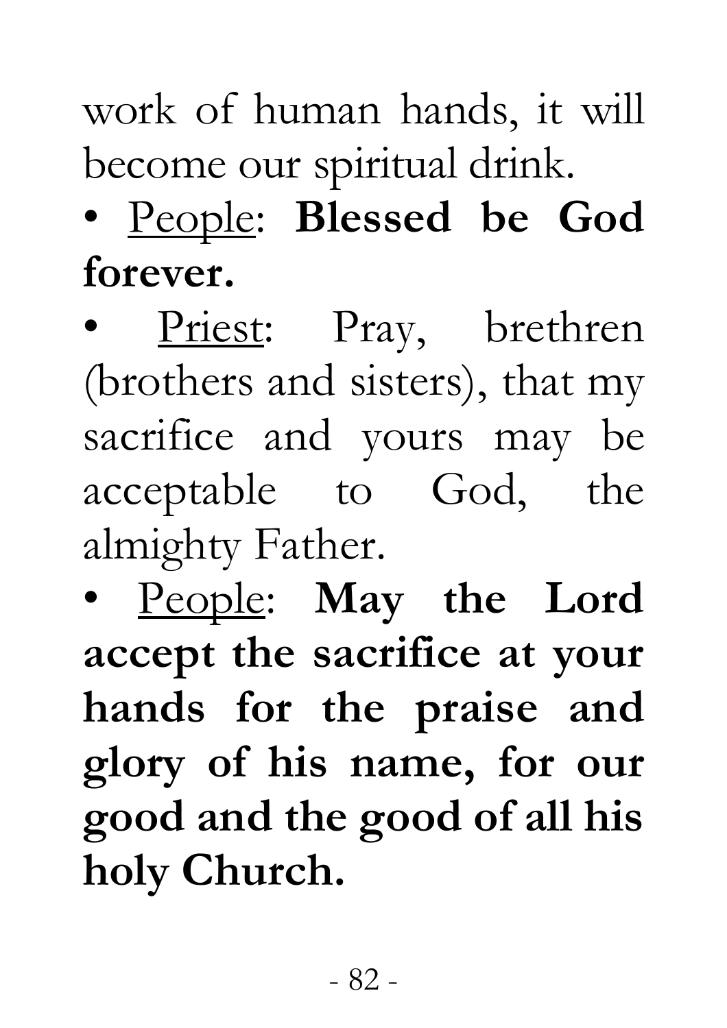work of human hands, it will become our spiritual drink.

- <u>People</u>: **Blessed be God forever.**
- <u>Priest</u>: Pray, brethren (brothers and sisters), that my sacrifice and yours may be acceptable to God, the almighty Father.
- <u>People</u>: **May the Lord accept the sacrifice at your hands for the praise and glory of his name, for our good and the good of all his holy Church.**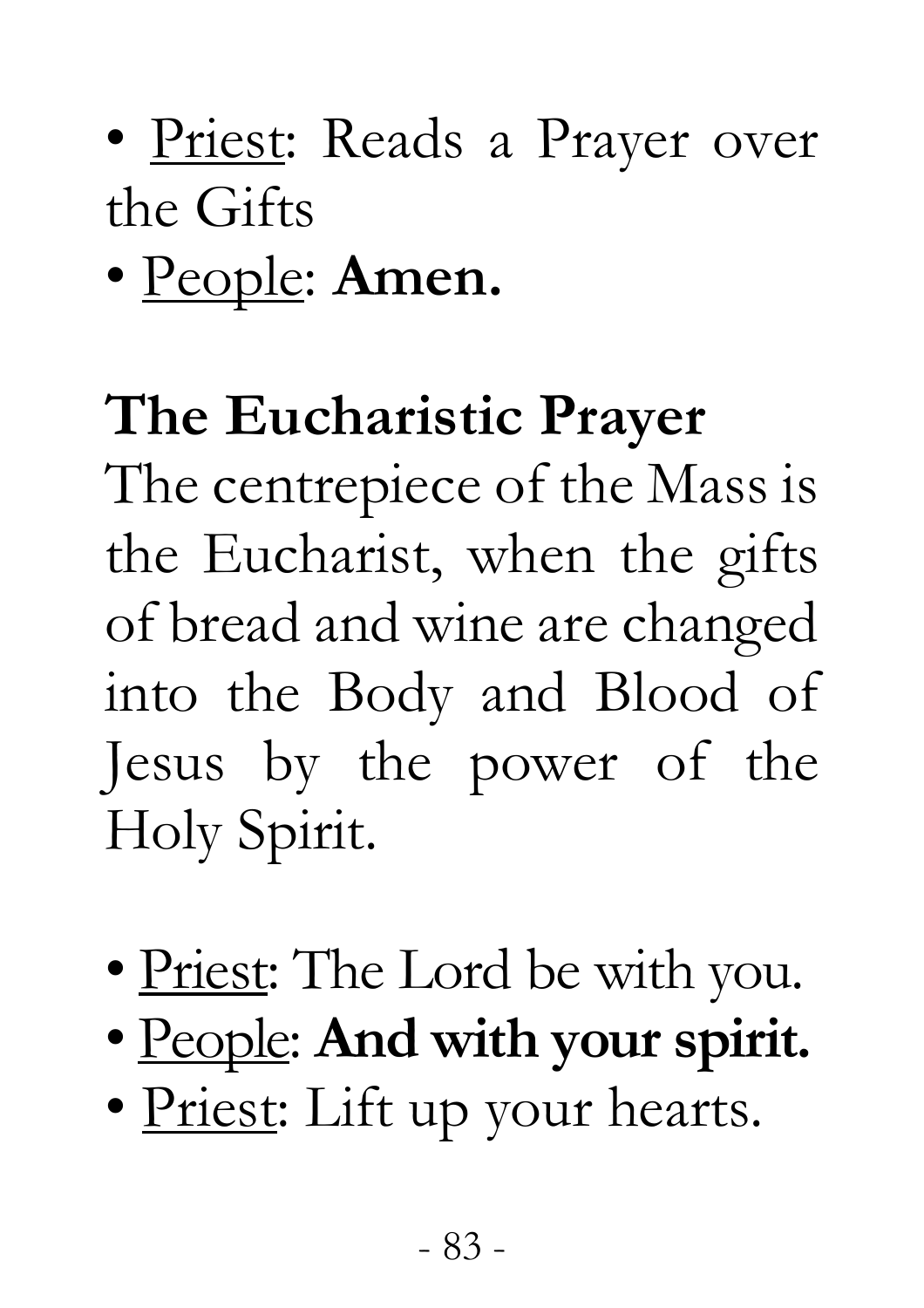- <u>Priest</u>: Reads a Prayer over the Gifts
- <u>People</u>: **Amen.**

## The Eucharistic Prayer

The centrepiece of the Mass is the Eucharist, when the gifts of bread and wine are changed into the Body and Blood of Jesus by the power of the Holy Spirit.

- <u>Priest</u>: The Lord be with you.
- <u>People</u>: **And with your spirit.**
- <u>Priest</u>: Lift up your hearts.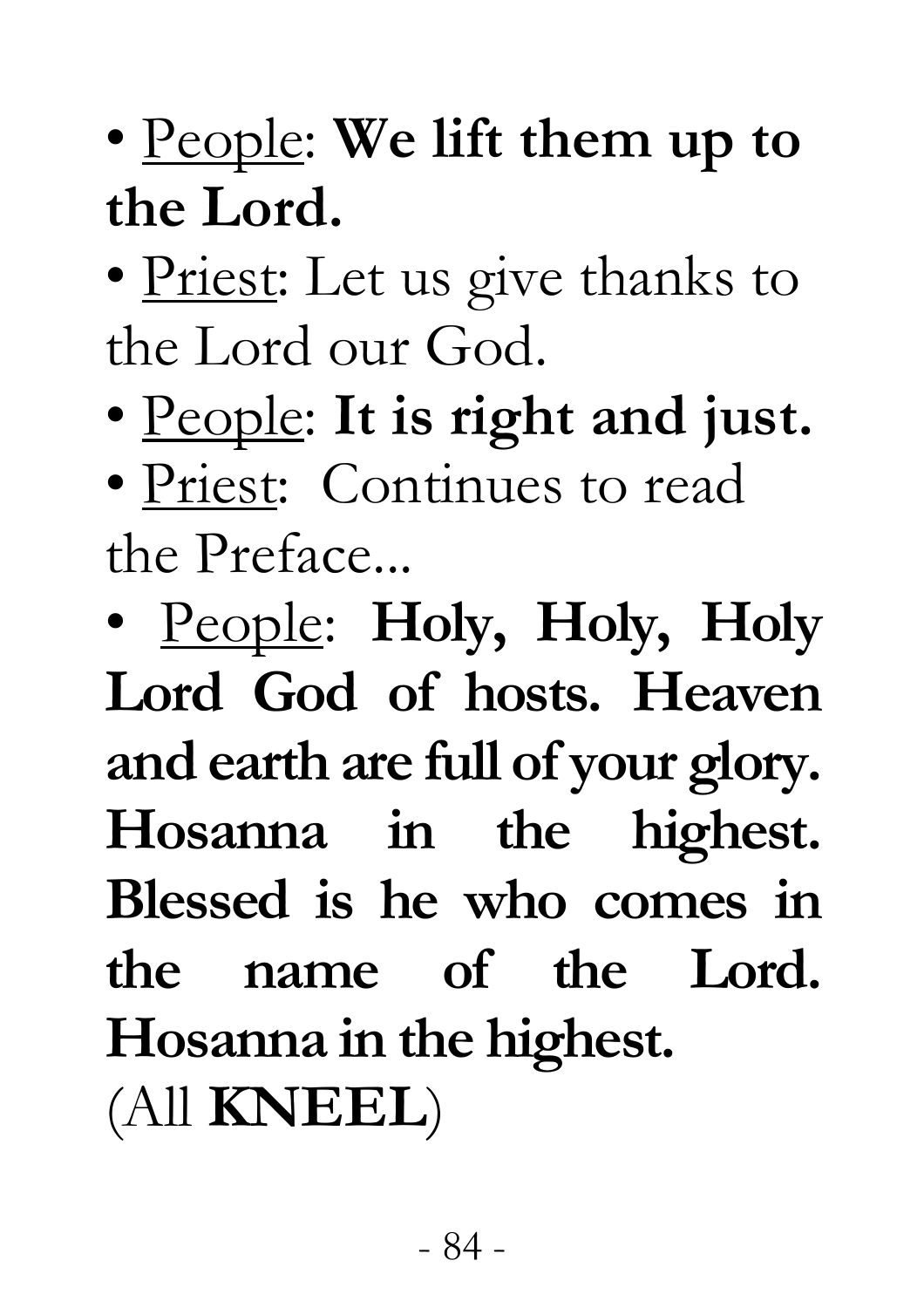- <u>People</u>: **We lift them up to the Lord.**
- <u>Priest</u>: Let us give thanks to the Lord our God.
- <u>People</u>: **It is right and just.**
- <u>Priest</u>: Continues to read the Preface...
- <u>People</u>: **Holy, Holy, Holy Lord God of hosts. Heaven and earth are full of your glory. Hosanna in the highest. Blessed is he who comes in the name of the Lord. Hosanna in the highest.**

(All **KNEEL**)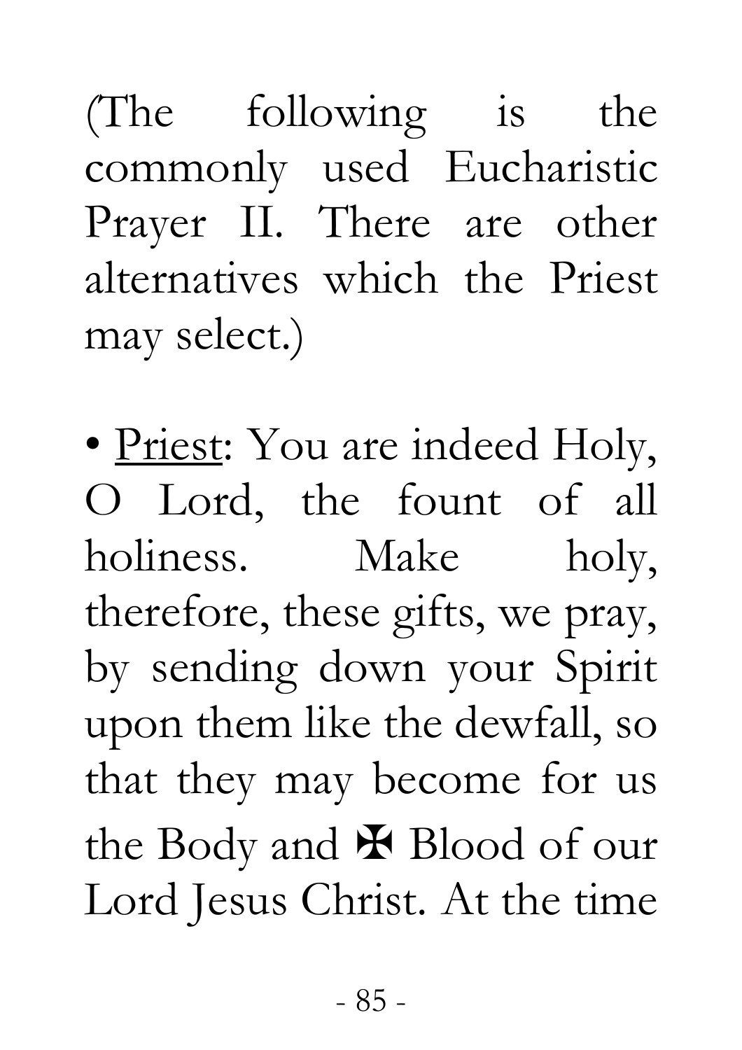(The following is the commonly used Eucharistic Prayer II. There are other alternatives which the Priest may select.)

• Priest: You are indeed Holy, O Lord, the fount of all holiness. Make holy, therefore, these gifts, we pray, by sending down your Spirit upon them like the dewfall, so that they may become for us the Body and ✠ Blood of our Lord Jesus Christ. At the time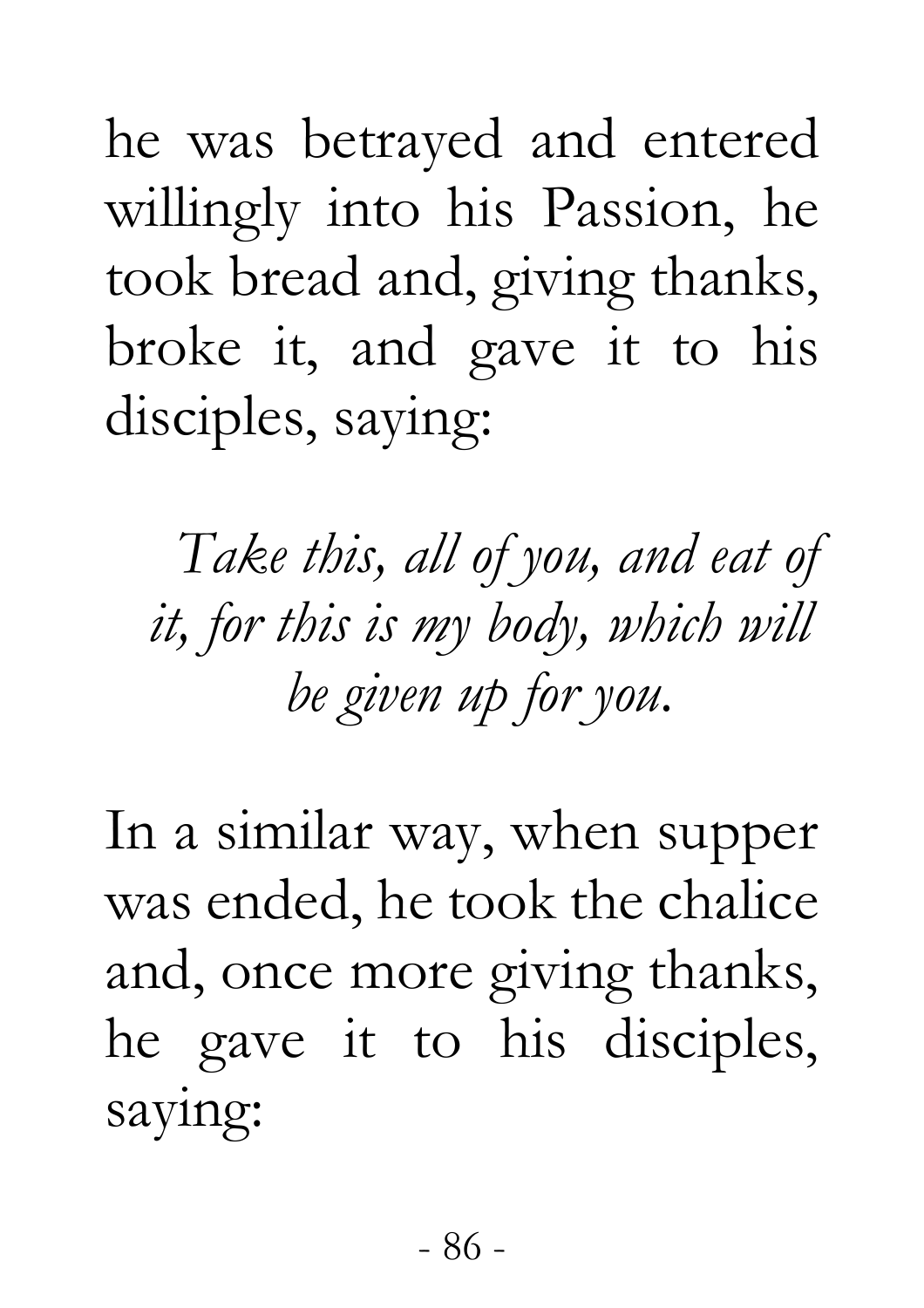he was betrayed and entered willingly into his Passion, he took bread and, giving thanks, broke it, and gave it to his disciples, saying:

*Take this, all of you, and eat of it, for this is my body, which will be given up for you.*

In a similar way, when supper was ended, he took the chalice and, once more giving thanks, he gave it to his disciples, saying: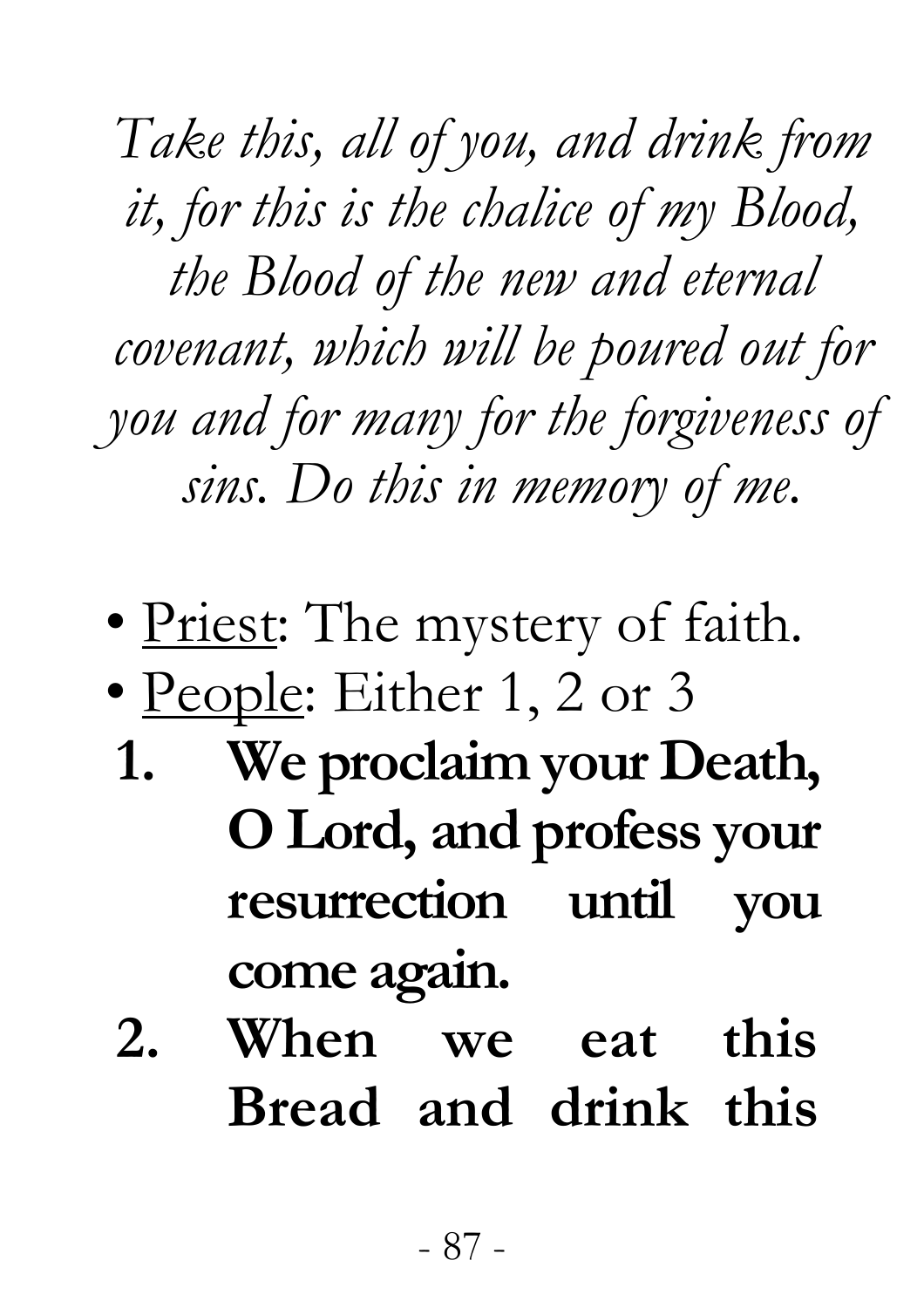*Take this, all of you, and drink from it, for this is the chalice of my Blood, the Blood of the new and eternal covenant, which will be poured out for you and for many for the forgiveness of sins. Do this in memory of me.*

- <u>Priest</u>: The mystery of faith.
- <u>People</u>: Either 1, 2 or 3

1. **We proclaim your Death, O Lord, and profess your resurrection until you come again.**
2. **When we eat this Bread and drink this**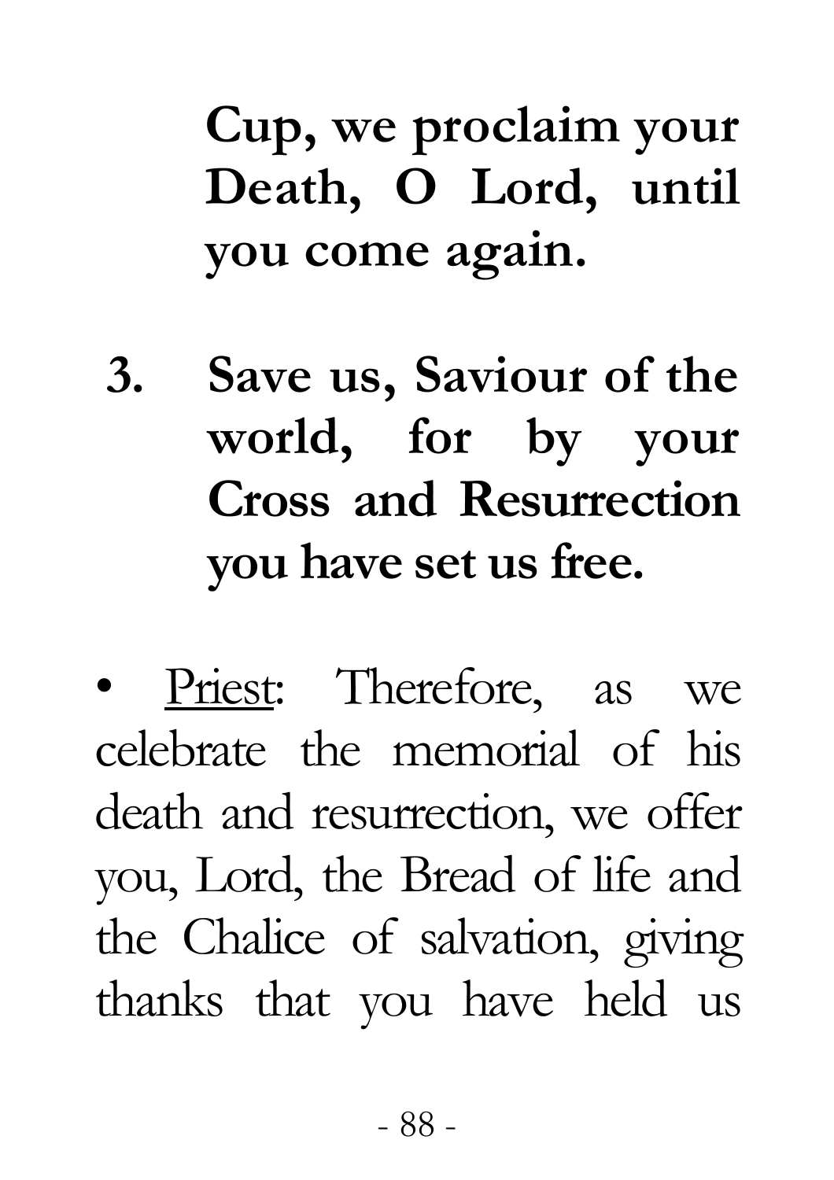**Cup, we proclaim your Death, O Lord, until you come again.**

3. **Save us, Saviour of the world, for by your Cross and Resurrection you have set us free.**

- Priest: Therefore, as we celebrate the memorial of his death and resurrection, we offer you, Lord, the Bread of life and the Chalice of salvation, giving thanks that you have held us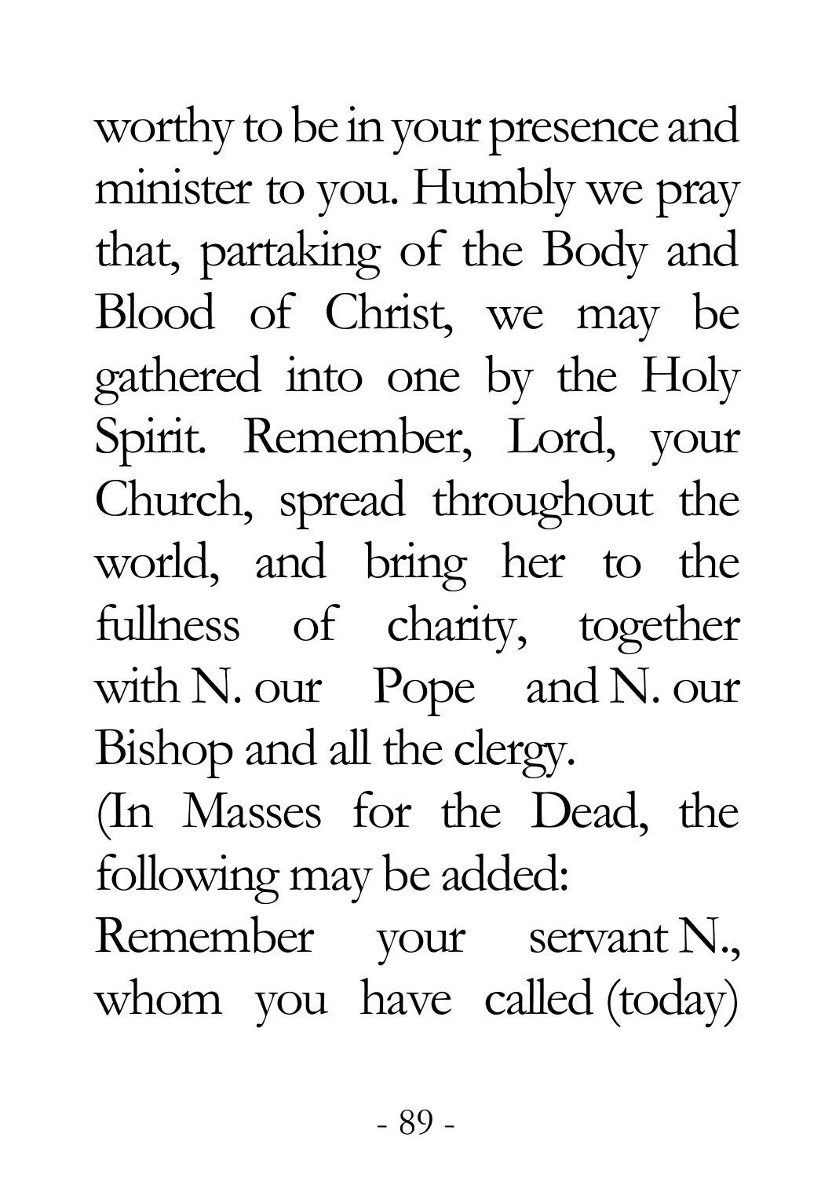worthy to be in your presence and minister to you. Humbly we pray that, partaking of the Body and Blood of Christ, we may be gathered into one by the Holy Spirit. Remember, Lord, your Church, spread throughout the world, and bring her to the fullness of charity, together with N. our Pope and N. our Bishop and all the clergy.

(In Masses for the Dead, the following may be added:

Remember your servant N., whom you have called (today)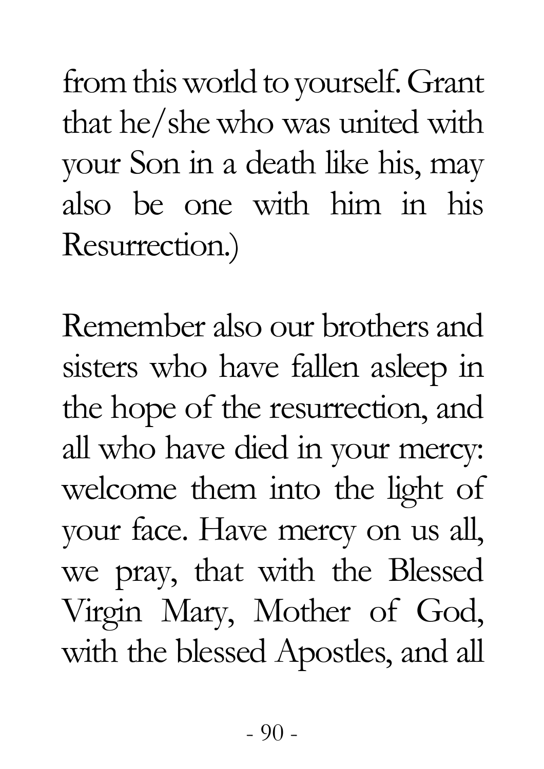from this world to yourself. Grant that he/she who was united with your Son in a death like his, may also be one with him in his Resurrection.)

Remember also our brothers and sisters who have fallen asleep in the hope of the resurrection, and all who have died in your mercy: welcome them into the light of your face. Have mercy on us all, we pray, that with the Blessed Virgin Mary, Mother of God, with the blessed Apostles, and all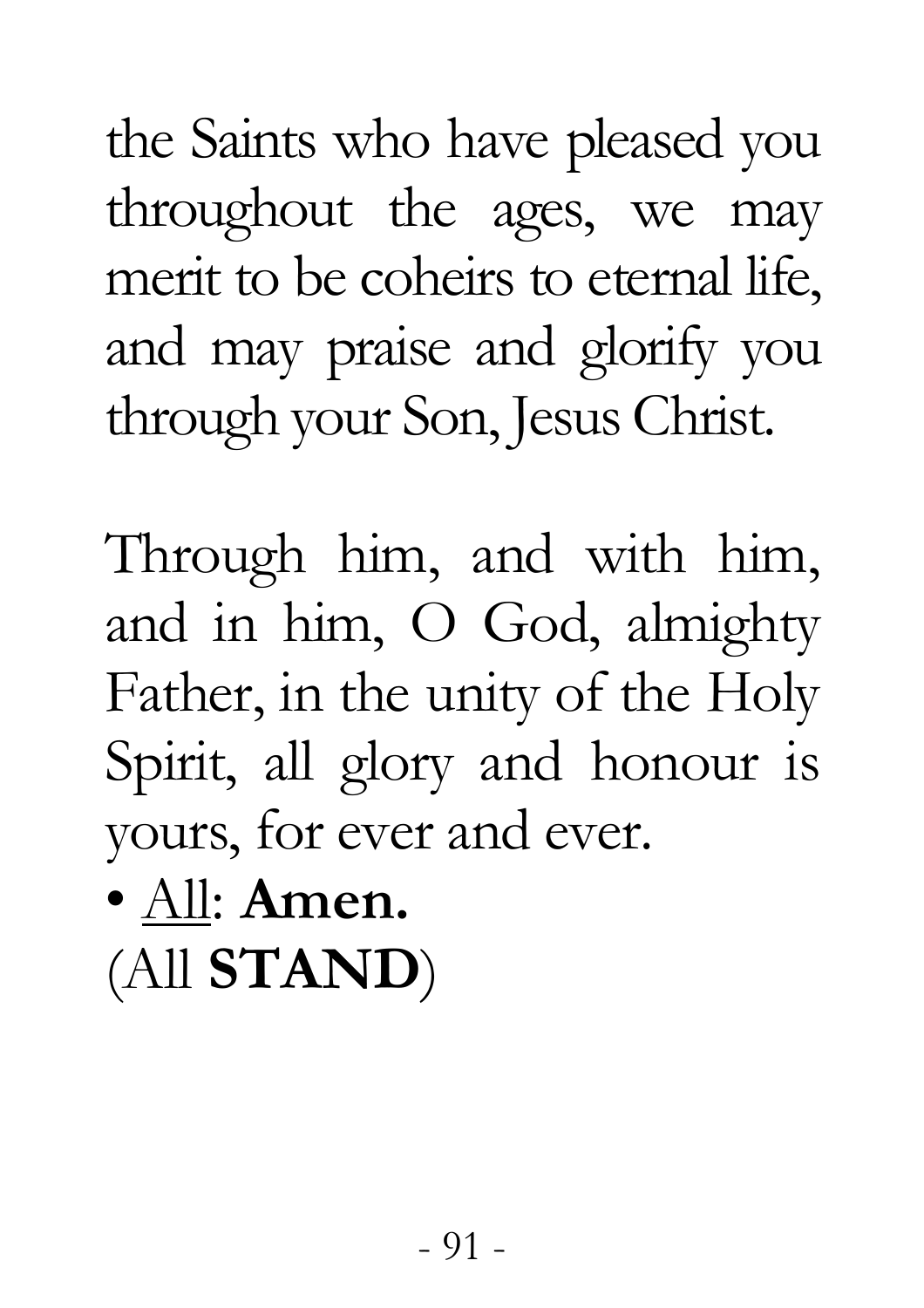the Saints who have pleased you throughout the ages, we may merit to be coheirs to eternal life, and may praise and glorify you through your Son, Jesus Christ.

Through him, and with him, and in him, O God, almighty Father, in the unity of the Holy Spirit, all glory and honour is yours, for ever and ever.

• <u>All</u>: **Amen.**

(All **STAND**)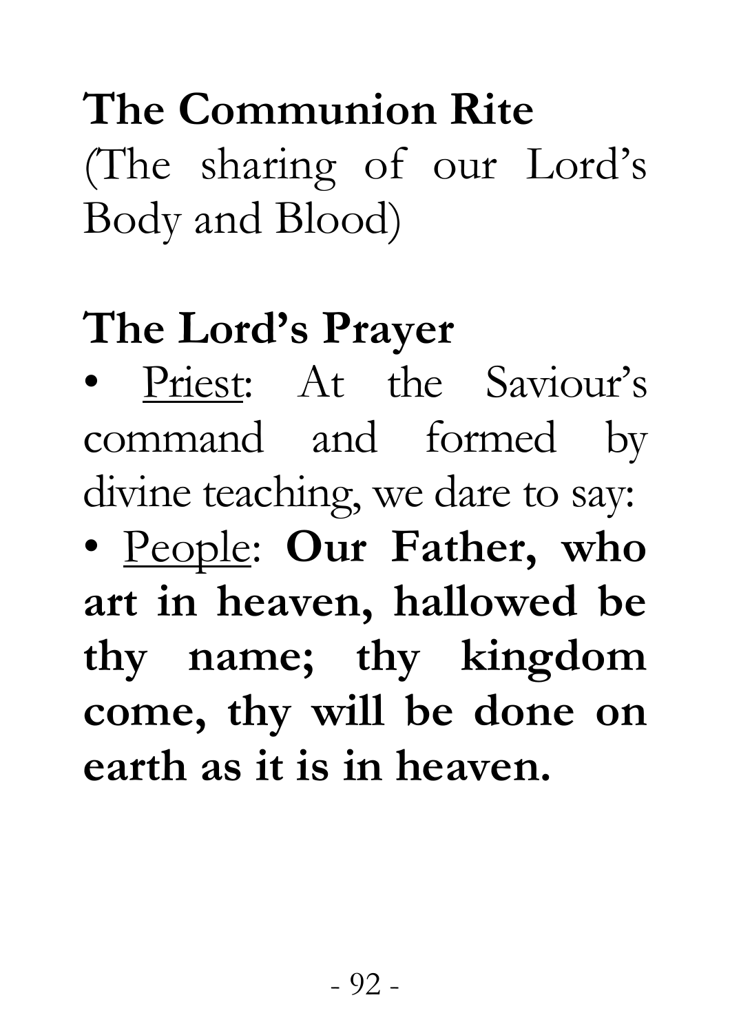## The Communion Rite

(The sharing of our Lord's Body and Blood)

## The Lord's Prayer

- Priest: At the Saviour's command and formed by divine teaching, we dare to say:
- People: **Our Father, who art in heaven, hallowed be thy name; thy kingdom come, thy will be done on earth as it is in heaven.**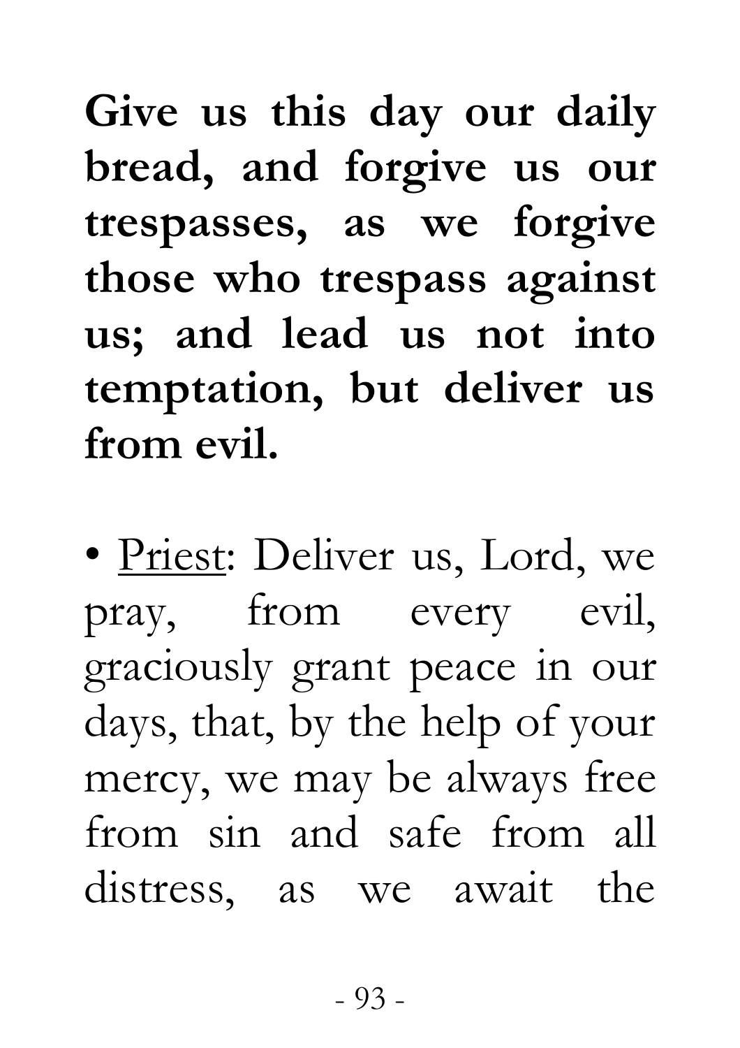**Give us this day our daily bread, and forgive us our trespasses, as we forgive those who trespass against us; and lead us not into temptation, but deliver us from evil.**

• Priest: Deliver us, Lord, we pray, from every evil, graciously grant peace in our days, that, by the help of your mercy, we may be always free from sin and safe from all distress, as we await the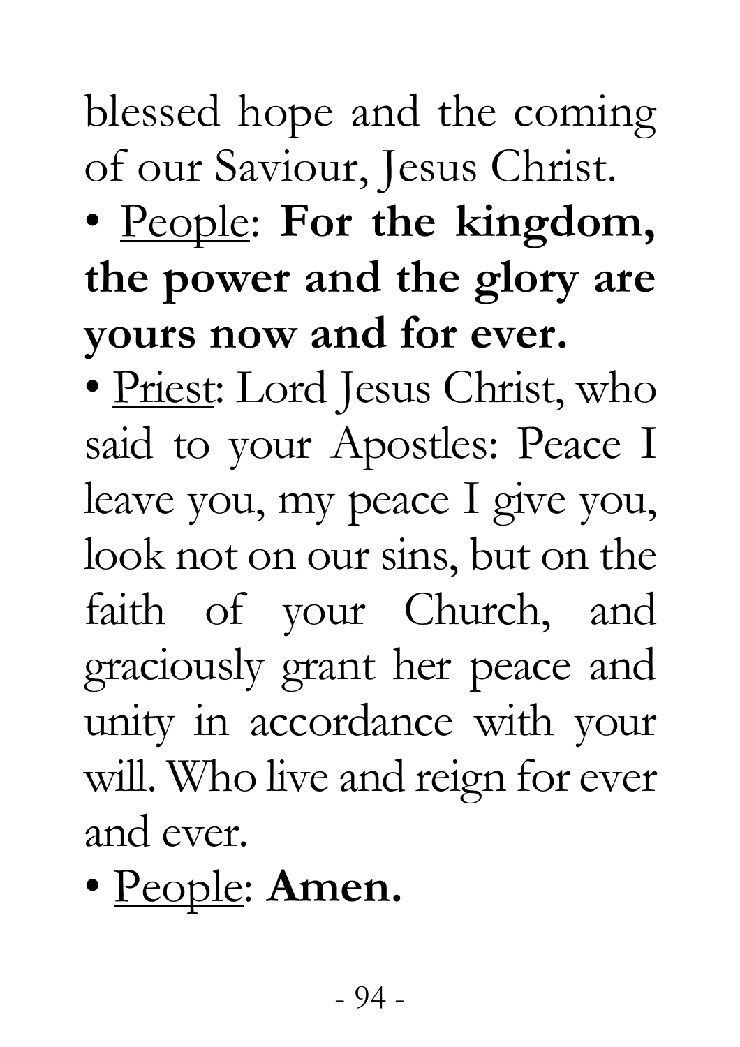blessed hope and the coming of our Saviour, Jesus Christ.

• <u>People</u>: **For the kingdom, the power and the glory are yours now and for ever.**

• <u>Priest</u>: Lord Jesus Christ, who said to your Apostles: Peace I leave you, my peace I give you, look not on our sins, but on the faith of your Church, and graciously grant her peace and unity in accordance with your will. Who live and reign for ever and ever.

• <u>People</u>: **Amen.**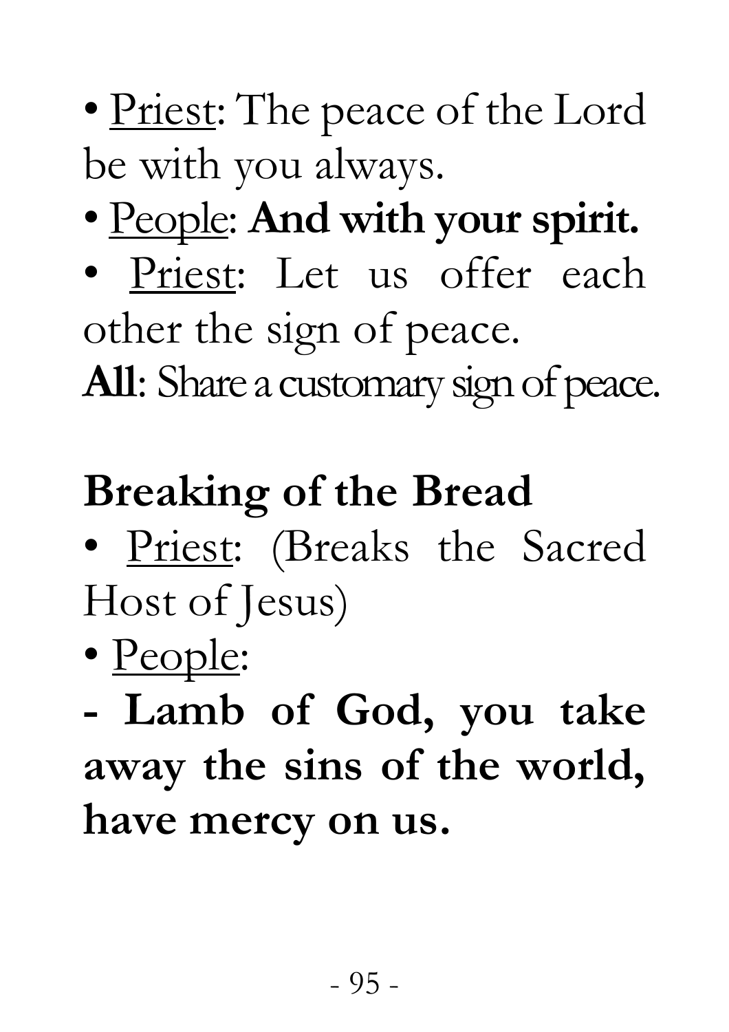• Priest: The peace of the Lord be with you always.

• People: **And with your spirit.**

• Priest: Let us offer each other the sign of peace.

**All**: Share a customary sign of peace.

## Breaking of the Bread

• Priest: (Breaks the Sacred Host of Jesus)

• People:

**- Lamb of God, you take away the sins of the world, have mercy on us.**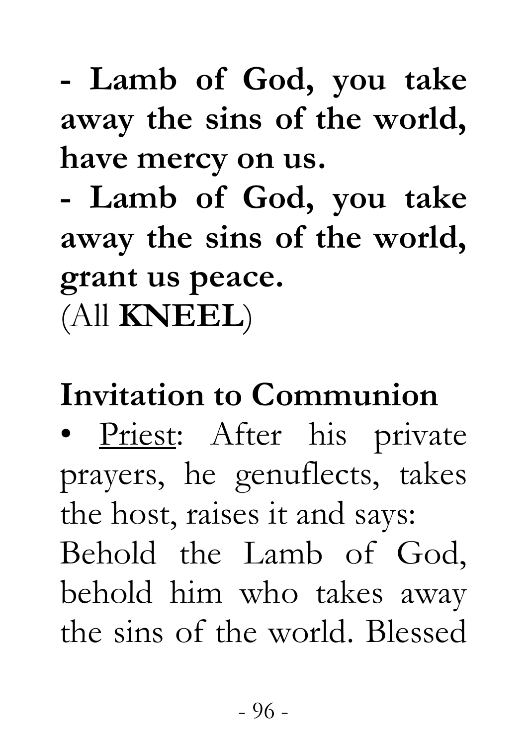**- Lamb of God, you take away the sins of the world, have mercy on us.**

**- Lamb of God, you take away the sins of the world, grant us peace.**

(All **KNEEL**)

## Invitation to Communion

• <u>Priest</u>: After his private prayers, he genuflects, takes the host, raises it and says: Behold the Lamb of God, behold him who takes away the sins of the world. Blessed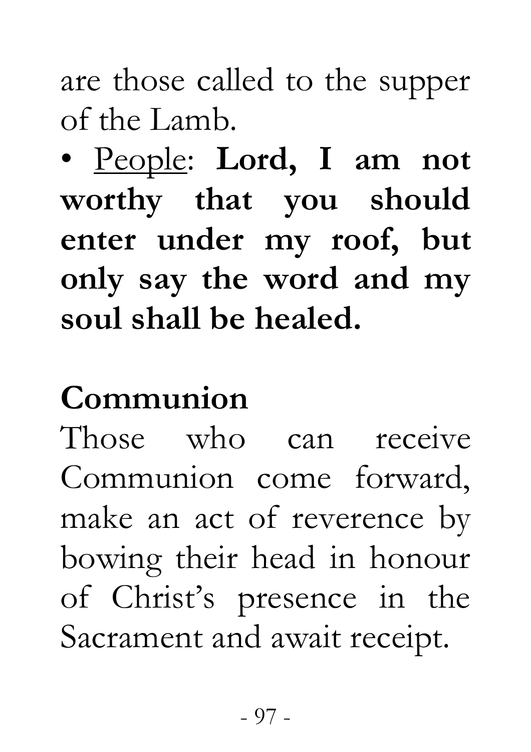are those called to the supper of the Lamb.

- <u>People</u>: **Lord, I am not worthy that you should enter under my roof, but only say the word and my soul shall be healed.**

## Communion

Those who can receive Communion come forward, make an act of reverence by bowing their head in honour of Christ's presence in the Sacrament and await receipt.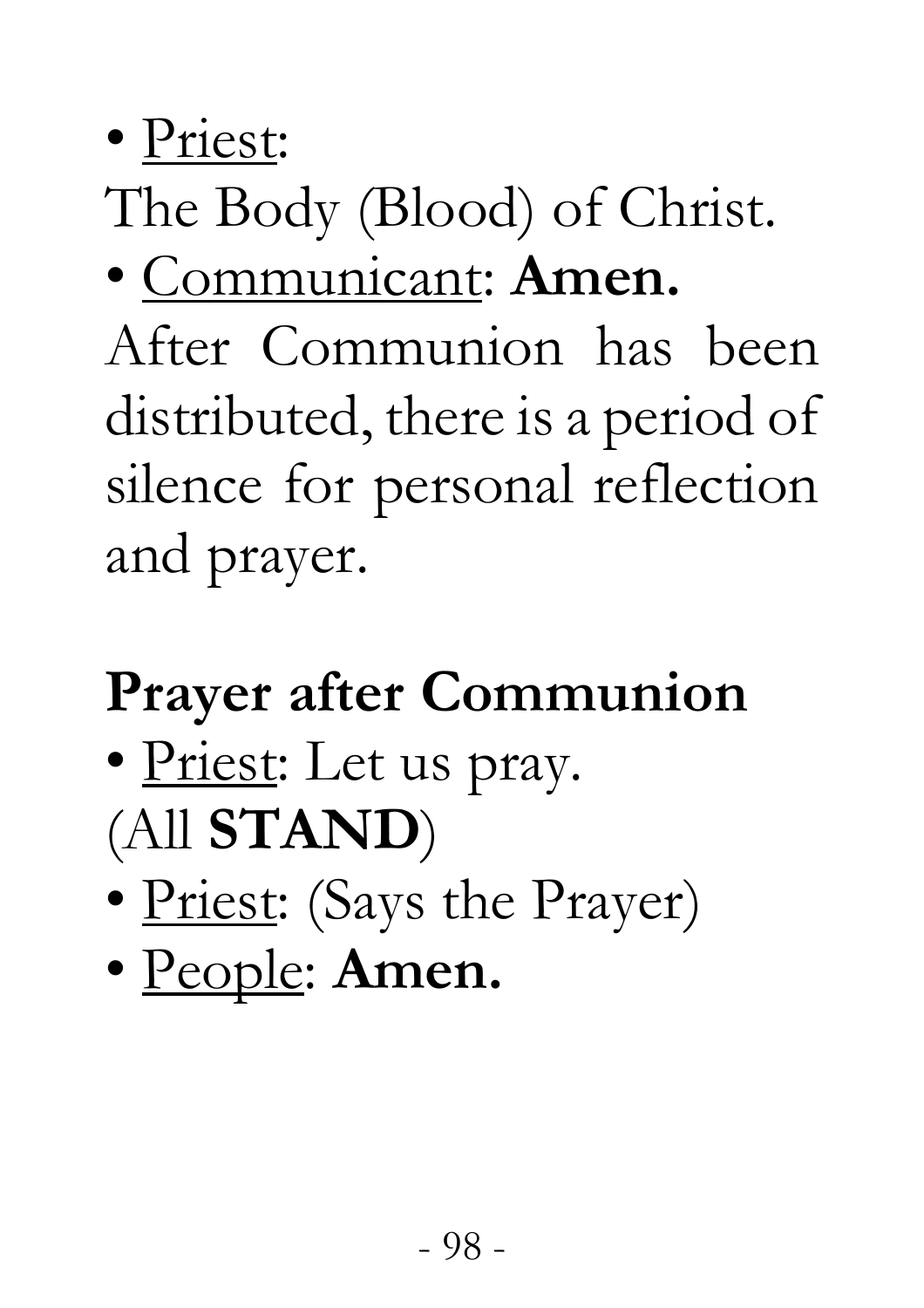- <u>Priest</u>:

The Body (Blood) of Christ.

- <u>Communicant</u>: **Amen.**

After Communion has been distributed, there is a period of silence for personal reflection and prayer.

## Prayer after Communion

- <u>Priest</u>: Let us pray.

(All **STAND**)

- <u>Priest</u>: (Says the Prayer)
- <u>People</u>: **Amen.**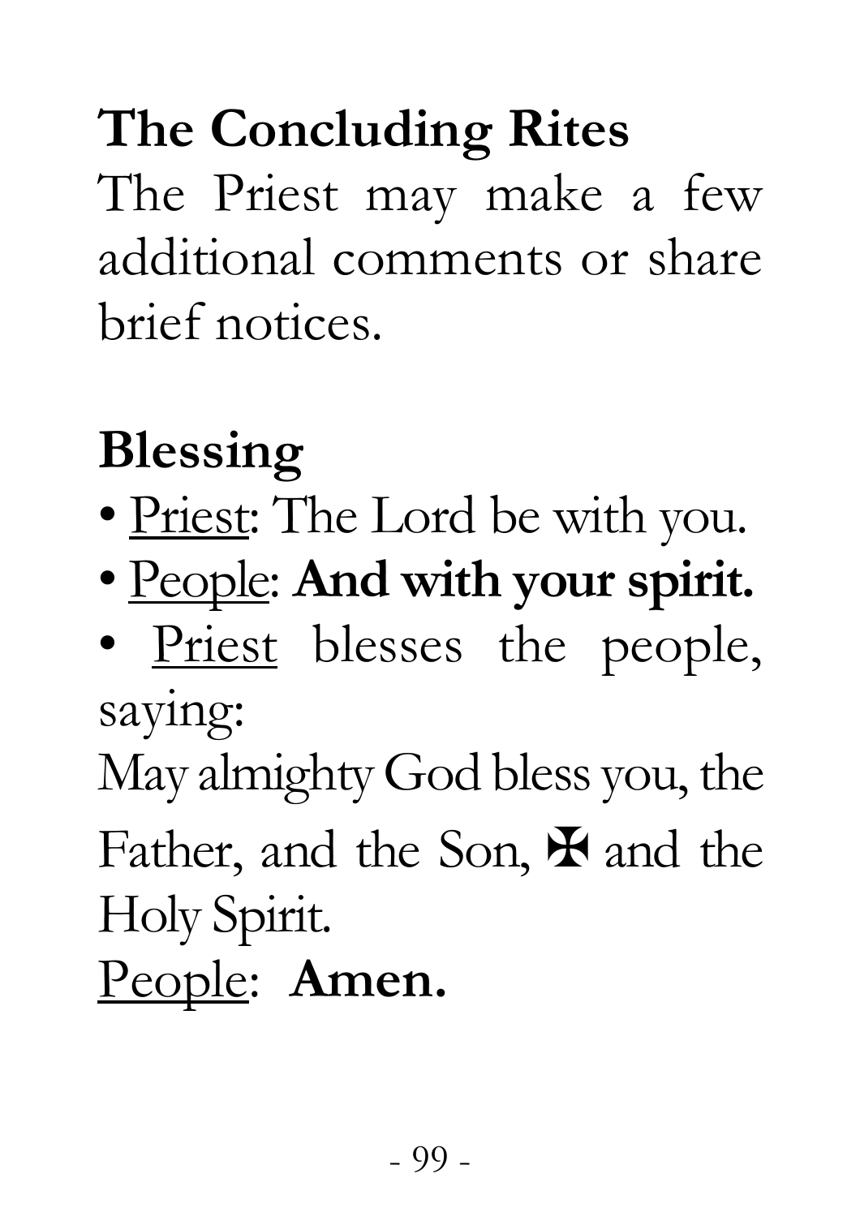## The Concluding Rites

The Priest may make a few additional comments or share brief notices.

## Blessing

- Priest: The Lord be with you.
- People: **And with your spirit.**
- Priest blesses the people, saying:

May almighty God bless you, the Father, and the Son, ✠ and the Holy Spirit.

People: **Amen.**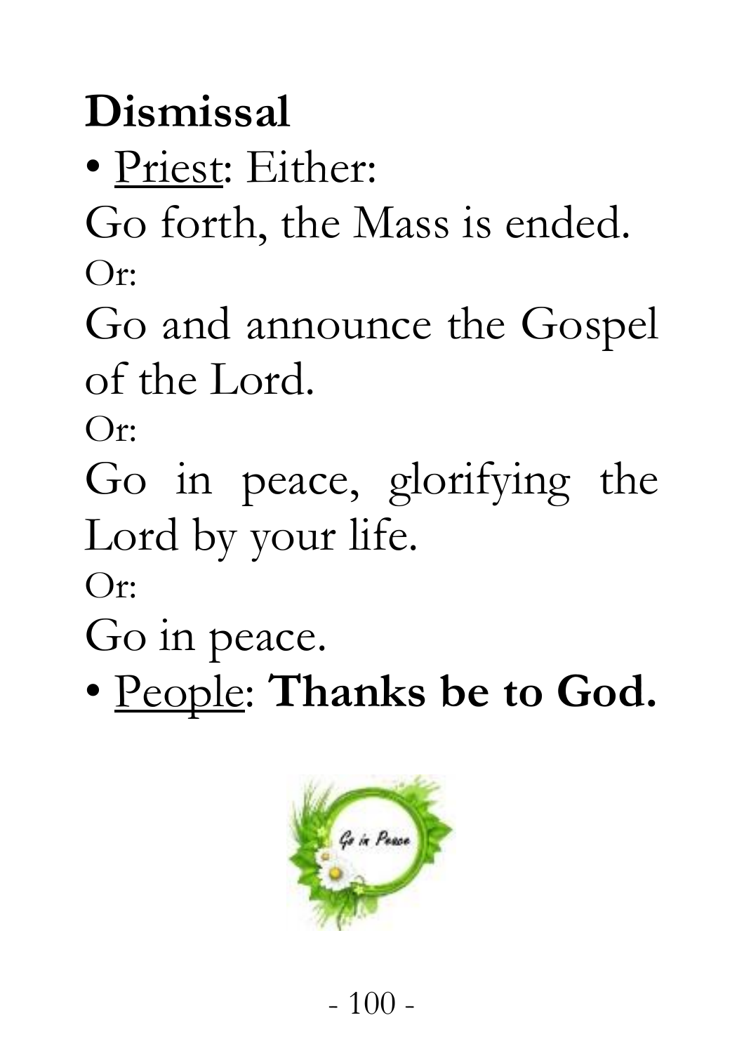## Dismissal

- Priest: Either:

Go forth, the Mass is ended.

Or:

Go and announce the Gospel of the Lord.

Or:

Go in peace, glorifying the Lord by your life.

Or:

Go in peace.

- People: **Thanks be to God.**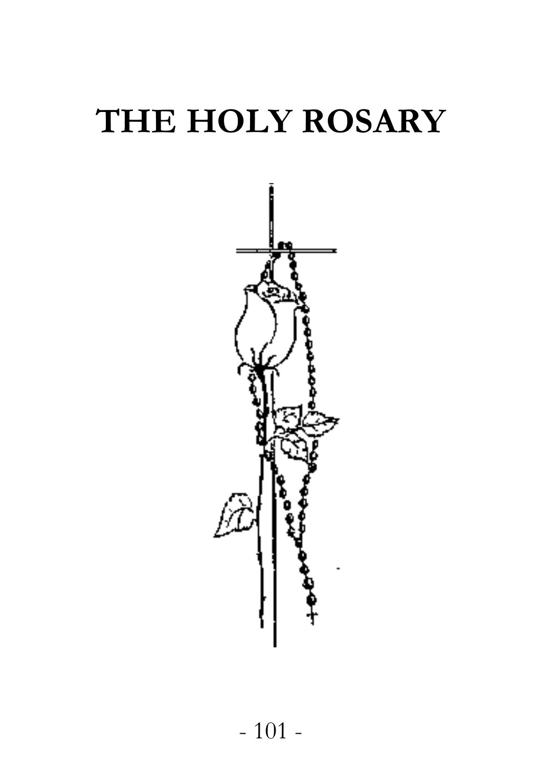# THE HOLY ROSARY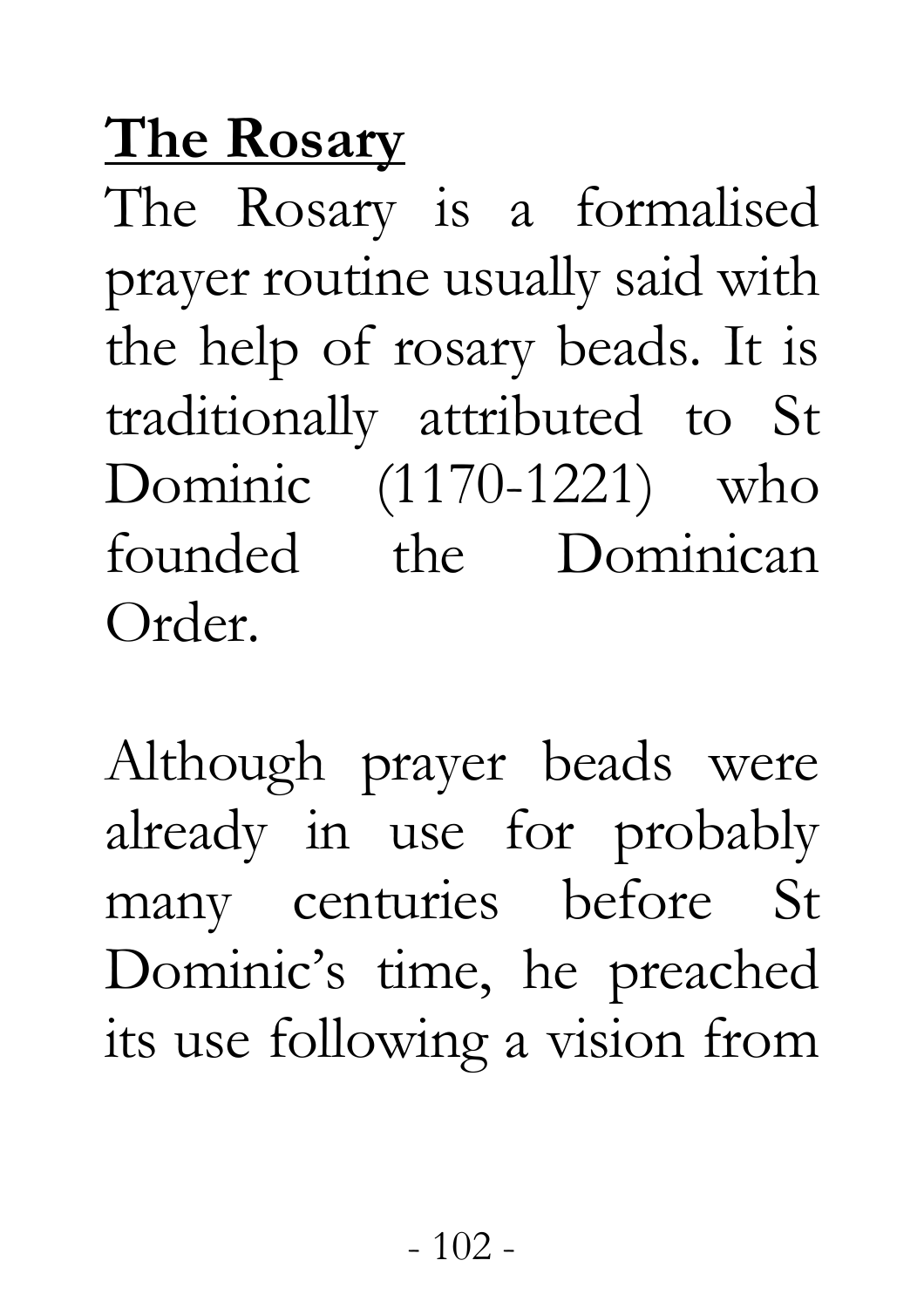## **The Rosary**

The Rosary is a formalised prayer routine usually said with the help of rosary beads. It is traditionally attributed to St Dominic (1170-1221) who founded the Dominican Order.

Although prayer beads were already in use for probably many centuries before St Dominic's time, he preached its use following a vision from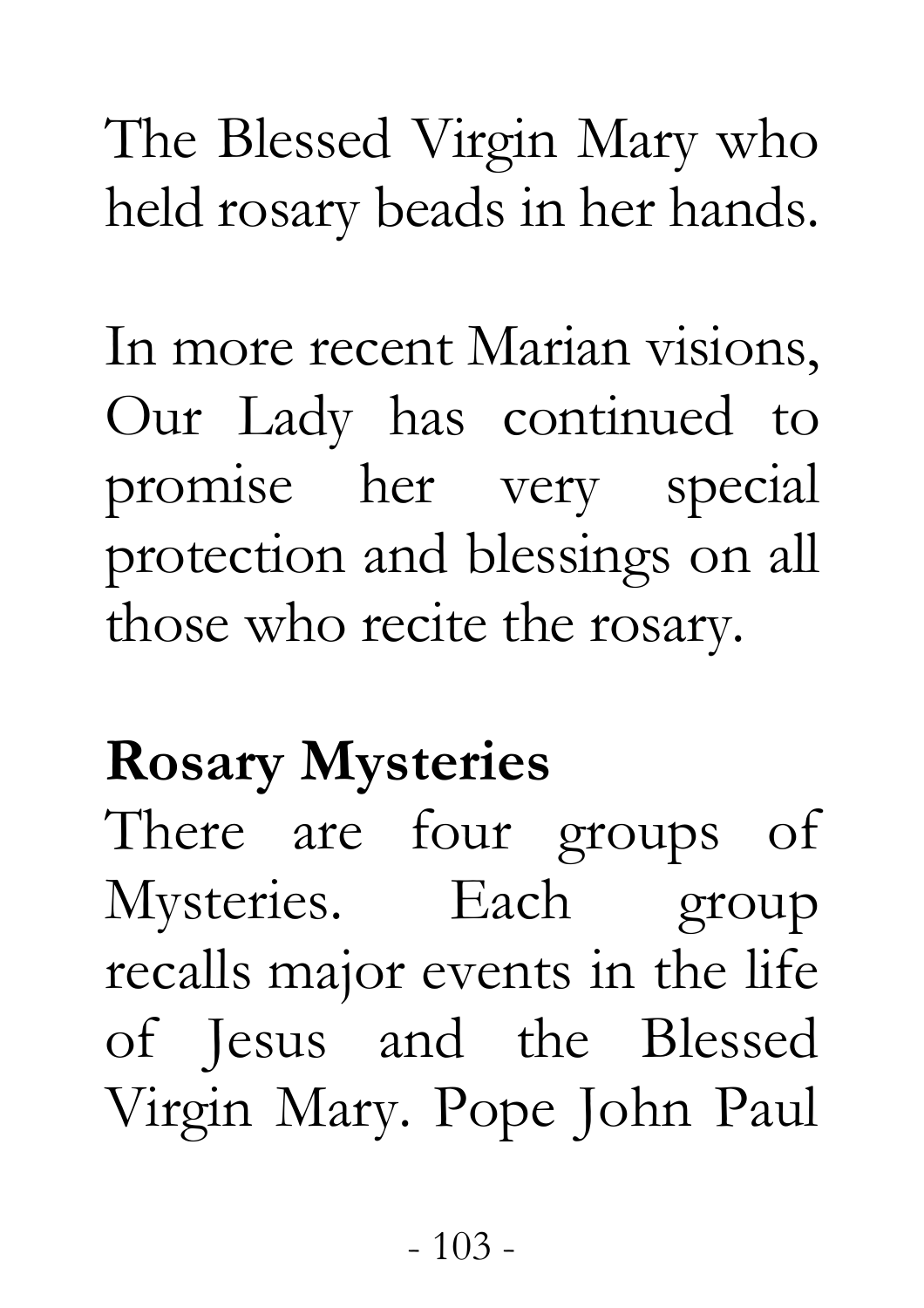The Blessed Virgin Mary who held rosary beads in her hands.

In more recent Marian visions, Our Lady has continued to promise her very special protection and blessings on all those who recite the rosary.

**Rosary Mysteries**

There are four groups of Mysteries. Each group recalls major events in the life of Jesus and the Blessed Virgin Mary. Pope John Paul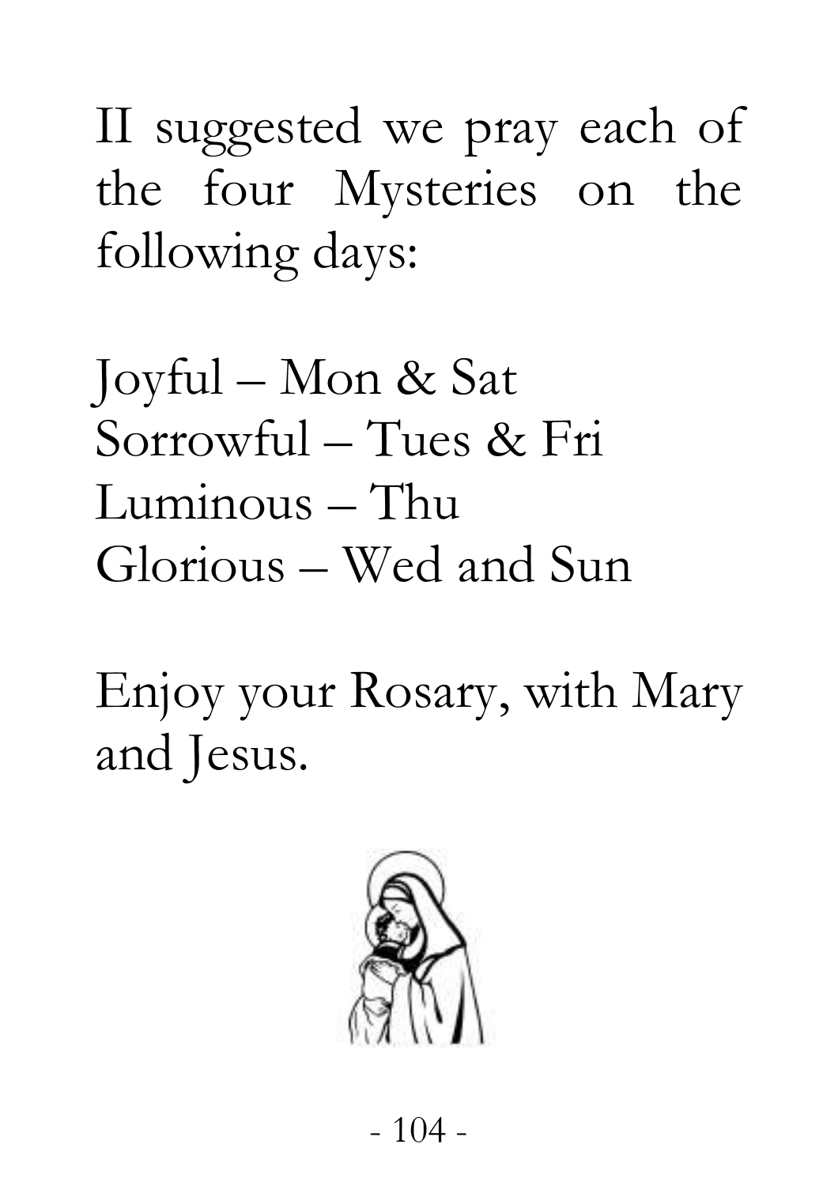II suggested we pray each of the four Mysteries on the following days:

Joyful – Mon & Sat
Sorrowful – Tues & Fri
Luminous – Thu
Glorious – Wed and Sun

Enjoy your Rosary, with Mary and Jesus.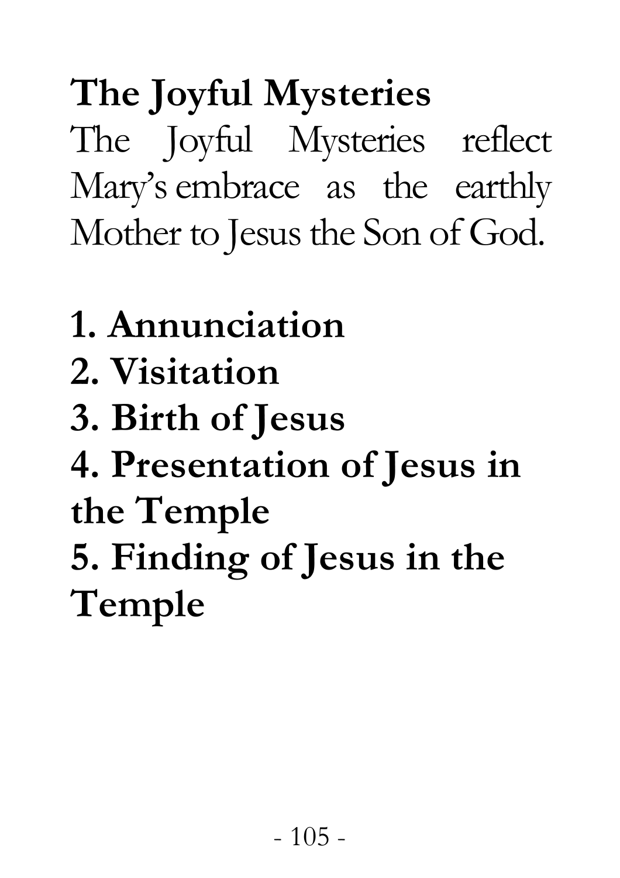# The Joyful Mysteries

The Joyful Mysteries reflect Mary's embrace as the earthly Mother to Jesus the Son of God.

**1. Annunciation**
**2. Visitation**
**3. Birth of Jesus**
**4. Presentation of Jesus in the Temple**
**5. Finding of Jesus in the Temple**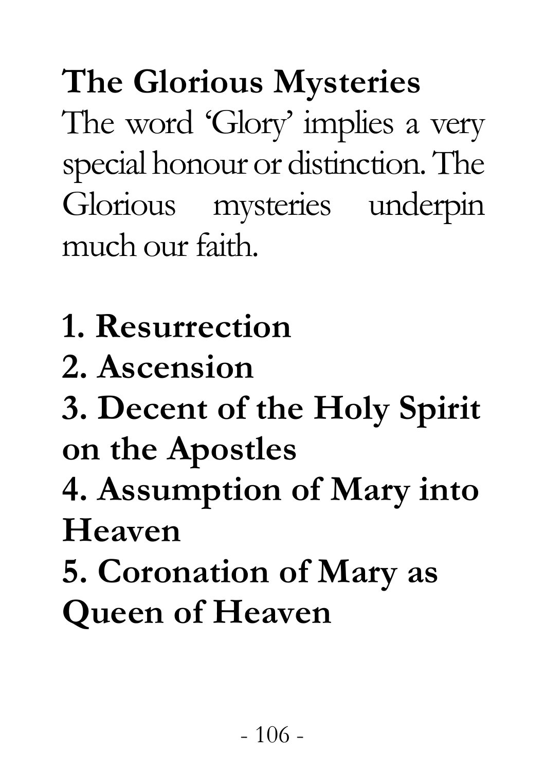# The Glorious Mysteries

The word 'Glory' implies a very special honour or distinction. The Glorious mysteries underpin much our faith.

**1. Resurrection**
**2. Ascension**
**3. Decent of the Holy Spirit on the Apostles**
**4. Assumption of Mary into Heaven**
**5. Coronation of Mary as Queen of Heaven**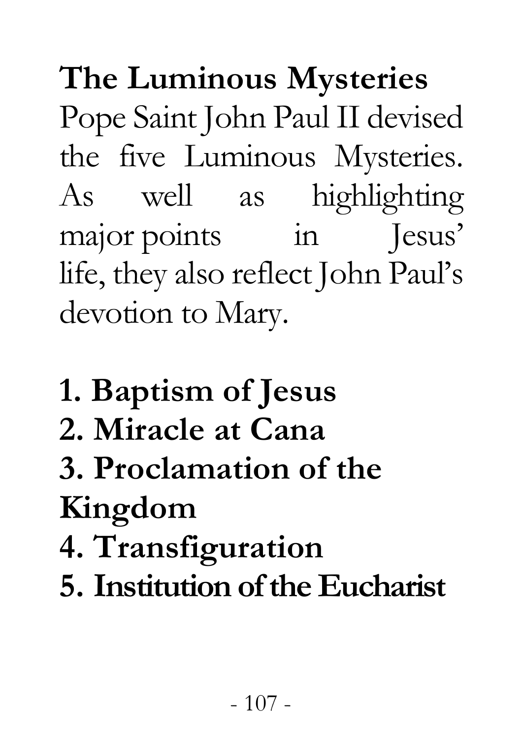## The Luminous Mysteries

Pope Saint John Paul II devised the five Luminous Mysteries. As well as highlighting major points in Jesus' life, they also reflect John Paul's devotion to Mary.

**1. Baptism of Jesus**
**2. Miracle at Cana**
**3. Proclamation of the Kingdom**
**4. Transfiguration**
**5. Institution of the Eucharist**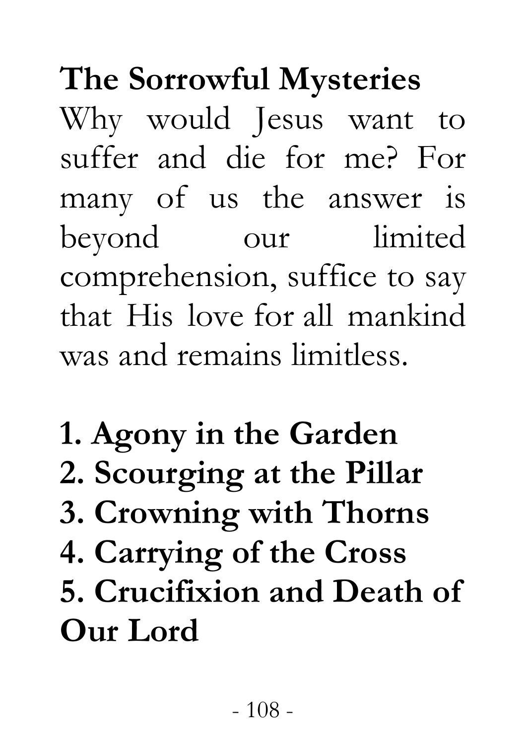## The Sorrowful Mysteries

Why would Jesus want to suffer and die for me? For many of us the answer is beyond our limited comprehension, suffice to say that His love for all mankind was and remains limitless.

**1. Agony in the Garden**
**2. Scourging at the Pillar**
**3. Crowning with Thorns**
**4. Carrying of the Cross**
**5. Crucifixion and Death of Our Lord**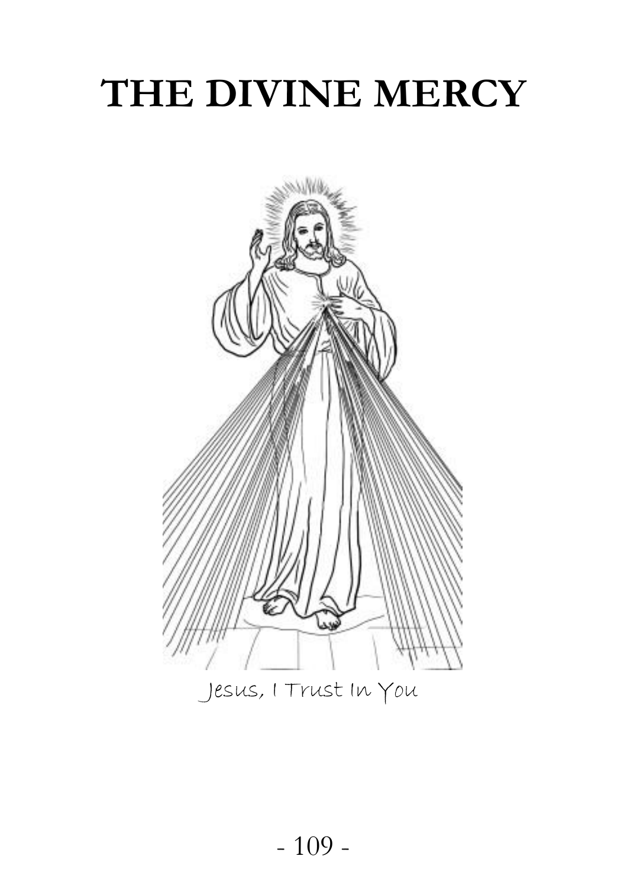# THE DIVINE MERCY

Jesus, I Trust In You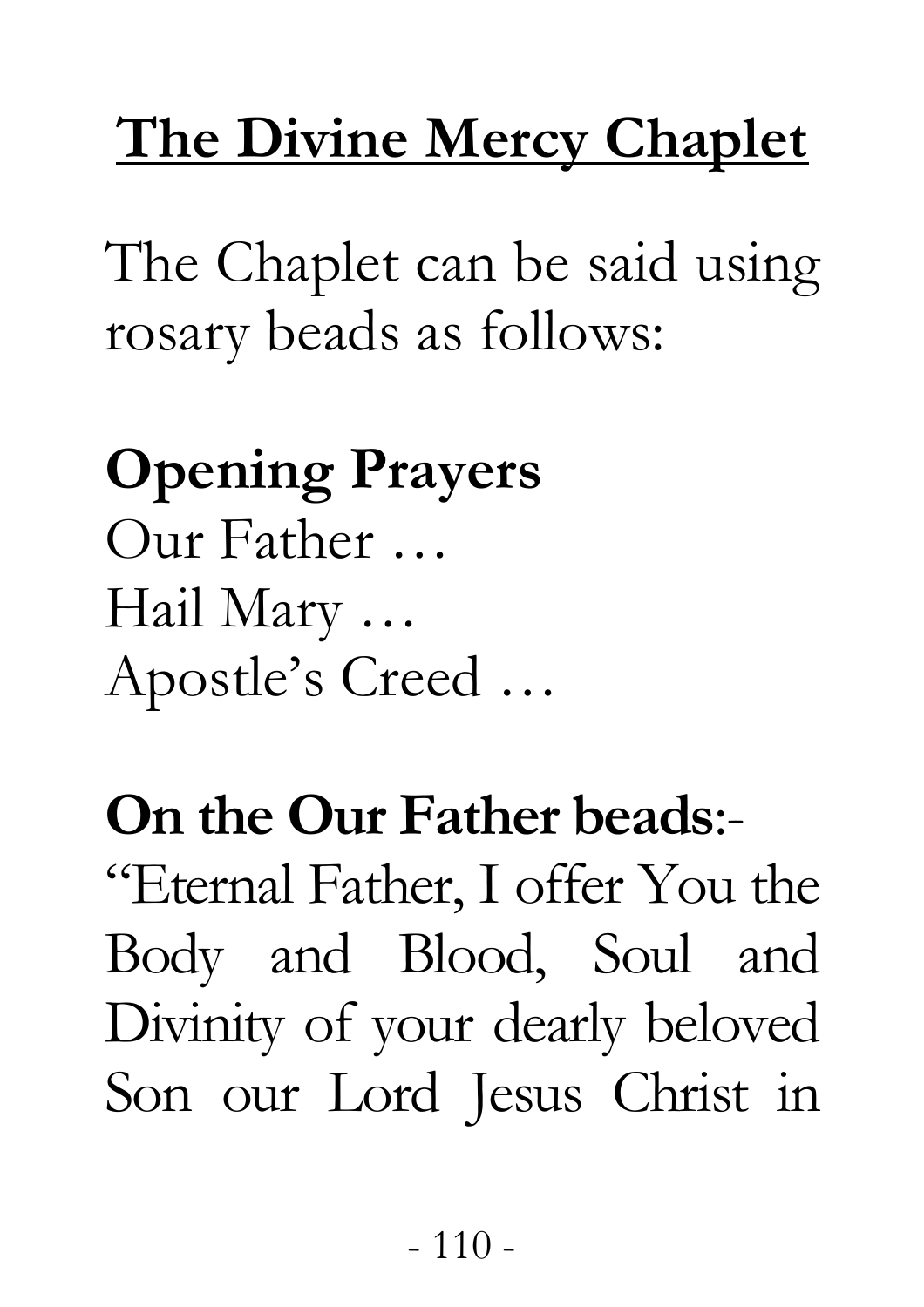# The Divine Mercy Chaplet

The Chaplet can be said using rosary beads as follows:

**Opening Prayers**
Our Father …
Hail Mary …
Apostle's Creed …

**On the Our Father beads**:-
"Eternal Father, I offer You the Body and Blood, Soul and Divinity of your dearly beloved Son our Lord Jesus Christ in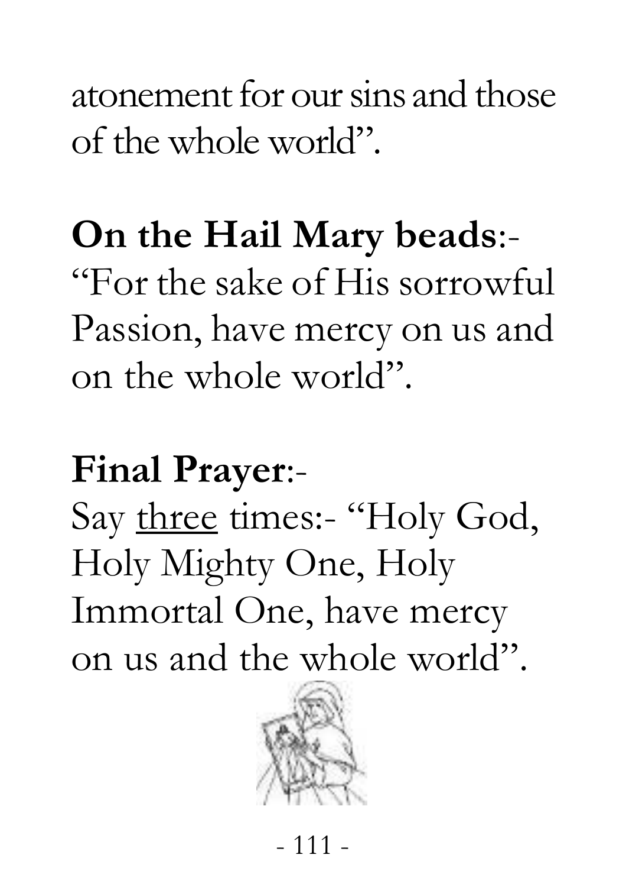atonement for our sins and those of the whole world".

**On the Hail Mary beads**:-
"For the sake of His sorrowful Passion, have mercy on us and on the whole world".

**Final Prayer**:-
Say <u>three</u> times:- "Holy God, Holy Mighty One, Holy Immortal One, have mercy on us and the whole world".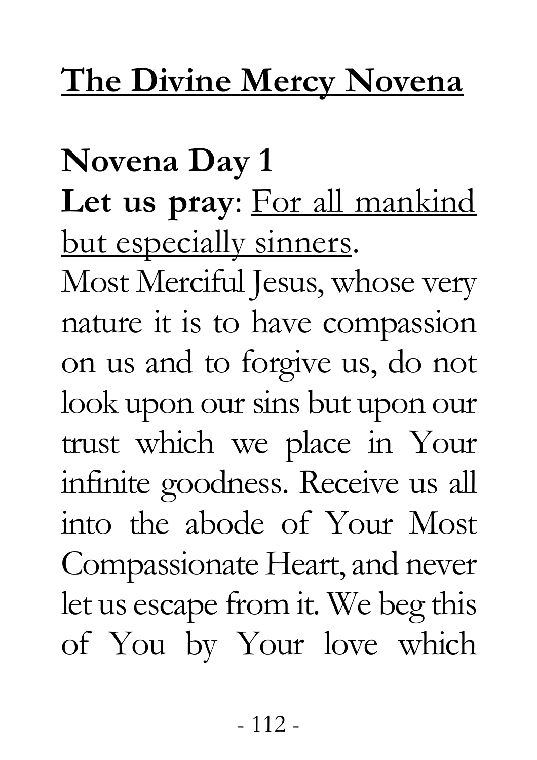# The Divine Mercy Novena

## Novena Day 1

**Let us pray**: For all mankind but especially sinners.

Most Merciful Jesus, whose very nature it is to have compassion on us and to forgive us, do not look upon our sins but upon our trust which we place in Your infinite goodness. Receive us all into the abode of Your Most Compassionate Heart, and never let us escape from it. We beg this of You by Your love which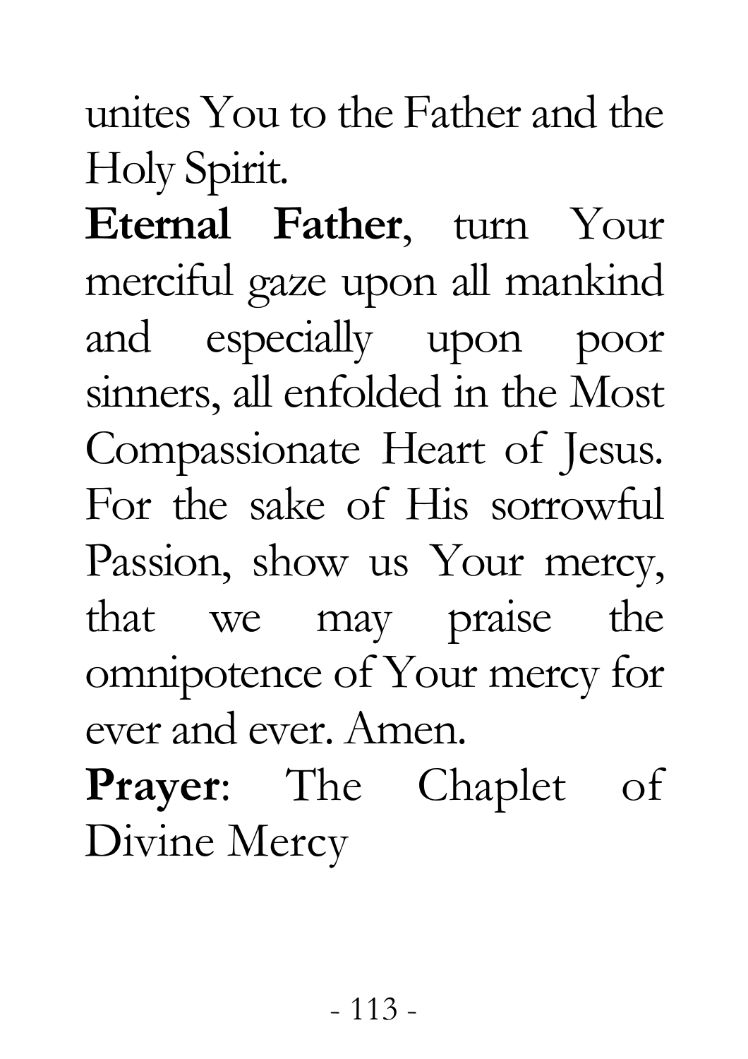unites You to the Father and the Holy Spirit.

**Eternal Father**, turn Your merciful gaze upon all mankind and especially upon poor sinners, all enfolded in the Most Compassionate Heart of Jesus. For the sake of His sorrowful Passion, show us Your mercy, that we may praise the omnipotence of Your mercy for ever and ever. Amen.

**Prayer**: The Chaplet of Divine Mercy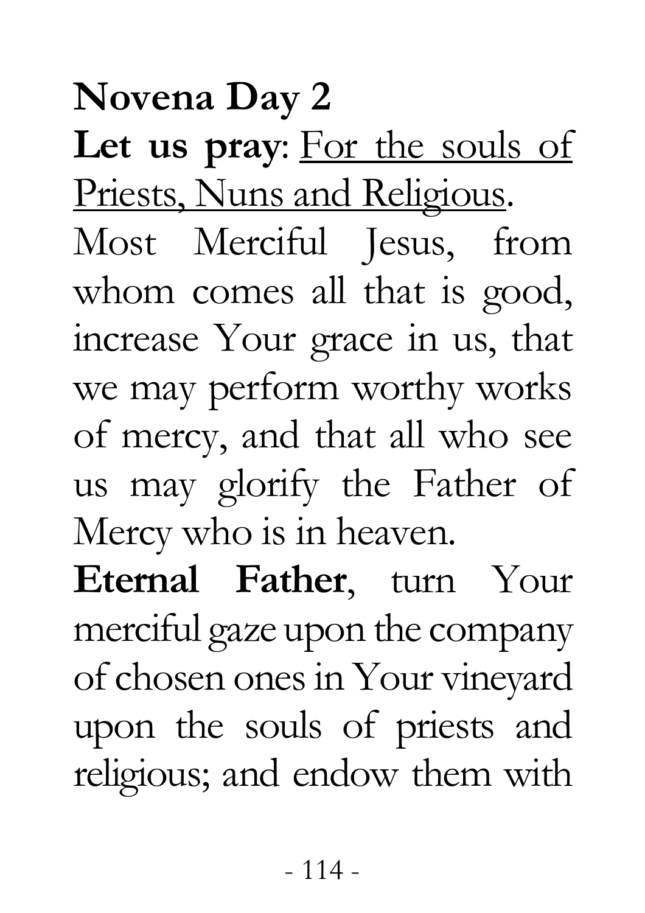**Novena Day 2**

**Let us pray**: For the souls of Priests, Nuns and Religious.

Most Merciful Jesus, from whom comes all that is good, increase Your grace in us, that we may perform worthy works of mercy, and that all who see us may glorify the Father of Mercy who is in heaven.

**Eternal Father**, turn Your merciful gaze upon the company of chosen ones in Your vineyard upon the souls of priests and religious; and endow them with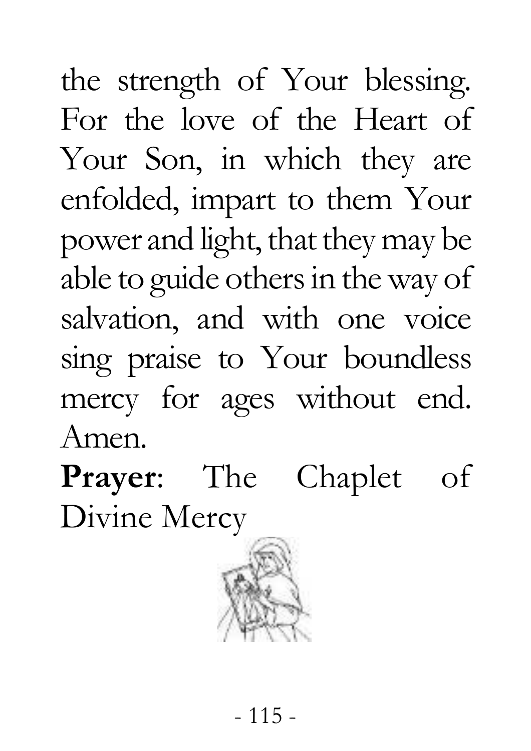the strength of Your blessing. For the love of the Heart of Your Son, in which they are enfolded, impart to them Your power and light, that they may be able to guide others in the way of salvation, and with one voice sing praise to Your boundless mercy for ages without end. Amen.

**Prayer**: The Chaplet of Divine Mercy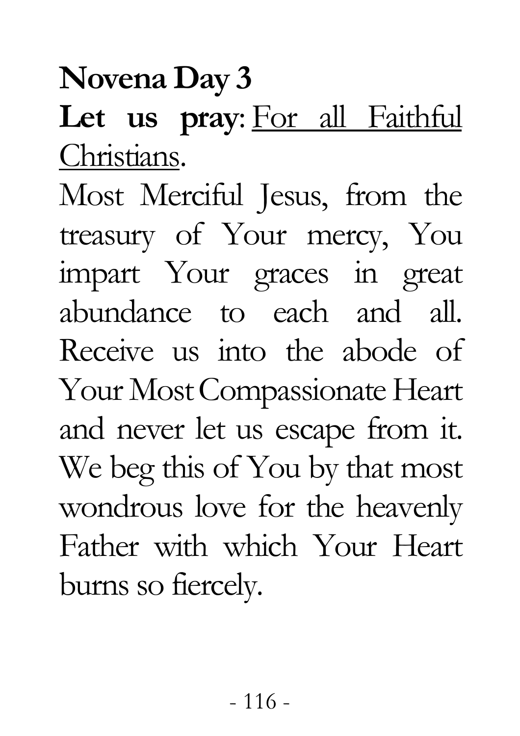**Novena Day 3**

**Let us pray**: <u>For all Faithful Christians</u>.

Most Merciful Jesus, from the treasury of Your mercy, You impart Your graces in great abundance to each and all. Receive us into the abode of Your Most Compassionate Heart and never let us escape from it. We beg this of You by that most wondrous love for the heavenly Father with which Your Heart burns so fiercely.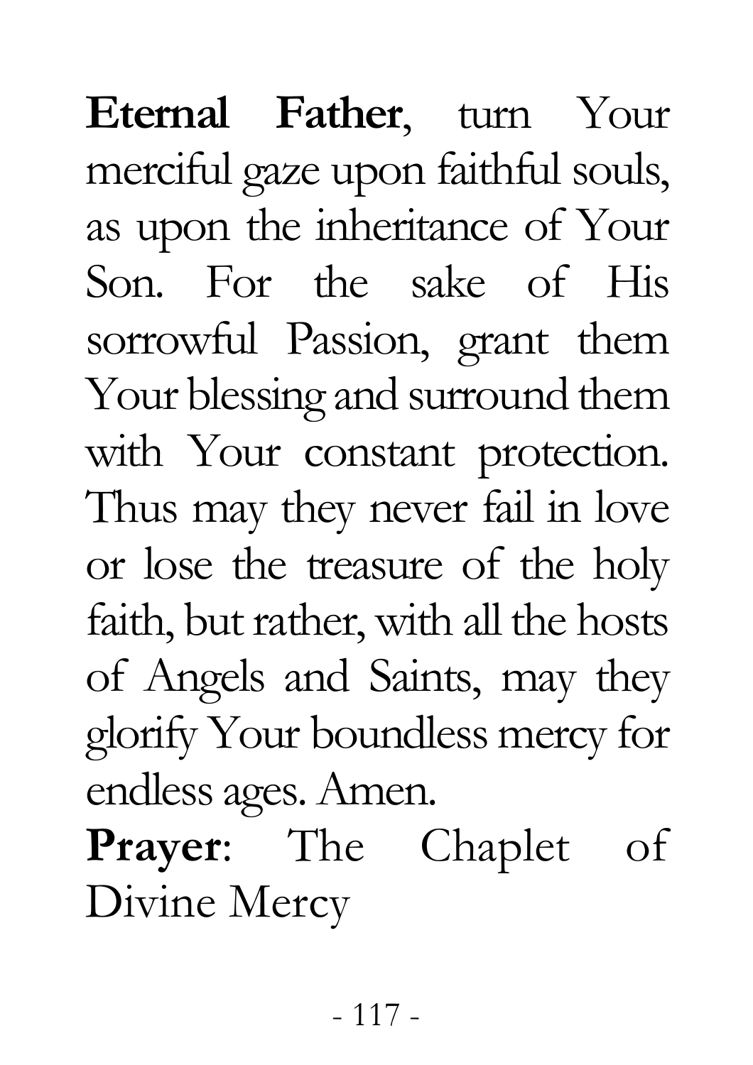**Eternal Father**, turn Your merciful gaze upon faithful souls, as upon the inheritance of Your Son. For the sake of His sorrowful Passion, grant them Your blessing and surround them with Your constant protection. Thus may they never fail in love or lose the treasure of the holy faith, but rather, with all the hosts of Angels and Saints, may they glorify Your boundless mercy for endless ages. Amen.

**Prayer**: The Chaplet of Divine Mercy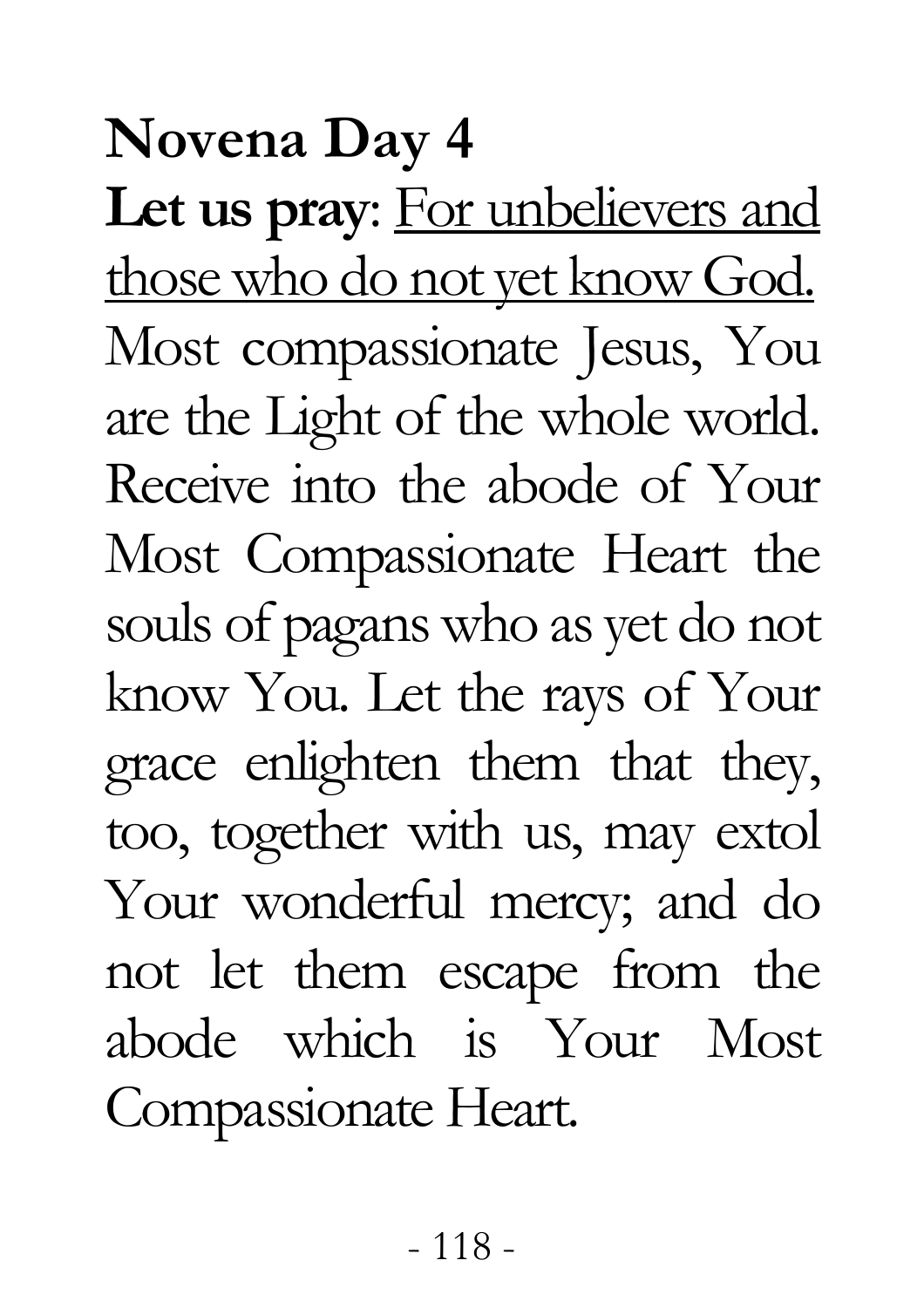**Novena Day 4**

**Let us pray**: <u>For unbelievers and those who do not yet know God.</u>

Most compassionate Jesus, You are the Light of the whole world. Receive into the abode of Your Most Compassionate Heart the souls of pagans who as yet do not know You. Let the rays of Your grace enlighten them that they, too, together with us, may extol Your wonderful mercy; and do not let them escape from the abode which is Your Most Compassionate Heart.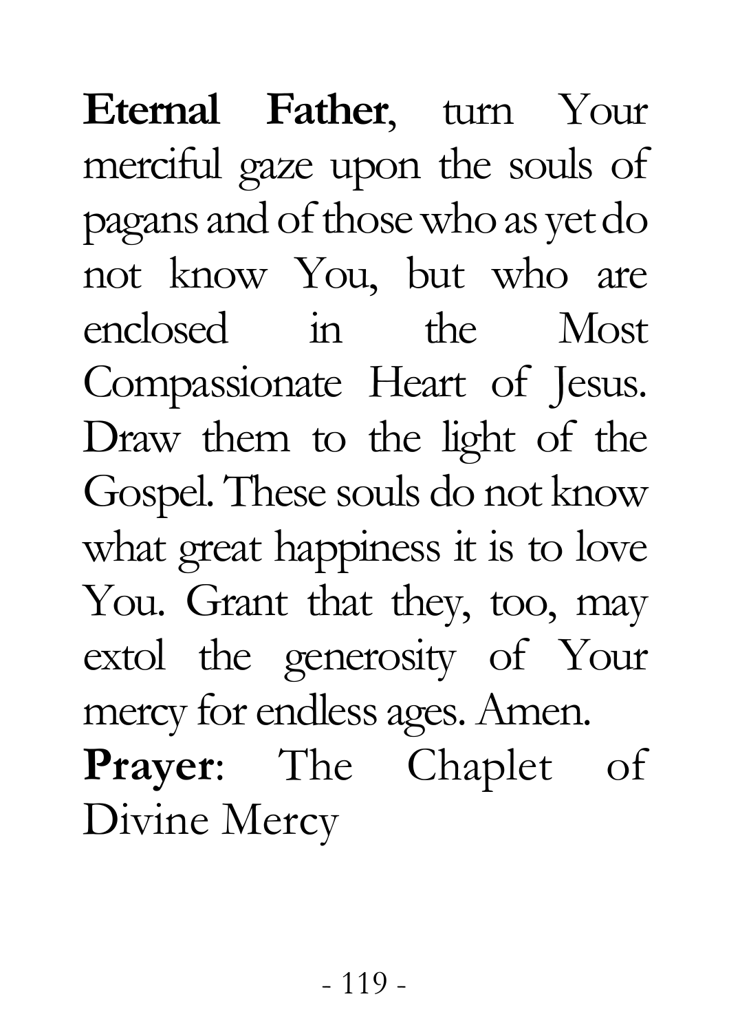**Eternal Father**, turn Your merciful gaze upon the souls of pagans and of those who as yet do not know You, but who are enclosed in the Most Compassionate Heart of Jesus. Draw them to the light of the Gospel. These souls do not know what great happiness it is to love You. Grant that they, too, may extol the generosity of Your mercy for endless ages. Amen.

**Prayer**: The Chaplet of Divine Mercy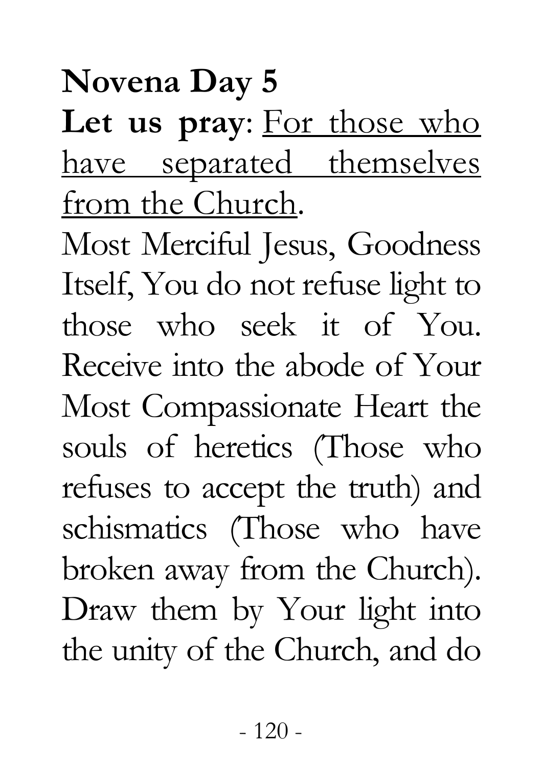**Novena Day 5**

**Let us pray**: For those who have separated themselves from the Church.

Most Merciful Jesus, Goodness Itself, You do not refuse light to those who seek it of You. Receive into the abode of Your Most Compassionate Heart the souls of heretics (Those who refuses to accept the truth) and schismatics (Those who have broken away from the Church). Draw them by Your light into the unity of the Church, and do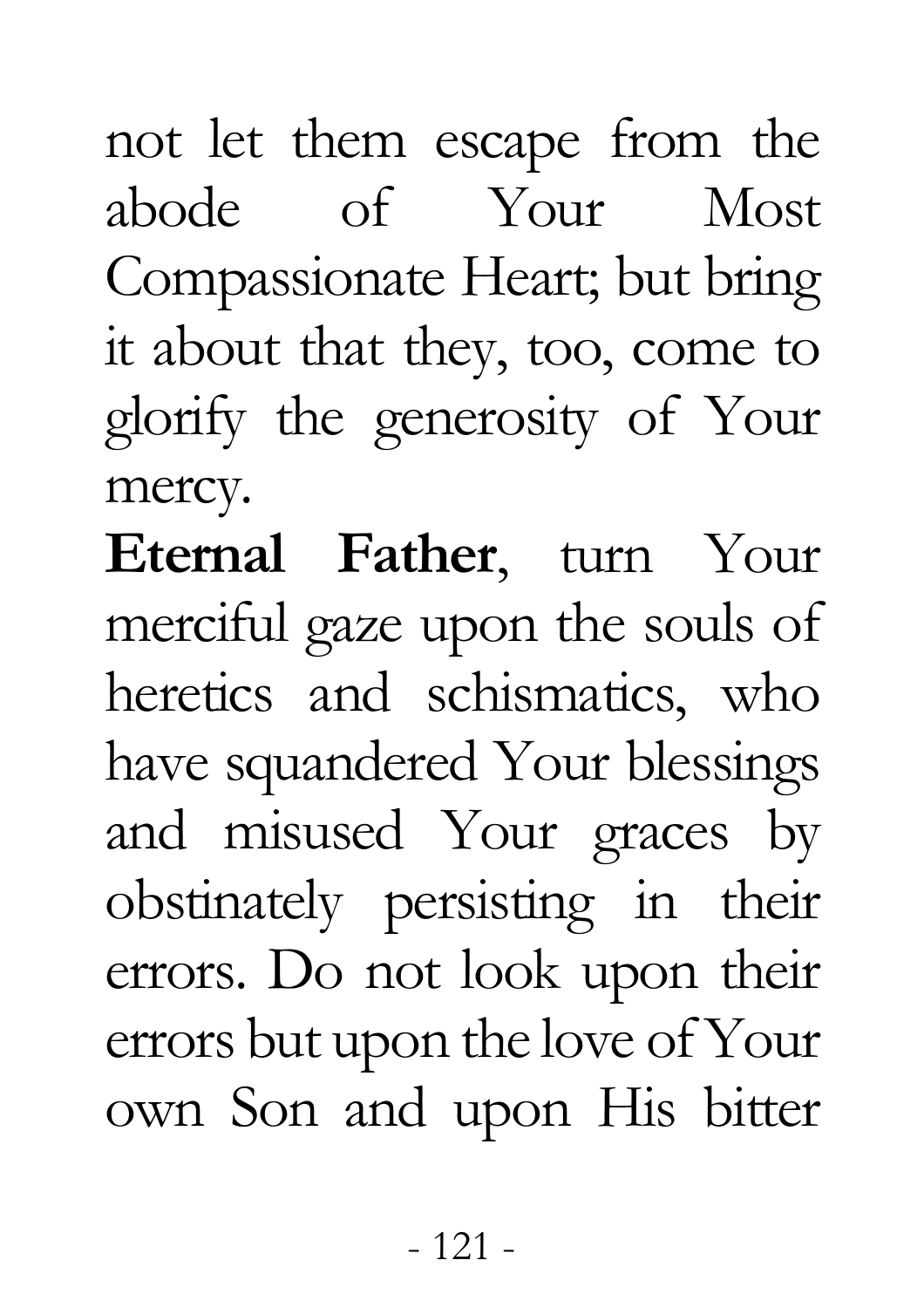not let them escape from the abode of Your Most Compassionate Heart; but bring it about that they, too, come to glorify the generosity of Your mercy.

**Eternal Father**, turn Your merciful gaze upon the souls of heretics and schismatics, who have squandered Your blessings and misused Your graces by obstinately persisting in their errors. Do not look upon their errors but upon the love of Your own Son and upon His bitter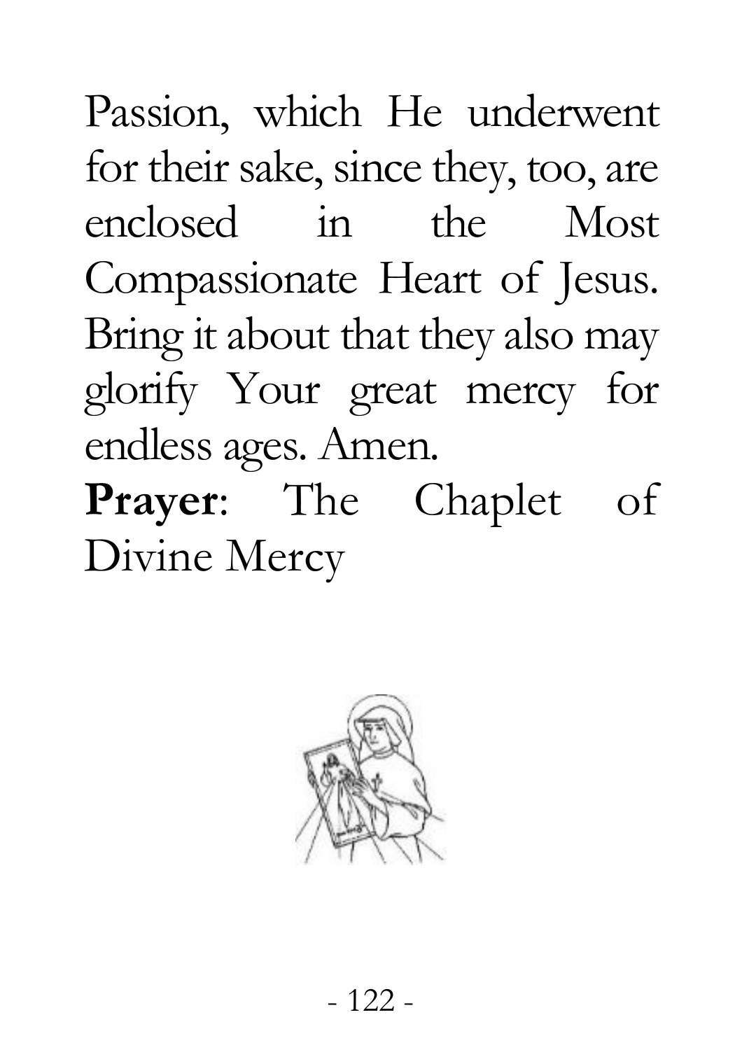Passion, which He underwent for their sake, since they, too, are enclosed in the Most Compassionate Heart of Jesus. Bring it about that they also may glorify Your great mercy for endless ages. Amen.

**Prayer**: The Chaplet of Divine Mercy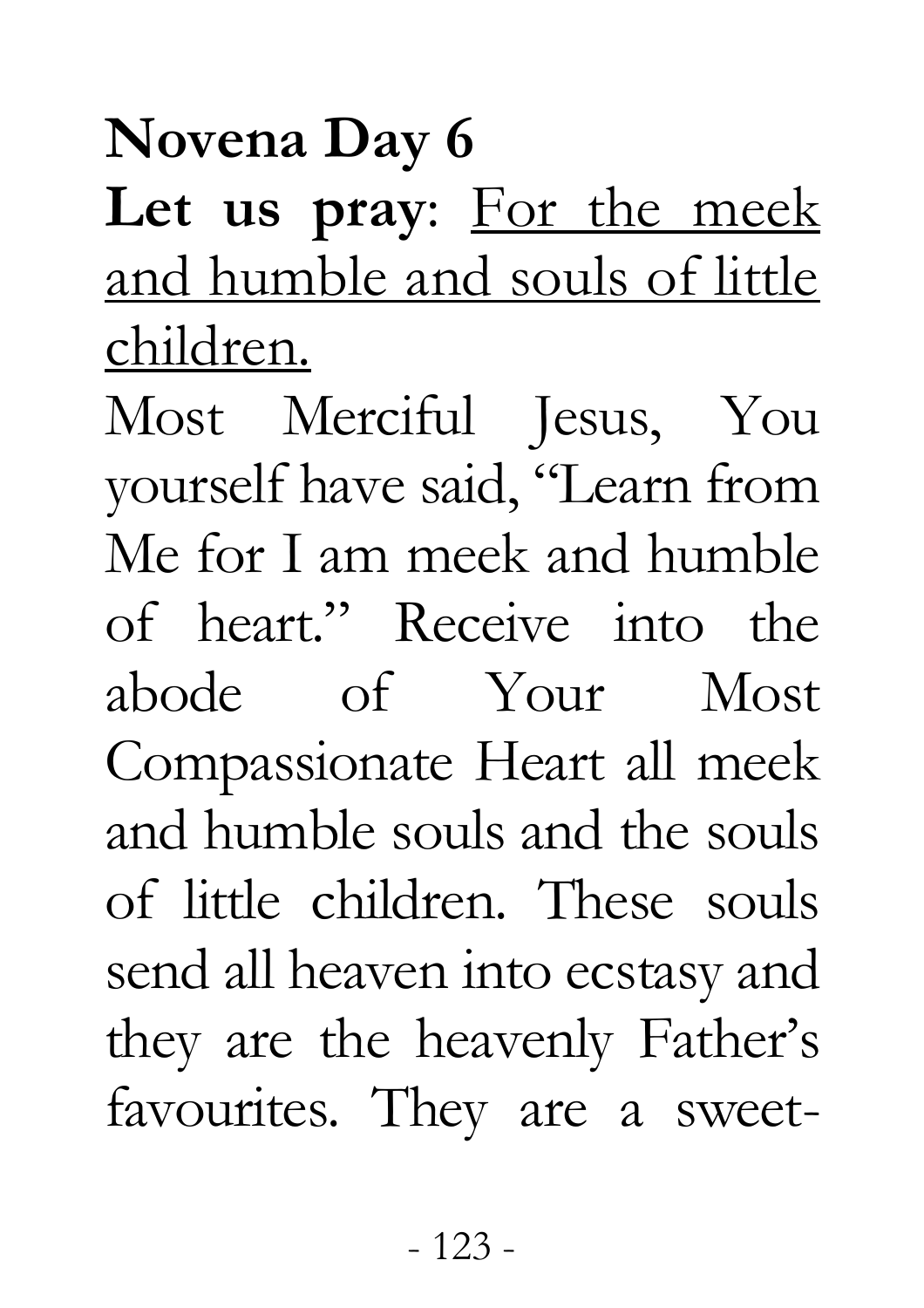**Novena Day 6**

**Let us pray**: <u>For the meek and humble and souls of little children.</u>

Most Merciful Jesus, You yourself have said, "Learn from Me for I am meek and humble of heart." Receive into the abode of Your Most Compassionate Heart all meek and humble souls and the souls of little children. These souls send all heaven into ecstasy and they are the heavenly Father's favourites. They are a sweet-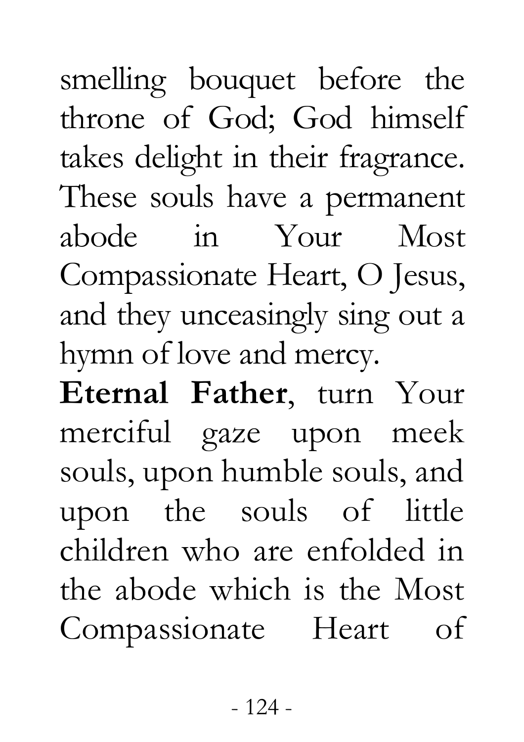smelling bouquet before the throne of God; God himself takes delight in their fragrance. These souls have a permanent abode in Your Most Compassionate Heart, O Jesus, and they unceasingly sing out a hymn of love and mercy.

**Eternal Father**, turn Your merciful gaze upon meek souls, upon humble souls, and upon the souls of little children who are enfolded in the abode which is the Most Compassionate Heart of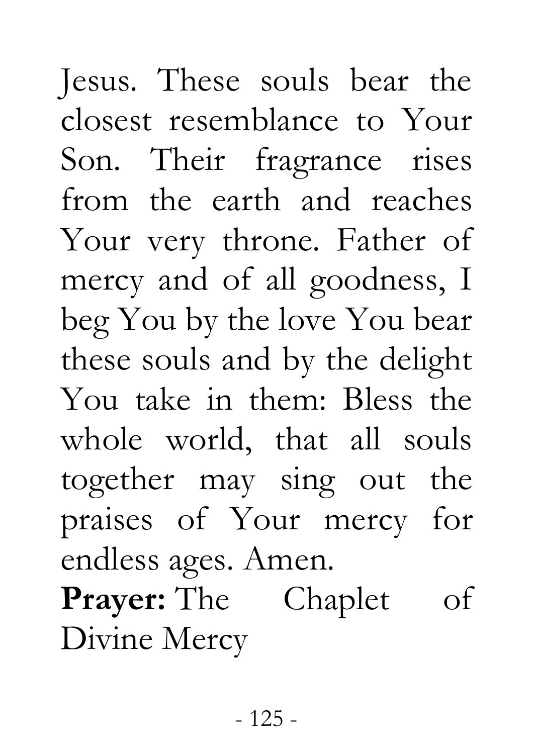Jesus. These souls bear the closest resemblance to Your Son. Their fragrance rises from the earth and reaches Your very throne. Father of mercy and of all goodness, I beg You by the love You bear these souls and by the delight You take in them: Bless the whole world, that all souls together may sing out the praises of Your mercy for endless ages. Amen.

**Prayer:** The Chaplet of Divine Mercy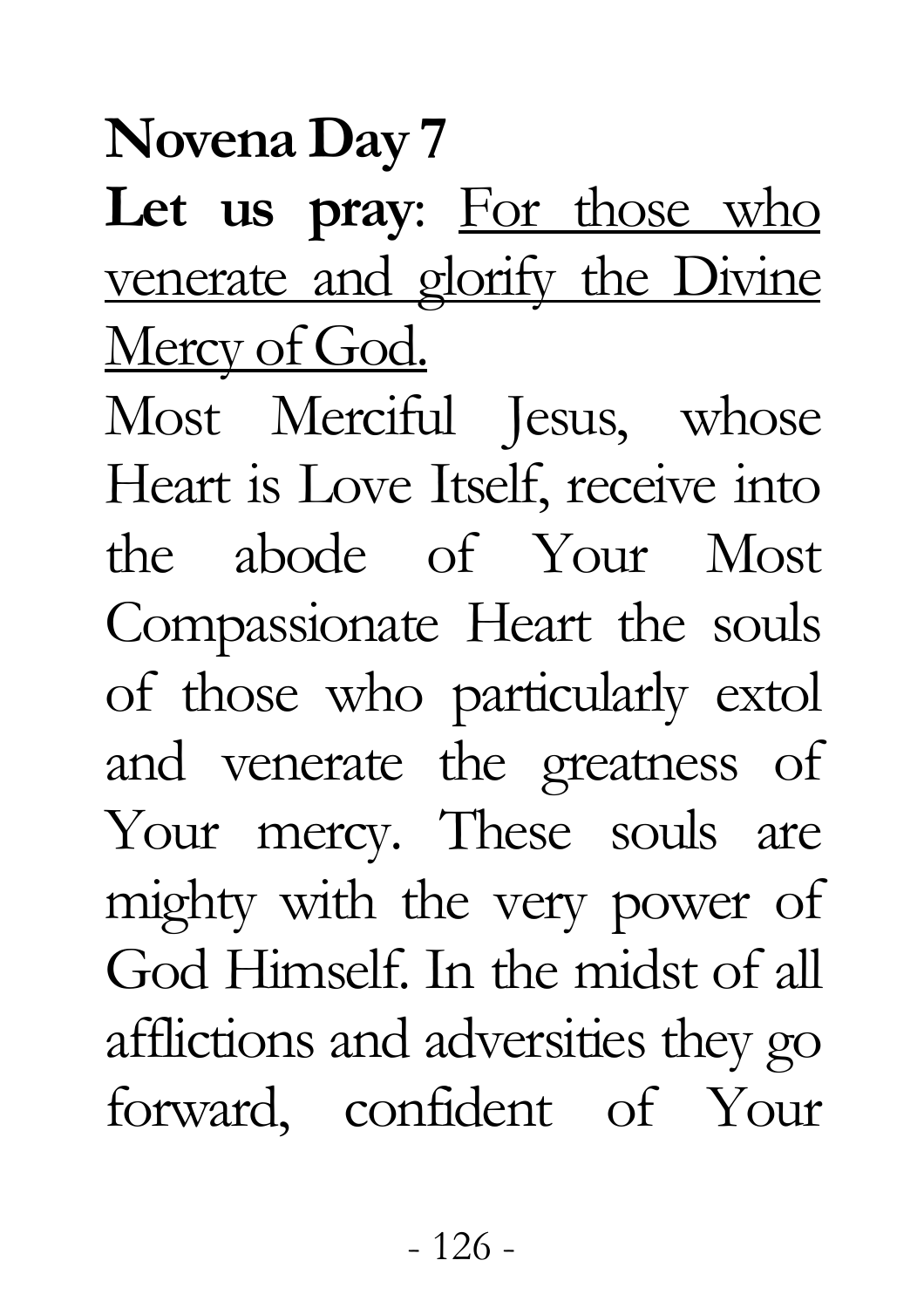**Novena Day 7**

**Let us pray**: For those who venerate and glorify the Divine Mercy of God.

Most Merciful Jesus, whose Heart is Love Itself, receive into the abode of Your Most Compassionate Heart the souls of those who particularly extol and venerate the greatness of Your mercy. These souls are mighty with the very power of God Himself. In the midst of all afflictions and adversities they go forward, confident of Your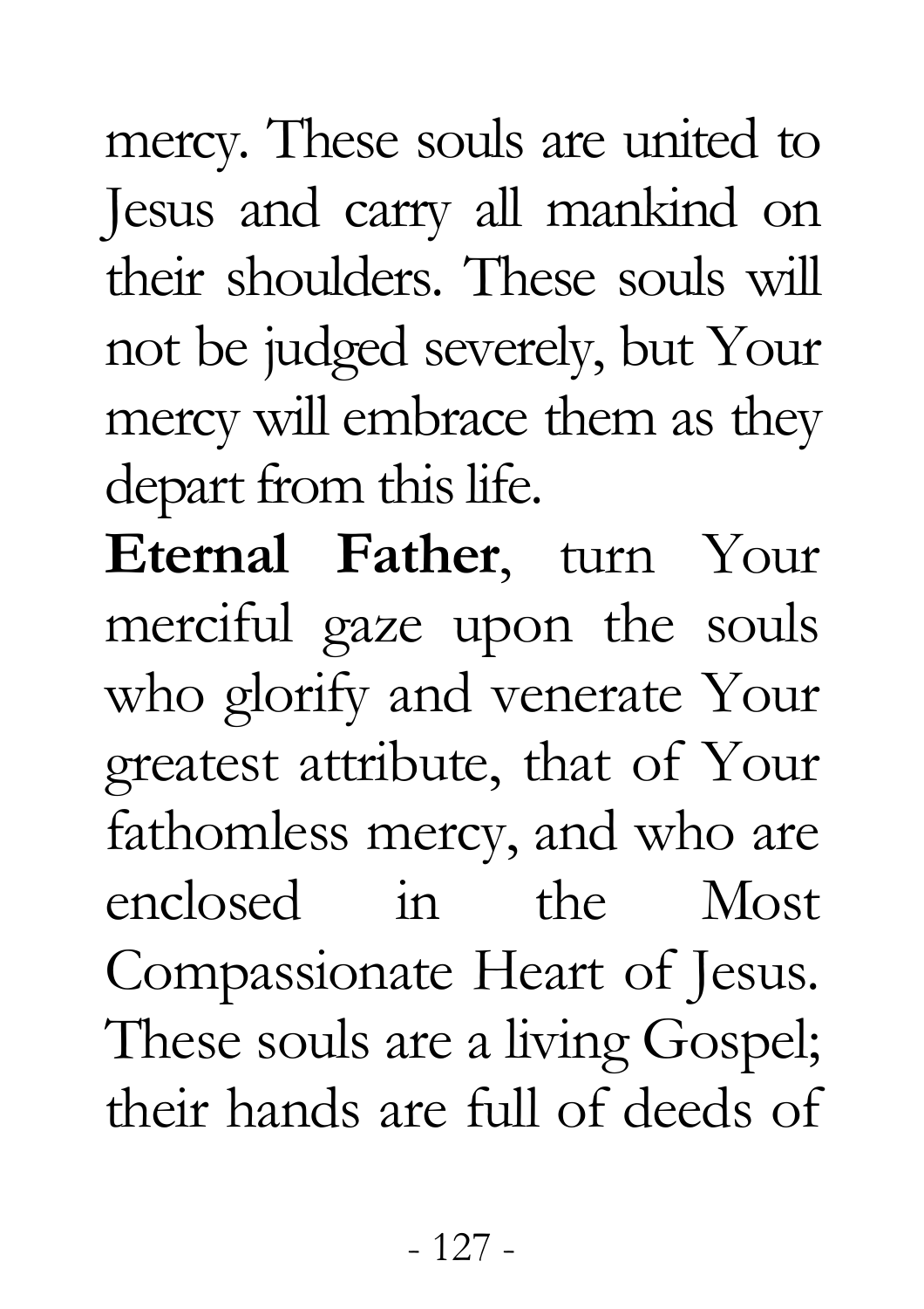mercy. These souls are united to Jesus and carry all mankind on their shoulders. These souls will not be judged severely, but Your mercy will embrace them as they depart from this life.

**Eternal Father**, turn Your merciful gaze upon the souls who glorify and venerate Your greatest attribute, that of Your fathomless mercy, and who are enclosed in the Most Compassionate Heart of Jesus. These souls are a living Gospel; their hands are full of deeds of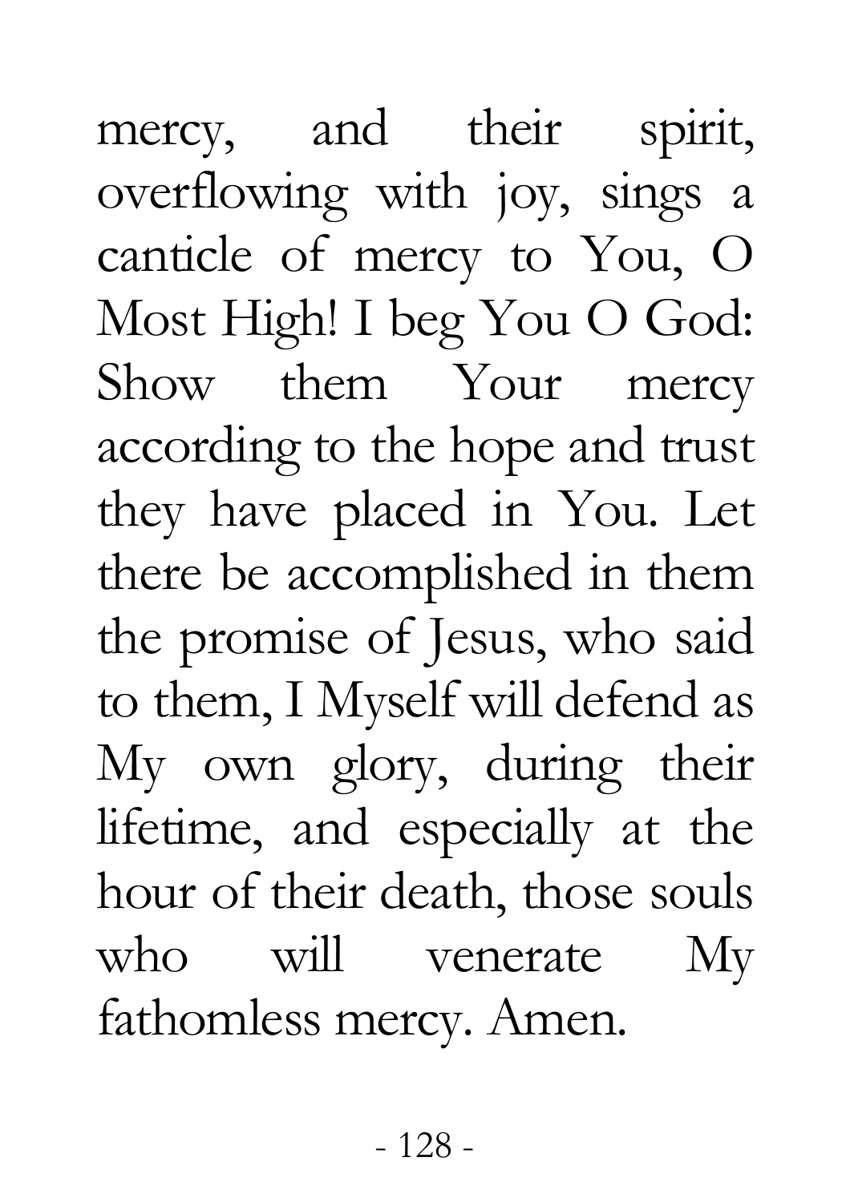mercy, and their spirit, overflowing with joy, sings a canticle of mercy to You, O Most High! I beg You O God: Show them Your mercy according to the hope and trust they have placed in You. Let there be accomplished in them the promise of Jesus, who said to them, I Myself will defend as My own glory, during their lifetime, and especially at the hour of their death, those souls who will venerate My fathomless mercy. Amen.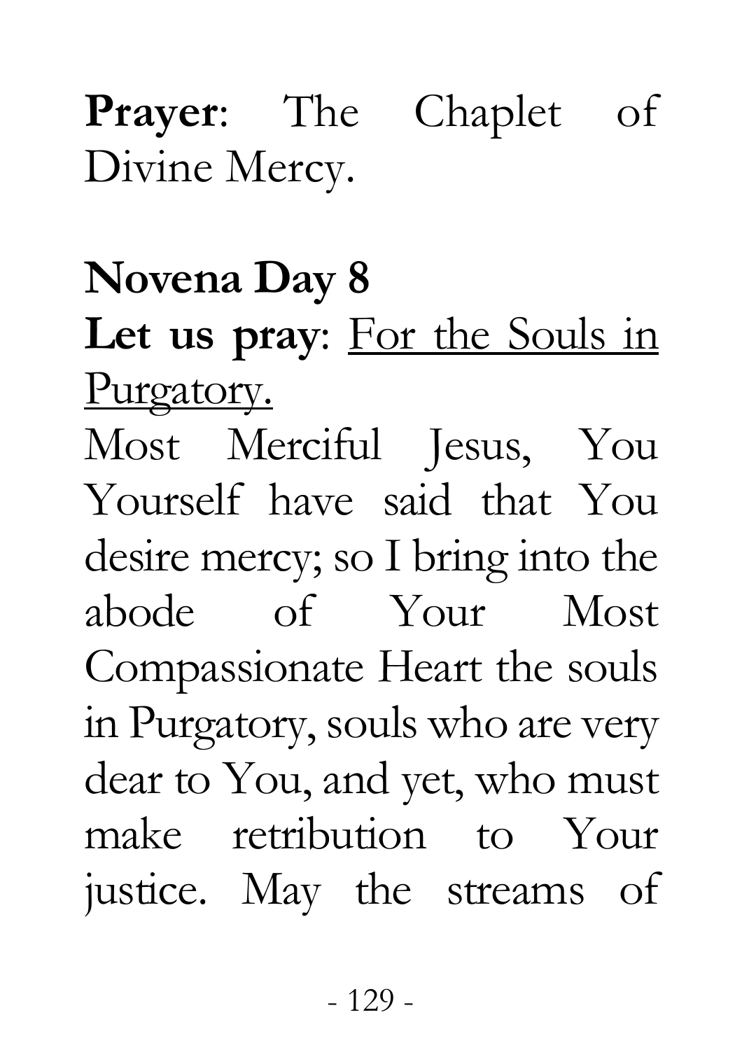**Prayer**: The Chaplet of Divine Mercy.

**Novena Day 8**

**Let us pray**: <u>For the Souls in Purgatory.</u>

Most Merciful Jesus, You Yourself have said that You desire mercy; so I bring into the abode of Your Most Compassionate Heart the souls in Purgatory, souls who are very dear to You, and yet, who must make retribution to Your justice. May the streams of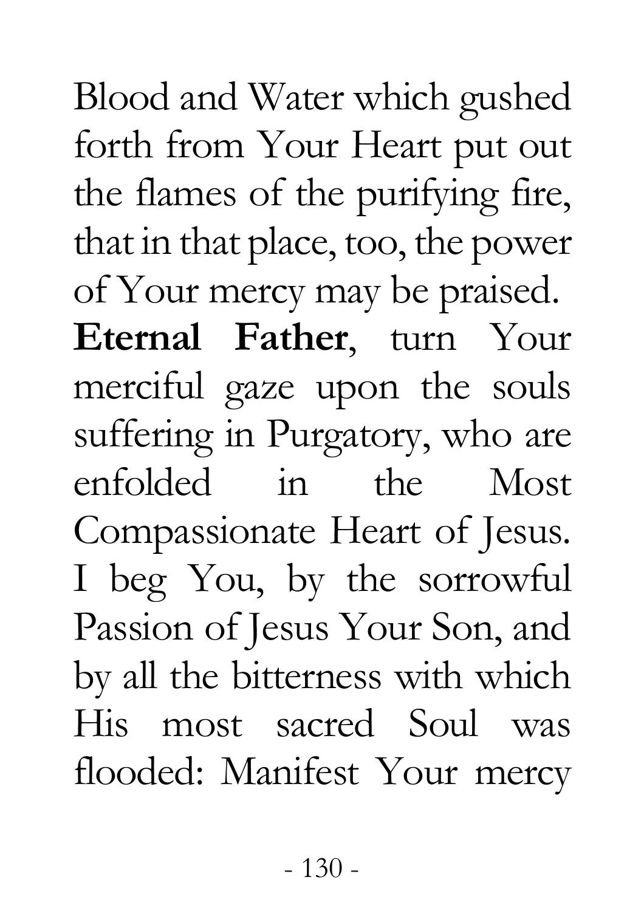Blood and Water which gushed forth from Your Heart put out the flames of the purifying fire, that in that place, too, the power of Your mercy may be praised.

**Eternal Father**, turn Your merciful gaze upon the souls suffering in Purgatory, who are enfolded in the Most Compassionate Heart of Jesus. I beg You, by the sorrowful Passion of Jesus Your Son, and by all the bitterness with which His most sacred Soul was flooded: Manifest Your mercy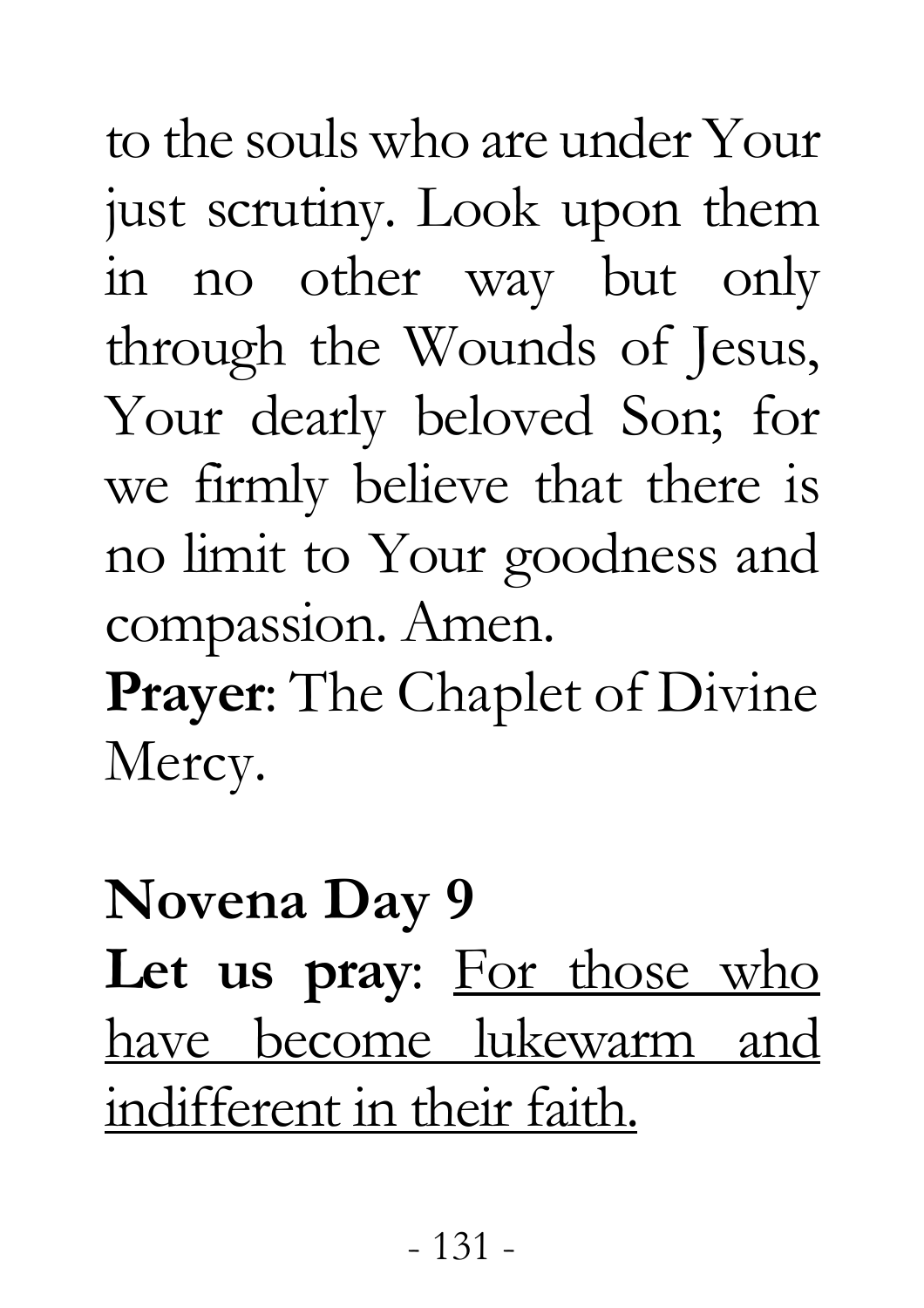to the souls who are under Your just scrutiny. Look upon them in no other way but only through the Wounds of Jesus, Your dearly beloved Son; for we firmly believe that there is no limit to Your goodness and compassion. Amen.

**Prayer**: The Chaplet of Divine Mercy.

**Novena Day 9**

**Let us pray**: <u>For those who have become lukewarm and indifferent in their faith.</u>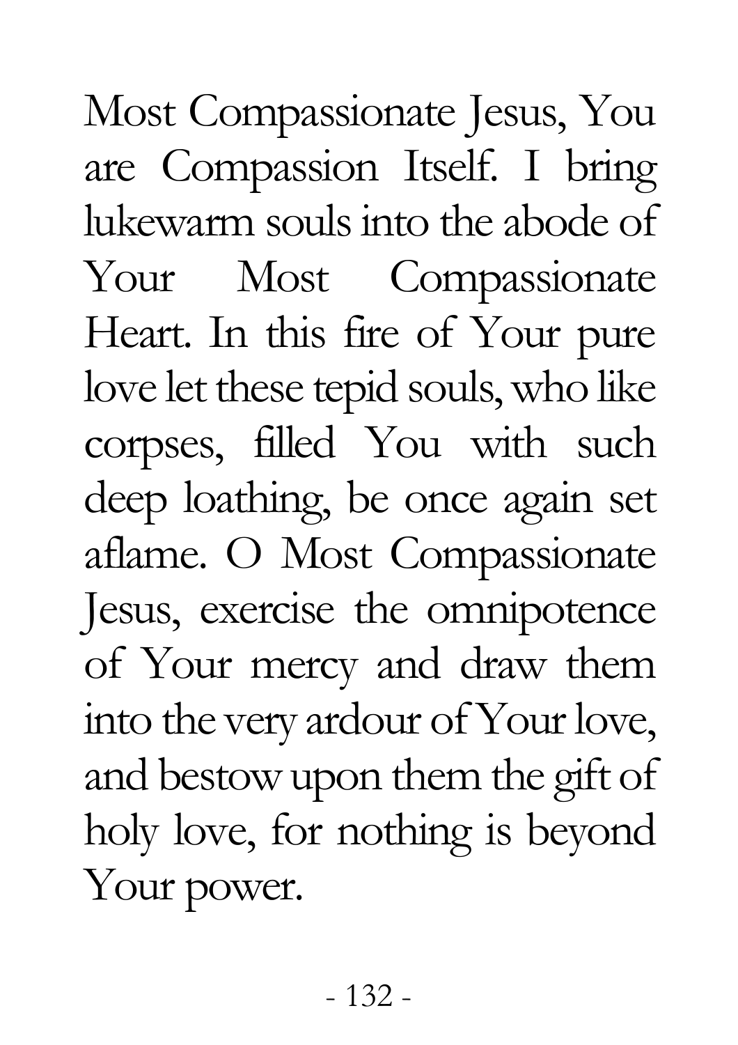Most Compassionate Jesus, You are Compassion Itself. I bring lukewarm souls into the abode of Your Most Compassionate Heart. In this fire of Your pure love let these tepid souls, who like corpses, filled You with such deep loathing, be once again set aflame. O Most Compassionate Jesus, exercise the omnipotence of Your mercy and draw them into the very ardour of Your love, and bestow upon them the gift of holy love, for nothing is beyond Your power.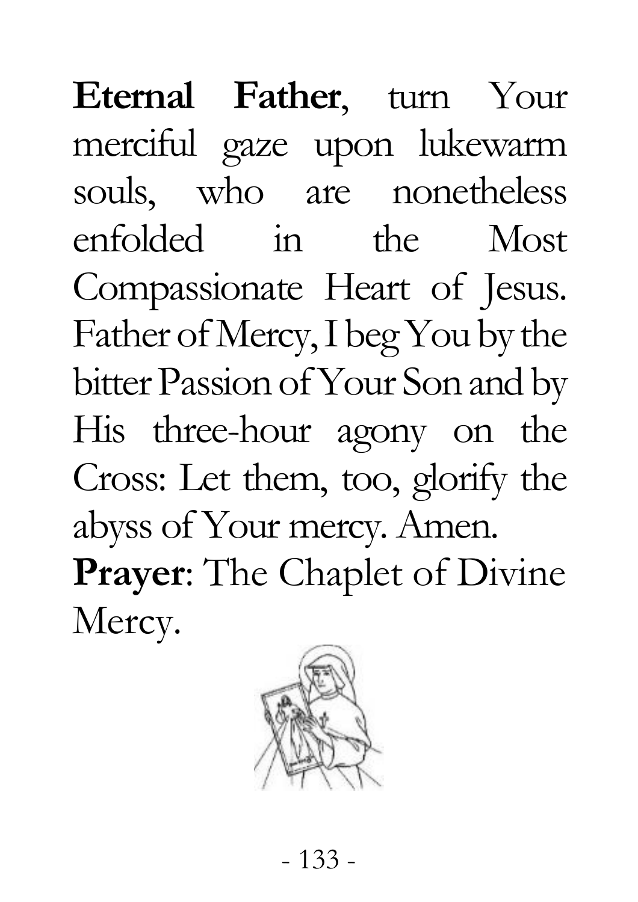**Eternal Father**, turn Your merciful gaze upon lukewarm souls, who are nonetheless enfolded in the Most Compassionate Heart of Jesus. Father of Mercy, I beg You by the bitter Passion of Your Son and by His three-hour agony on the Cross: Let them, too, glorify the abyss of Your mercy. Amen.

**Prayer**: The Chaplet of Divine Mercy.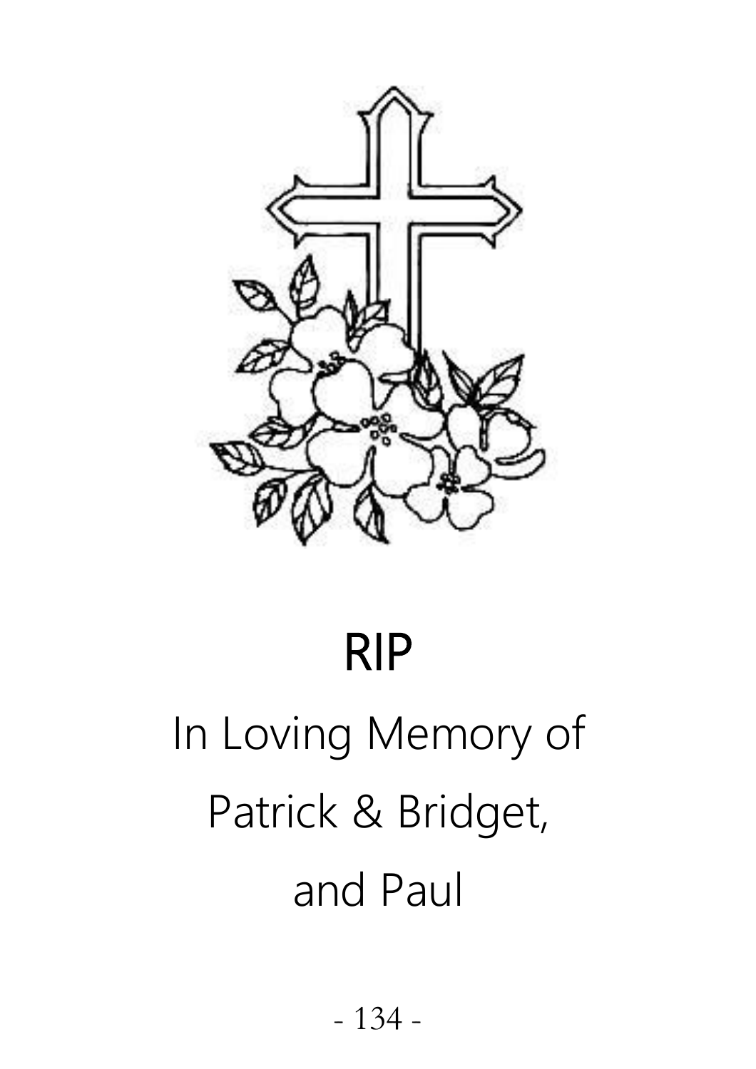# RIP

In Loving Memory of

Patrick & Bridget,

and Paul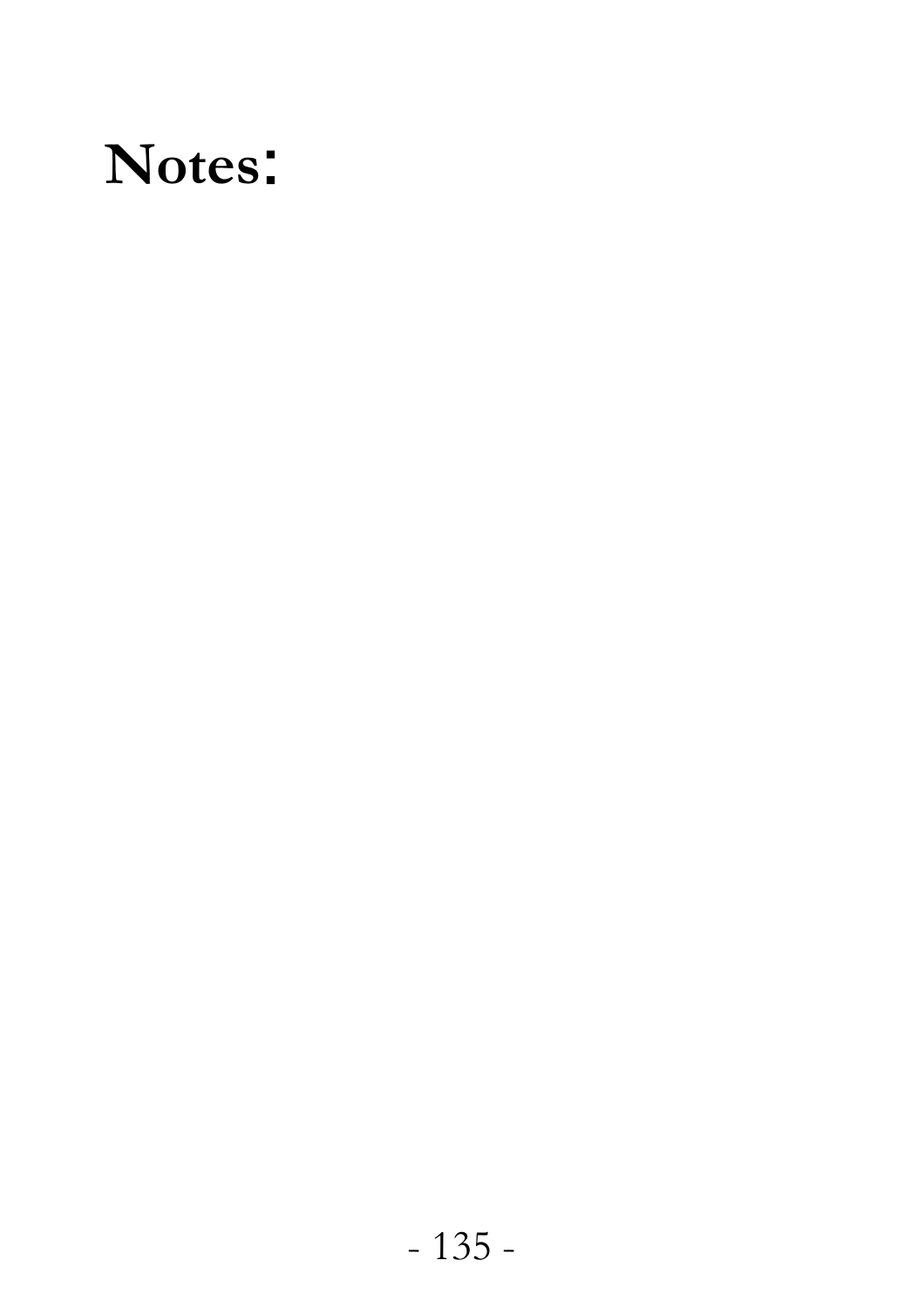# Notes: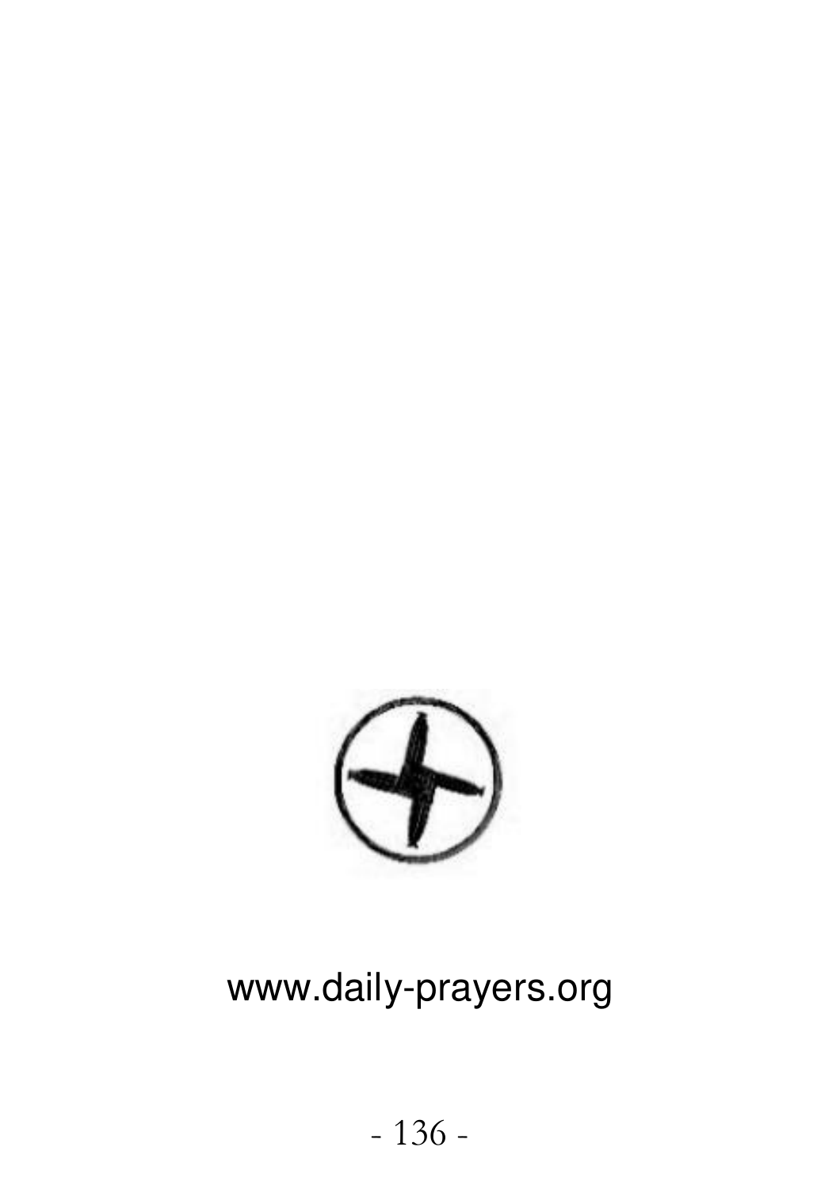www.daily-prayers.org